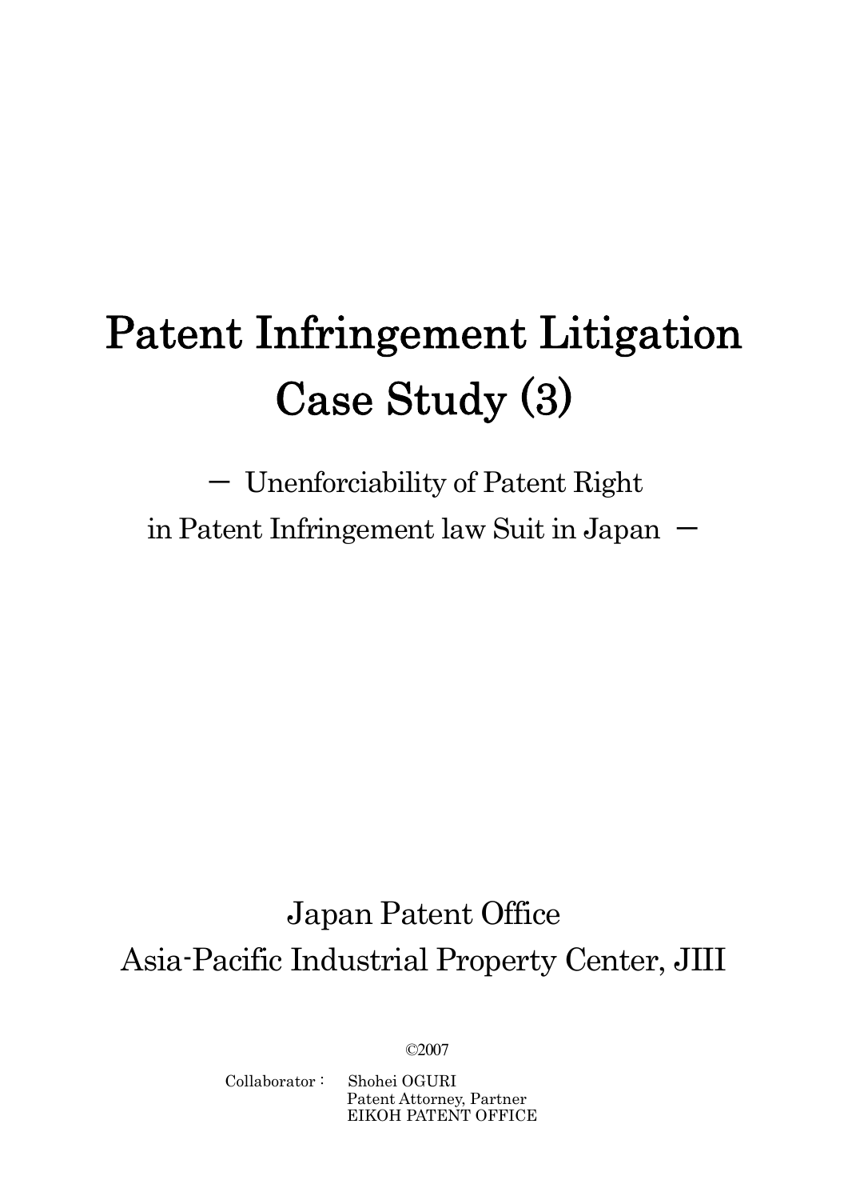# Patent Infringement Litigation Case Study (3)

－ Unenforciability of Patent Right in Patent Infringement law Suit in Japan －

Japan Patent Office

Asia-Pacific Industrial Property Center, JIII

©2007

Collaborator： Shohei OGURI
Patent Attorney, Partner
EIKOH PATENT OFFICE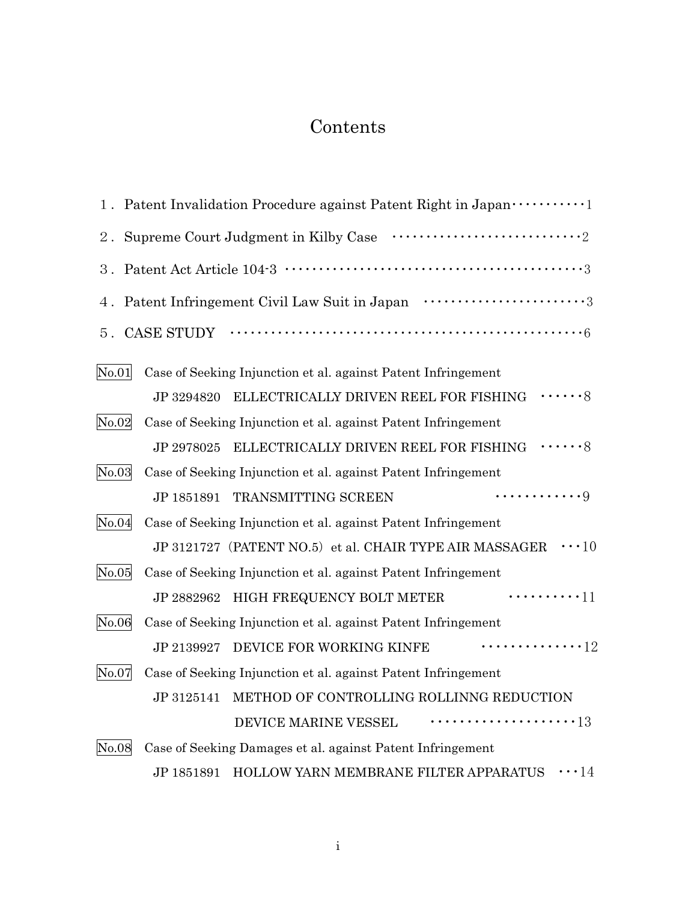# Contents

1. Patent Invalidation Procedure against Patent Right in Japan··········1
2. Supreme Court Judgment in Kilby Case ····························2
3. Patent Act Article 104-3 ·········································3
4. Patent Infringement Civil Law Suit in Japan ·······················3
5. CASE STUDY ····················································6

No.01 Case of Seeking Injunction et al. against Patent Infringement
JP 3294820 ELLECTRICALLY DRIVEN REEL FOR FISHING ······8

No.02 Case of Seeking Injunction et al. against Patent Infringement
JP 2978025 ELLECTRICALLY DRIVEN REEL FOR FISHING ······8

No.03 Case of Seeking Injunction et al. against Patent Infringement
JP 1851891 TRANSMITTING SCREEN ·············9

No.04 Case of Seeking Injunction et al. against Patent Infringement
JP 3121727（PATENT NO.5）et al. CHAIR TYPE AIR MASSAGER ···10

No.05 Case of Seeking Injunction et al. against Patent Infringement
JP 2882962 HIGH FREQUENCY BOLT METER ··········11

No.06 Case of Seeking Injunction et al. against Patent Infringement
JP 2139927 DEVICE FOR WORKING KINFE ···············12

No.07 Case of Seeking Injunction et al. against Patent Infringement
JP 3125141 METHOD OF CONTROLLING ROLLINNG REDUCTION DEVICE MARINE VESSEL ·····················13

No.08 Case of Seeking Damages et al. against Patent Infringement
JP 1851891 HOLLOW YARN MEMBRANE FILTER APPARATUS ···14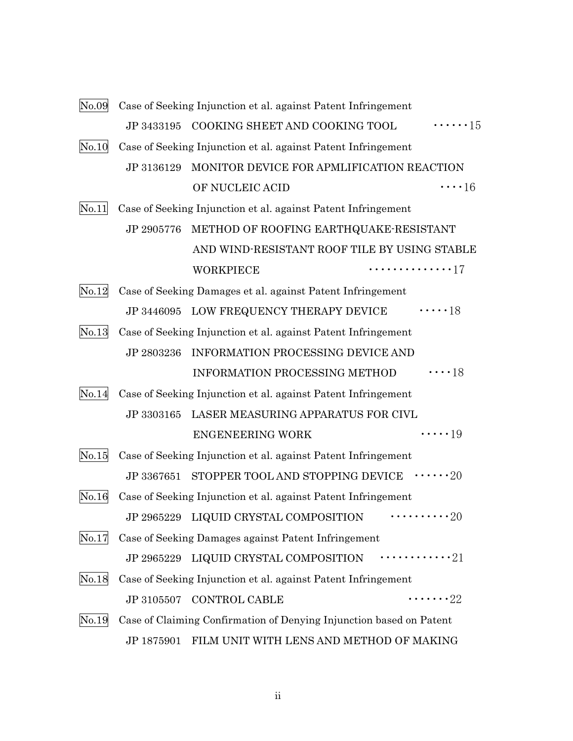No.09 Case of Seeking Injunction et al. against Patent Infringement
JP 3433195 COOKING SHEET AND COOKING TOOL ······15

No.10 Case of Seeking Injunction et al. against Patent Infringement
JP 3136129 MONITOR DEVICE FOR APMLIFICATION REACTION OF NUCLEIC ACID ····16

No.11 Case of Seeking Injunction et al. against Patent Infringement
JP 2905776 METHOD OF ROOFING EARTHQUAKE-RESISTANT AND WIND-RESISTANT ROOF TILE BY USING STABLE WORKPIECE ···············17

No.12 Case of Seeking Damages et al. against Patent Infringement
JP 3446095 LOW FREQUENCY THERAPY DEVICE ·····18

No.13 Case of Seeking Injunction et al. against Patent Infringement
JP 2803236 INFORMATION PROCESSING DEVICE AND INFORMATION PROCESSING METHOD ····18

No.14 Case of Seeking Injunction et al. against Patent Infringement
JP 3303165 LASER MEASURING APPARATUS FOR CIVL ENGENEERING WORK ·····19

No.15 Case of Seeking Injunction et al. against Patent Infringement
JP 3367651 STOPPER TOOL AND STOPPING DEVICE ······20

No.16 Case of Seeking Injunction et al. against Patent Infringement
JP 2965229 LIQUID CRYSTAL COMPOSITION ··········20

No.17 Case of Seeking Damages against Patent Infringement
JP 2965229 LIQUID CRYSTAL COMPOSITION ············21

No.18 Case of Seeking Injunction et al. against Patent Infringement
JP 3105507 CONTROL CABLE ········22

No.19 Case of Claiming Confirmation of Denying Injunction based on Patent
JP 1875901 FILM UNIT WITH LENS AND METHOD OF MAKING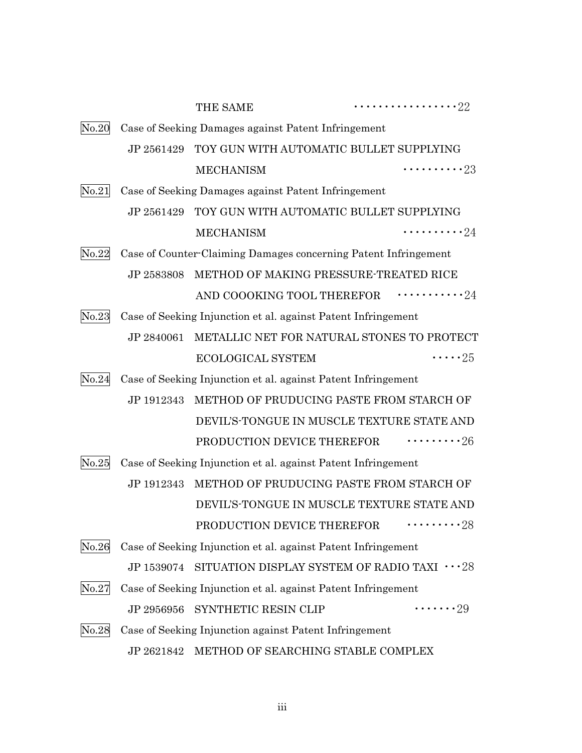THE SAME ··················22

No.20 Case of Seeking Damages against Patent Infringement

JP 2561429 TOY GUN WITH AUTOMATIC BULLET SUPPLYING MECHANISM ···········23

No.21 Case of Seeking Damages against Patent Infringement

JP 2561429 TOY GUN WITH AUTOMATIC BULLET SUPPLYING MECHANISM ···········24

No.22 Case of Counter-Claiming Damages concerning Patent Infringement

JP 2583808 METHOD OF MAKING PRESSURE-TREATED RICE AND COOOKING TOOL THEREFOR ············24

No.23 Case of Seeking Injunction et al. against Patent Infringement

JP 2840061 METALLIC NET FOR NATURAL STONES TO PROTECT ECOLOGICAL SYSTEM ·····25

No.24 Case of Seeking Injunction et al. against Patent Infringement

JP 1912343 METHOD OF PRUDUCING PASTE FROM STARCH OF DEVIL'S-TONGUE IN MUSCLE TEXTURE STATE AND PRODUCTION DEVICE THEREFOR ··········26

No.25 Case of Seeking Injunction et al. against Patent Infringement

JP 1912343 METHOD OF PRUDUCING PASTE FROM STARCH OF DEVIL'S-TONGUE IN MUSCLE TEXTURE STATE AND PRODUCTION DEVICE THEREFOR ··········28

No.26 Case of Seeking Injunction et al. against Patent Infringement

JP 1539074 SITUATION DISPLAY SYSTEM OF RADIO TAXI ···28

No.27 Case of Seeking Injunction et al. against Patent Infringement

JP 2956956 SYNTHETIC RESIN CLIP ········29

No.28 Case of Seeking Injunction against Patent Infringement

JP 2621842 METHOD OF SEARCHING STABLE COMPLEX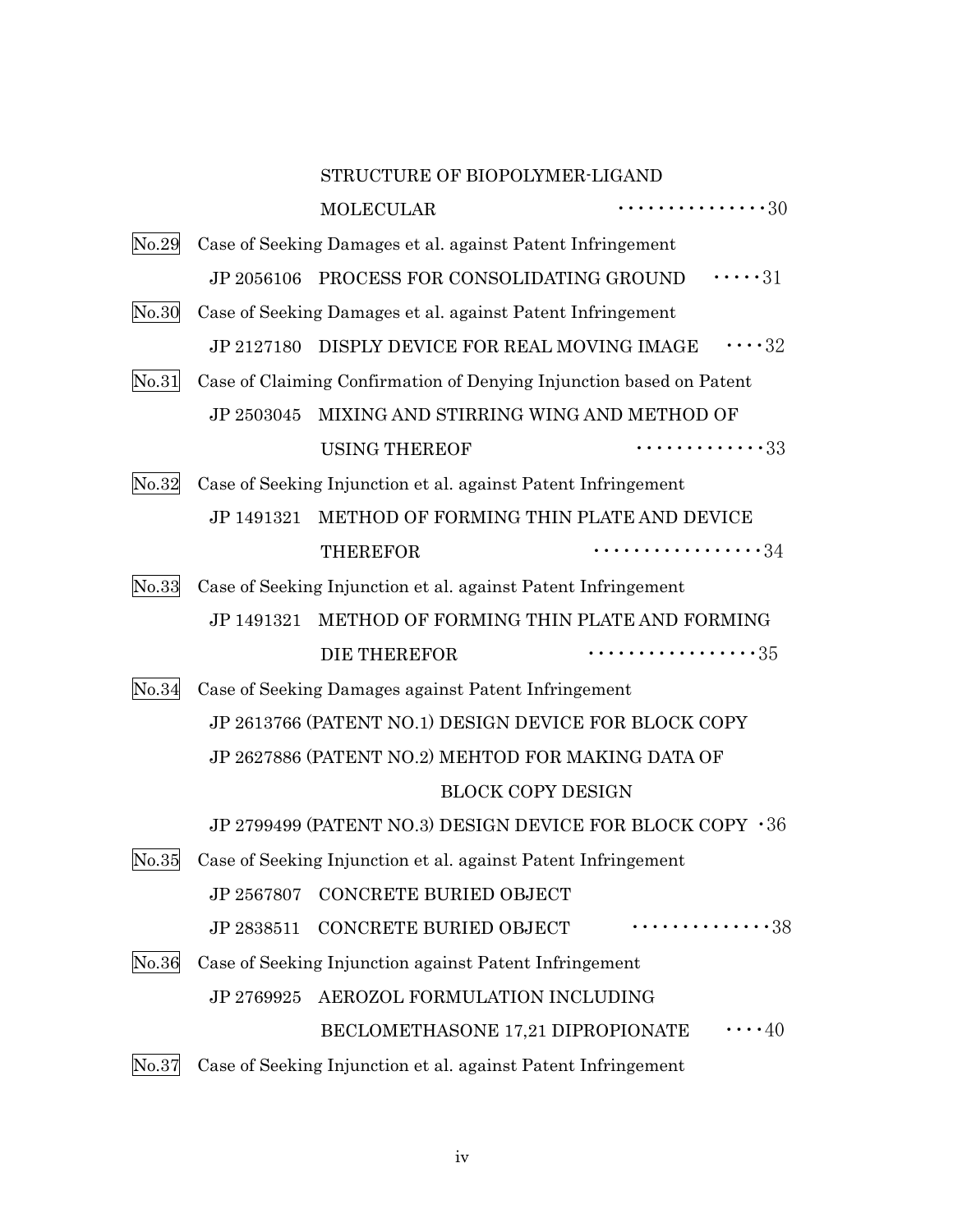STRUCTURE OF BIOPOLYMER-LIGAND MOLECULAR ················30

No.29 Case of Seeking Damages et al. against Patent Infringement

JP 2056106 PROCESS FOR CONSOLIDATING GROUND ·····31

No.30 Case of Seeking Damages et al. against Patent Infringement

JP 2127180 DISPLY DEVICE FOR REAL MOVING IMAGE ····32

No.31 Case of Claiming Confirmation of Denying Injunction based on Patent

JP 2503045 MIXING AND STIRRING WING AND METHOD OF USING THEREOF ··············33

No.32 Case of Seeking Injunction et al. against Patent Infringement

JP 1491321 METHOD OF FORMING THIN PLATE AND DEVICE THEREFOR ··················34

No.33 Case of Seeking Injunction et al. against Patent Infringement

JP 1491321 METHOD OF FORMING THIN PLATE AND FORMING DIE THEREFOR ··················35

No.34 Case of Seeking Damages against Patent Infringement

JP 2613766 (PATENT NO.1) DESIGN DEVICE FOR BLOCK COPY

JP 2627886 (PATENT NO.2) MEHTOD FOR MAKING DATA OF BLOCK COPY DESIGN

JP 2799499 (PATENT NO.3) DESIGN DEVICE FOR BLOCK COPY ·36

No.35 Case of Seeking Injunction et al. against Patent Infringement

JP 2567807 CONCRETE BURIED OBJECT

JP 2838511 CONCRETE BURIED OBJECT ···············38

No.36 Case of Seeking Injunction against Patent Infringement

JP 2769925 AEROZOL FORMULATION INCLUDING BECLOMETHASONE 17,21 DIPROPIONATE ····40

No.37 Case of Seeking Injunction et al. against Patent Infringement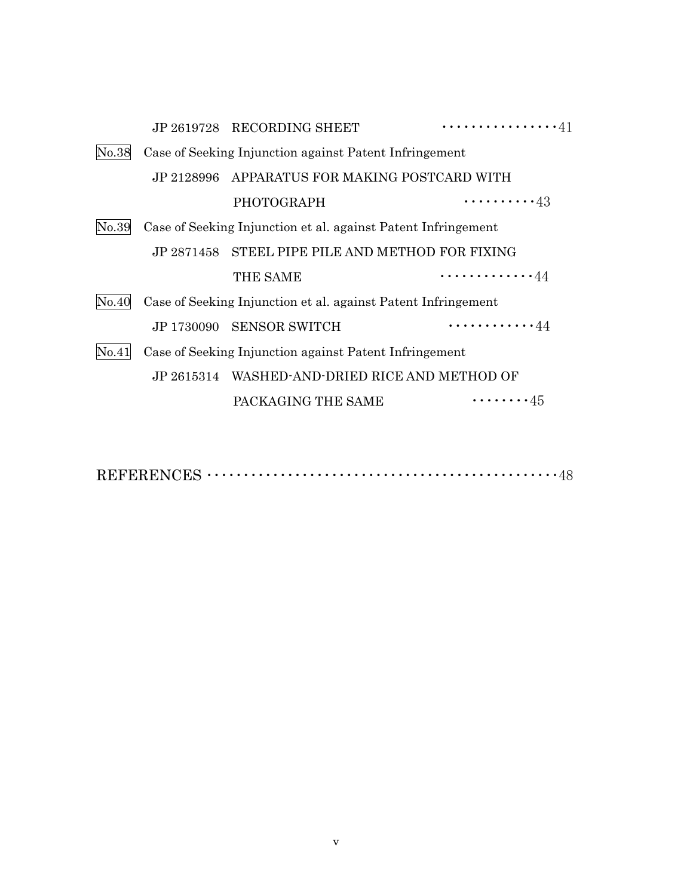JP 2619728 RECORDING SHEET ··················41

No.38 Case of Seeking Injunction against Patent Infringement

JP 2128996 APPARATUS FOR MAKING POSTCARD WITH PHOTOGRAPH ···········43

No.39 Case of Seeking Injunction et al. against Patent Infringement

JP 2871458 STEEL PIPE PILE AND METHOD FOR FIXING THE SAME ··············44

No.40 Case of Seeking Injunction et al. against Patent Infringement

JP 1730090 SENSOR SWITCH ·············44

No.41 Case of Seeking Injunction against Patent Infringement

JP 2615314 WASHED-AND-DRIED RICE AND METHOD OF PACKAGING THE SAME ·········45

REFERENCES ··············································48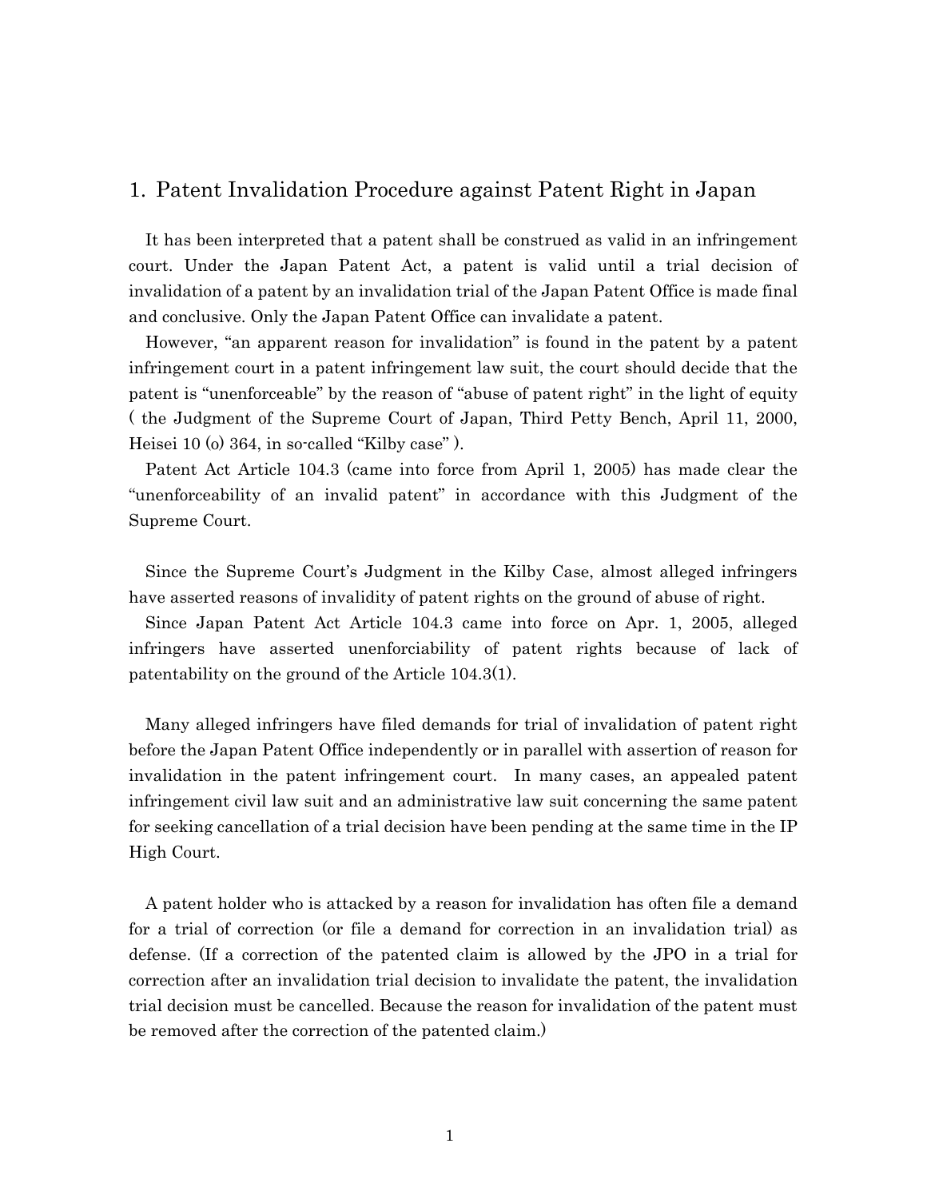## 1. Patent Invalidation Procedure against Patent Right in Japan

It has been interpreted that a patent shall be construed as valid in an infringement court. Under the Japan Patent Act, a patent is valid until a trial decision of invalidation of a patent by an invalidation trial of the Japan Patent Office is made final and conclusive. Only the Japan Patent Office can invalidate a patent.

However, "an apparent reason for invalidation" is found in the patent by a patent infringement court in a patent infringement law suit, the court should decide that the patent is "unenforceable" by the reason of "abuse of patent right" in the light of equity ( the Judgment of the Supreme Court of Japan, Third Petty Bench, April 11, 2000, Heisei 10 (o) 364, in so-called "Kilby case" ).

Patent Act Article 104.3 (came into force from April 1, 2005) has made clear the "unenforceability of an invalid patent" in accordance with this Judgment of the Supreme Court.

Since the Supreme Court's Judgment in the Kilby Case, almost alleged infringers have asserted reasons of invalidity of patent rights on the ground of abuse of right.

Since Japan Patent Act Article 104.3 came into force on Apr. 1, 2005, alleged infringers have asserted unenforciability of patent rights because of lack of patentability on the ground of the Article 104.3(1).

Many alleged infringers have filed demands for trial of invalidation of patent right before the Japan Patent Office independently or in parallel with assertion of reason for invalidation in the patent infringement court. In many cases, an appealed patent infringement civil law suit and an administrative law suit concerning the same patent for seeking cancellation of a trial decision have been pending at the same time in the IP High Court.

A patent holder who is attacked by a reason for invalidation has often file a demand for a trial of correction (or file a demand for correction in an invalidation trial) as defense. (If a correction of the patented claim is allowed by the JPO in a trial for correction after an invalidation trial decision to invalidate the patent, the invalidation trial decision must be cancelled. Because the reason for invalidation of the patent must be removed after the correction of the patented claim.)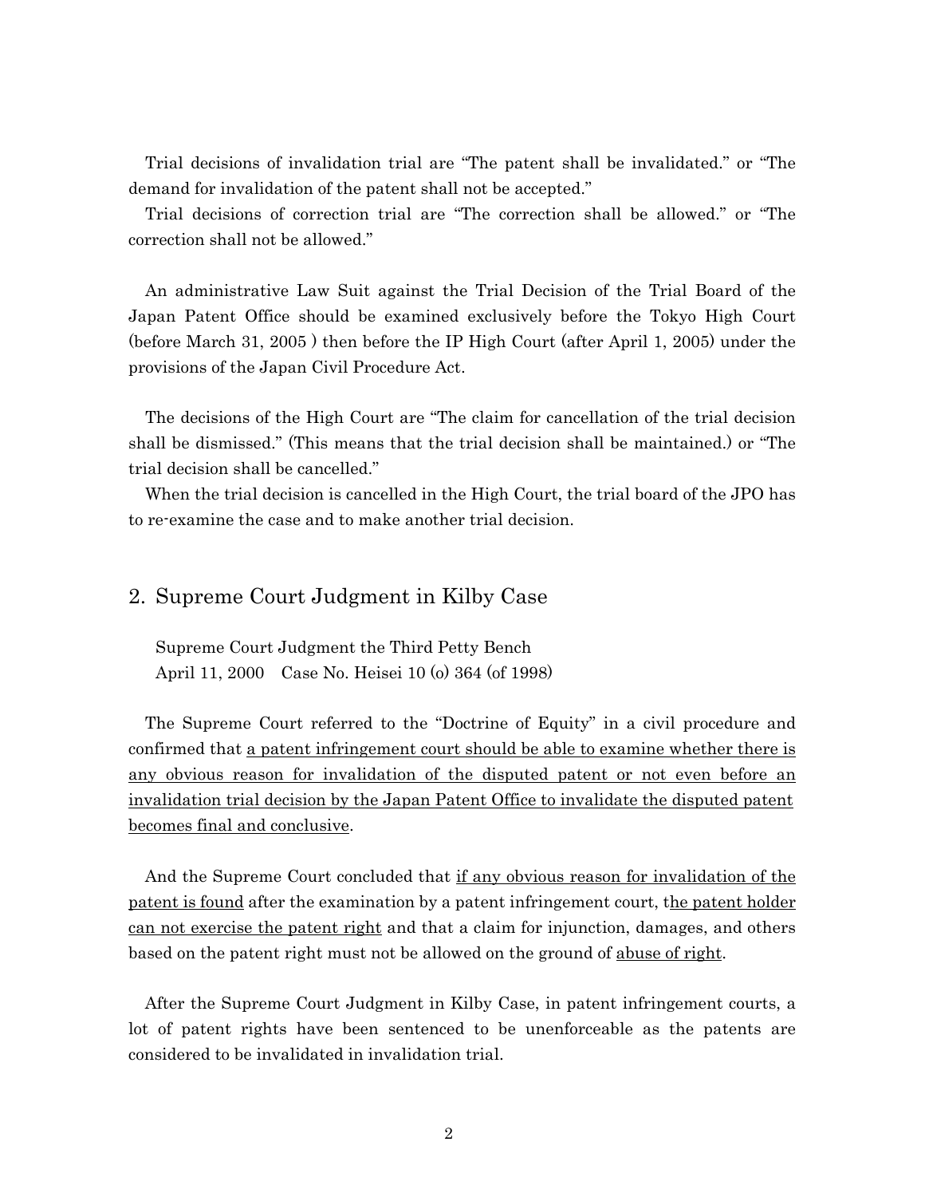Trial decisions of invalidation trial are "The patent shall be invalidated." or "The demand for invalidation of the patent shall not be accepted."

Trial decisions of correction trial are "The correction shall be allowed." or "The correction shall not be allowed."

An administrative Law Suit against the Trial Decision of the Trial Board of the Japan Patent Office should be examined exclusively before the Tokyo High Court (before March 31, 2005 ) then before the IP High Court (after April 1, 2005) under the provisions of the Japan Civil Procedure Act.

The decisions of the High Court are "The claim for cancellation of the trial decision shall be dismissed." (This means that the trial decision shall be maintained.) or "The trial decision shall be cancelled."

When the trial decision is cancelled in the High Court, the trial board of the JPO has to re-examine the case and to make another trial decision.

## 2. Supreme Court Judgment in Kilby Case

Supreme Court Judgment the Third Petty Bench
April 11, 2000 Case No. Heisei 10 (o) 364 (of 1998)

The Supreme Court referred to the "Doctrine of Equity" in a civil procedure and confirmed that <u>a patent infringement court should be able to examine whether there is any obvious reason for invalidation of the disputed patent or not even before an invalidation trial decision by the Japan Patent Office to invalidate the disputed patent becomes final and conclusive</u>.

And the Supreme Court concluded that <u>if any obvious reason for invalidation of the patent is found</u> after the examination by a patent infringement court, t<u>he patent holder can not exercise the patent right</u> and that a claim for injunction, damages, and others based on the patent right must not be allowed on the ground of <u>abuse of right</u>.

After the Supreme Court Judgment in Kilby Case, in patent infringement courts, a lot of patent rights have been sentenced to be unenforceable as the patents are considered to be invalidated in invalidation trial.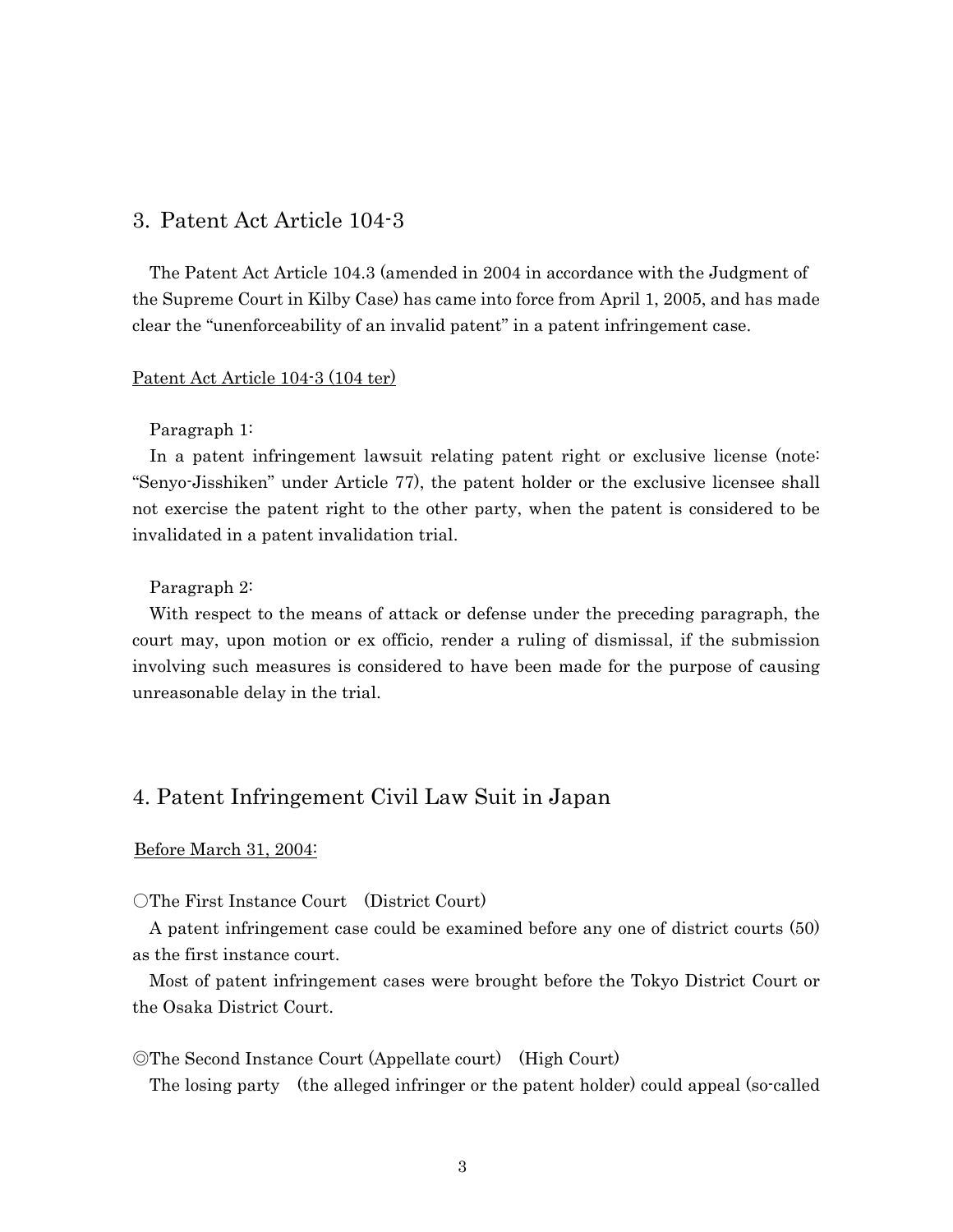## 3. Patent Act Article 104-3

The Patent Act Article 104.3 (amended in 2004 in accordance with the Judgment of the Supreme Court in Kilby Case) has came into force from April 1, 2005, and has made clear the "unenforceability of an invalid patent" in a patent infringement case.

<u>Patent Act Article 104-3 (104 ter)</u>

Paragraph 1:

In a patent infringement lawsuit relating patent right or exclusive license (note: "Senyo-Jisshiken" under Article 77), the patent holder or the exclusive licensee shall not exercise the patent right to the other party, when the patent is considered to be invalidated in a patent invalidation trial.

Paragraph 2:

With respect to the means of attack or defense under the preceding paragraph, the court may, upon motion or ex officio, render a ruling of dismissal, if the submission involving such measures is considered to have been made for the purpose of causing unreasonable delay in the trial.

## 4. Patent Infringement Civil Law Suit in Japan

<u>Before March 31, 2004:</u>

○The First Instance Court　(District Court)

A patent infringement case could be examined before any one of district courts (50) as the first instance court.

Most of patent infringement cases were brought before the Tokyo District Court or the Osaka District Court.

◎The Second Instance Court (Appellate court)　(High Court)

The losing party　(the alleged infringer or the patent holder) could appeal (so-called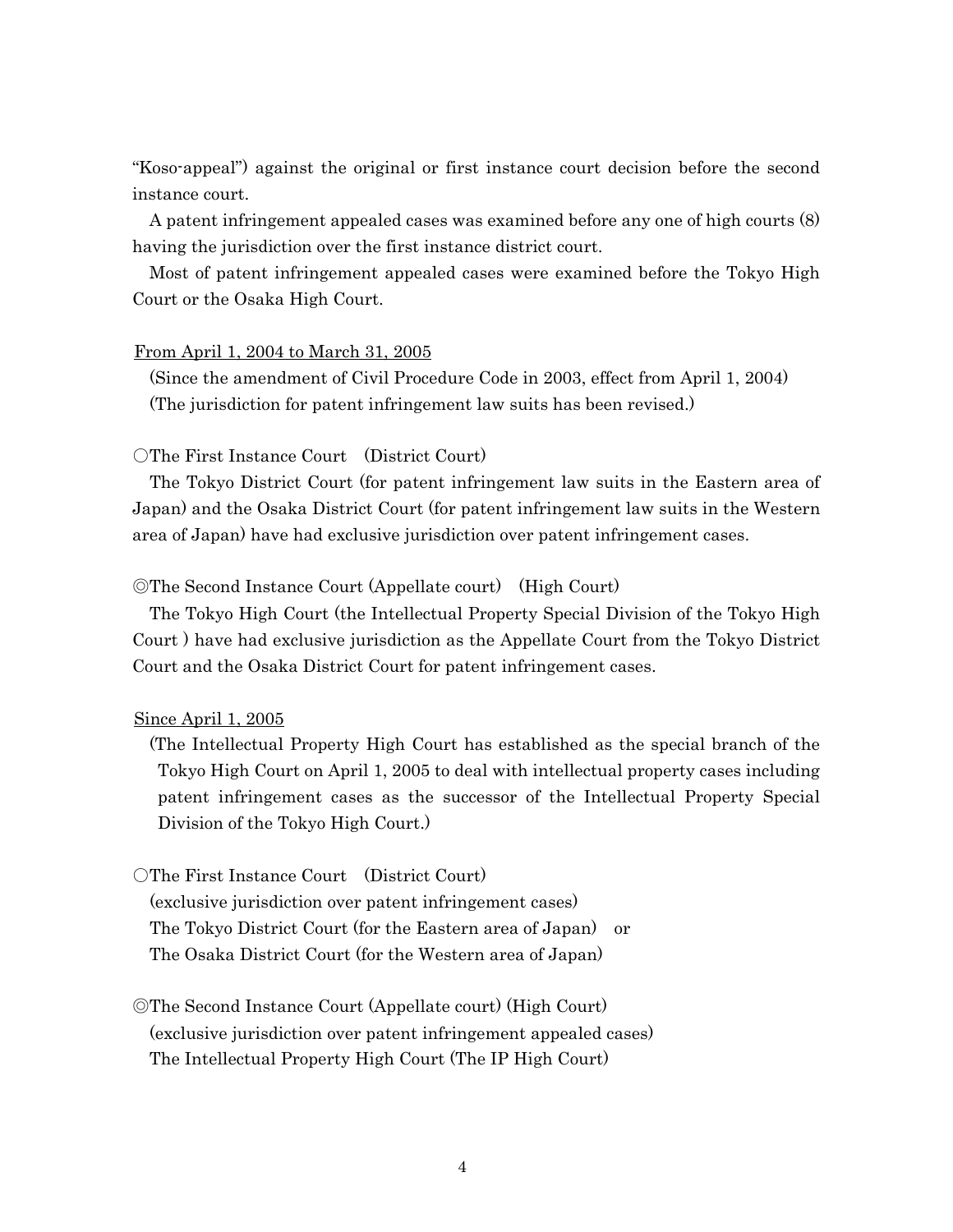"Koso-appeal") against the original or first instance court decision before the second instance court.

A patent infringement appealed cases was examined before any one of high courts (8) having the jurisdiction over the first instance district court.

Most of patent infringement appealed cases were examined before the Tokyo High Court or the Osaka High Court.

<u>From April 1, 2004 to March 31, 2005</u>

(Since the amendment of Civil Procedure Code in 2003, effect from April 1, 2004)
(The jurisdiction for patent infringement law suits has been revised.)

○The First Instance Court　(District Court)

The Tokyo District Court (for patent infringement law suits in the Eastern area of Japan) and the Osaka District Court (for patent infringement law suits in the Western area of Japan) have had exclusive jurisdiction over patent infringement cases.

◎The Second Instance Court (Appellate court)　(High Court)

The Tokyo High Court (the Intellectual Property Special Division of the Tokyo High Court ) have had exclusive jurisdiction as the Appellate Court from the Tokyo District Court and the Osaka District Court for patent infringement cases.

<u>Since April 1, 2005</u>

(The Intellectual Property High Court has established as the special branch of the Tokyo High Court on April 1, 2005 to deal with intellectual property cases including patent infringement cases as the successor of the Intellectual Property Special Division of the Tokyo High Court.)

○The First Instance Court　(District Court)
(exclusive jurisdiction over patent infringement cases)
The Tokyo District Court (for the Eastern area of Japan)　or
The Osaka District Court (for the Western area of Japan)

◎The Second Instance Court (Appellate court) (High Court)
(exclusive jurisdiction over patent infringement appealed cases)
The Intellectual Property High Court (The IP High Court)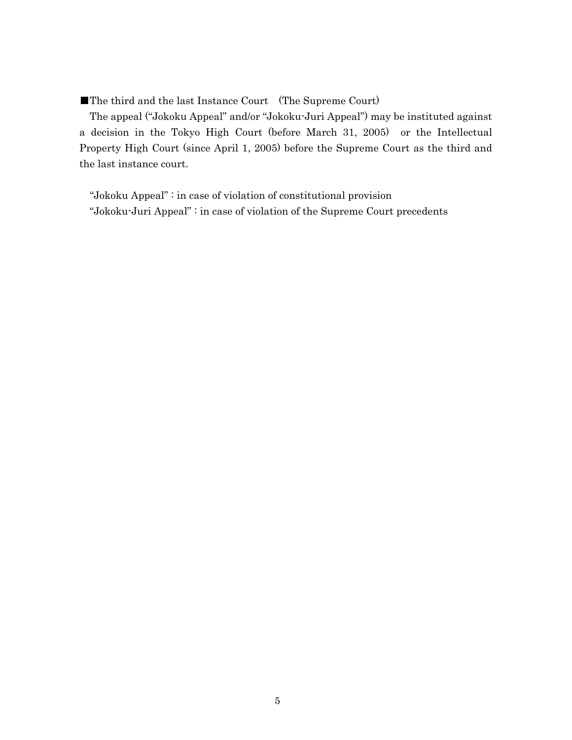■The third and the last Instance Court (The Supreme Court)

The appeal ("Jokoku Appeal" and/or "Jokoku-Juri Appeal") may be instituted against a decision in the Tokyo High Court (before March 31, 2005) or the Intellectual Property High Court (since April 1, 2005) before the Supreme Court as the third and the last instance court.

"Jokoku Appeal" : in case of violation of constitutional provision

"Jokoku-Juri Appeal" : in case of violation of the Supreme Court precedents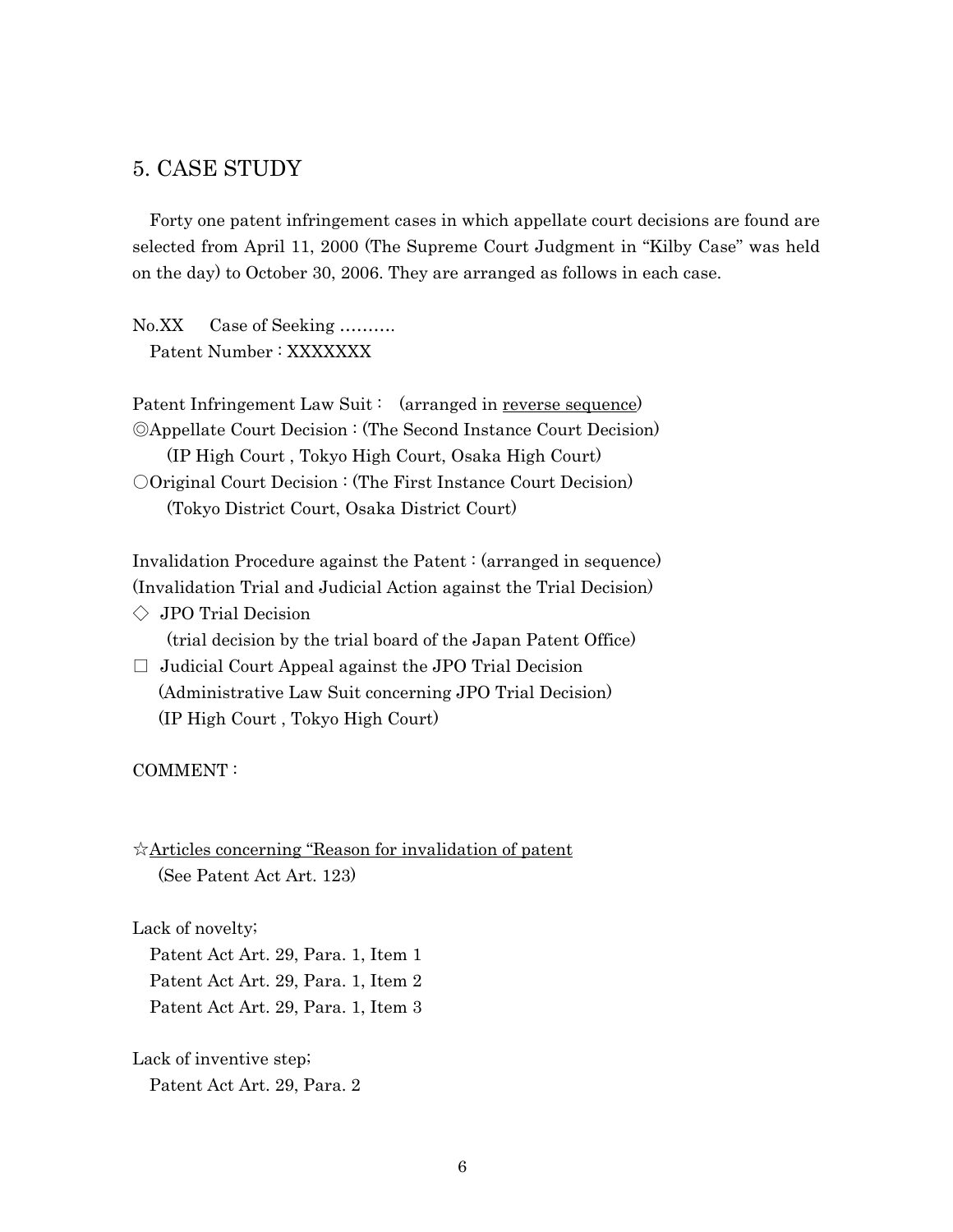## 5. CASE STUDY

Forty one patent infringement cases in which appellate court decisions are found are selected from April 11, 2000 (The Supreme Court Judgment in "Kilby Case" was held on the day) to October 30, 2006. They are arranged as follows in each case.

No.XX　Case of Seeking ……….
Patent Number : XXXXXXX

Patent Infringement Law Suit :　(arranged in <u>reverse sequence</u>)
◎Appellate Court Decision : (The Second Instance Court Decision)
(IP High Court , Tokyo High Court, Osaka High Court)
○Original Court Decision : (The First Instance Court Decision)
(Tokyo District Court, Osaka District Court)

Invalidation Procedure against the Patent : (arranged in sequence)
(Invalidation Trial and Judicial Action against the Trial Decision)
◇ JPO Trial Decision
(trial decision by the trial board of the Japan Patent Office)
□ Judicial Court Appeal against the JPO Trial Decision
(Administrative Law Suit concerning JPO Trial Decision)
(IP High Court , Tokyo High Court)

COMMENT :

☆<u>Articles concerning "Reason for invalidation of patent</u>
(See Patent Act Art. 123)

Lack of novelty;
Patent Act Art. 29, Para. 1, Item 1
Patent Act Art. 29, Para. 1, Item 2
Patent Act Art. 29, Para. 1, Item 3

Lack of inventive step;
Patent Act Art. 29, Para. 2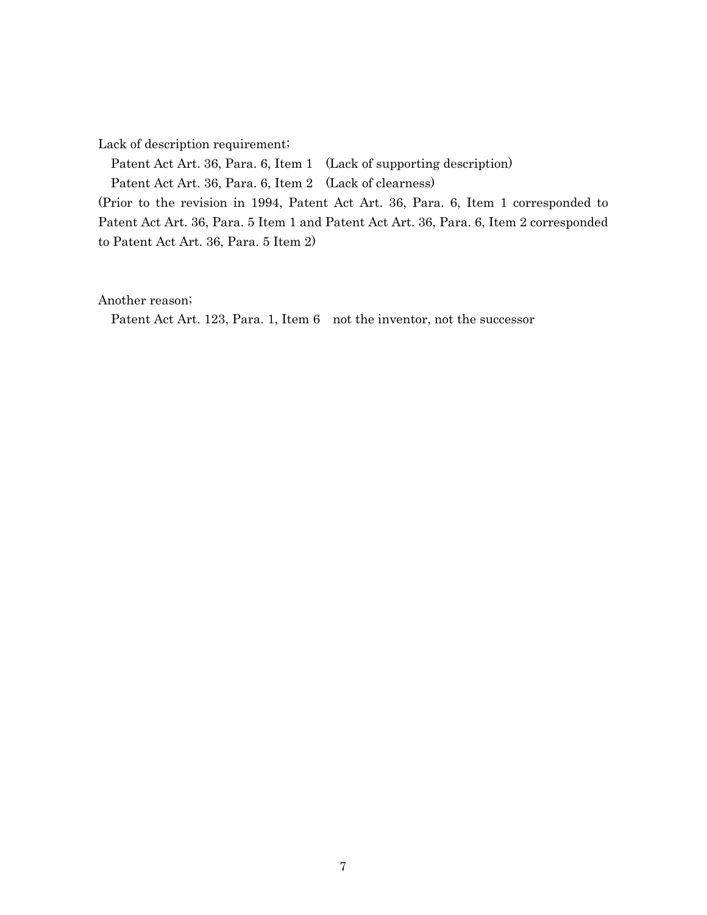Lack of description requirement;

Patent Act Art. 36, Para. 6, Item 1　(Lack of supporting description)

Patent Act Art. 36, Para. 6, Item 2　(Lack of clearness)

(Prior to the revision in 1994, Patent Act Art. 36, Para. 6, Item 1 corresponded to Patent Act Art. 36, Para. 5 Item 1 and Patent Act Art. 36, Para. 6, Item 2 corresponded to Patent Act Art. 36, Para. 5 Item 2)

Another reason;

Patent Act Art. 123, Para. 1, Item 6　not the inventor, not the successor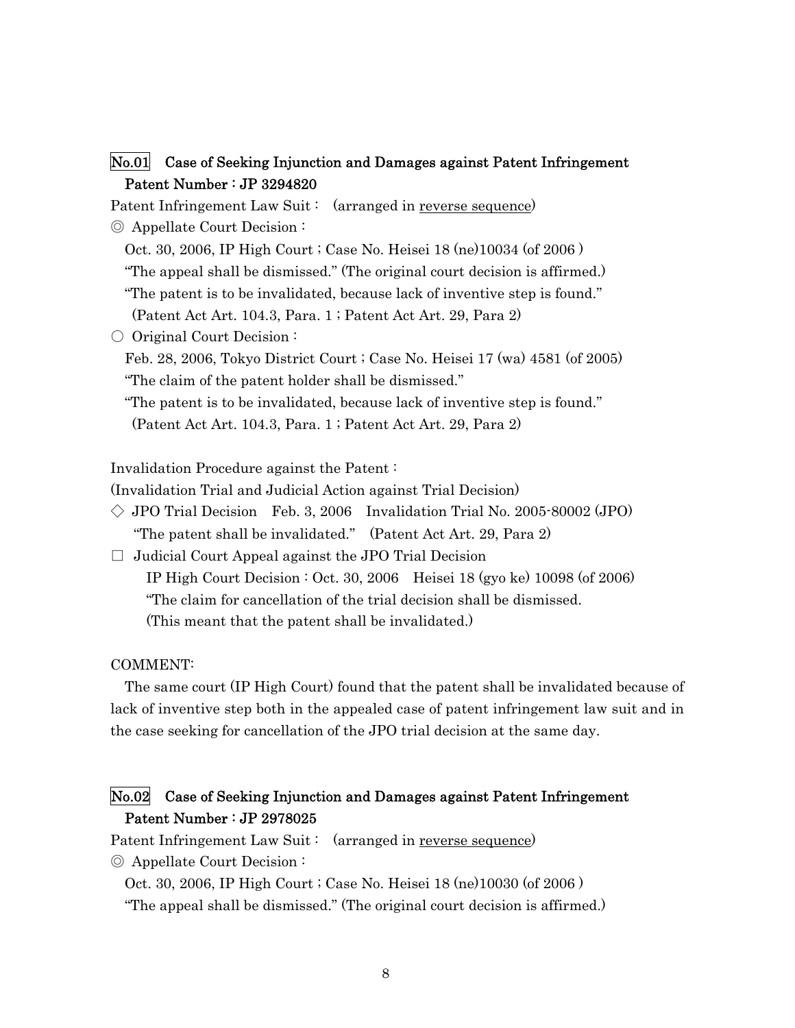### No.01 Case of Seeking Injunction and Damages against Patent Infringement Patent Number : JP 3294820

Patent Infringement Law Suit : (arranged in <u>reverse sequence</u>)

◎ Appellate Court Decision :

Oct. 30, 2006, IP High Court ; Case No. Heisei 18 (ne)10034 (of 2006 )

"The appeal shall be dismissed." (The original court decision is affirmed.)

"The patent is to be invalidated, because lack of inventive step is found."

(Patent Act Art. 104.3, Para. 1 ; Patent Act Art. 29, Para 2)

○ Original Court Decision :

Feb. 28, 2006, Tokyo District Court ; Case No. Heisei 17 (wa) 4581 (of 2005)

"The claim of the patent holder shall be dismissed."

"The patent is to be invalidated, because lack of inventive step is found."

(Patent Act Art. 104.3, Para. 1 ; Patent Act Art. 29, Para 2)

Invalidation Procedure against the Patent :

(Invalidation Trial and Judicial Action against Trial Decision)

◇ JPO Trial Decision Feb. 3, 2006 Invalidation Trial No. 2005-80002 (JPO)

"The patent shall be invalidated." (Patent Act Art. 29, Para 2)

□ Judicial Court Appeal against the JPO Trial Decision

IP High Court Decision : Oct. 30, 2006 Heisei 18 (gyo ke) 10098 (of 2006)

"The claim for cancellation of the trial decision shall be dismissed.

(This meant that the patent shall be invalidated.)

COMMENT:

The same court (IP High Court) found that the patent shall be invalidated because of lack of inventive step both in the appealed case of patent infringement law suit and in the case seeking for cancellation of the JPO trial decision at the same day.

### No.02 Case of Seeking Injunction and Damages against Patent Infringement Patent Number : JP 2978025

Patent Infringement Law Suit : (arranged in <u>reverse sequence</u>)

◎ Appellate Court Decision :

Oct. 30, 2006, IP High Court ; Case No. Heisei 18 (ne)10030 (of 2006 )

"The appeal shall be dismissed." (The original court decision is affirmed.)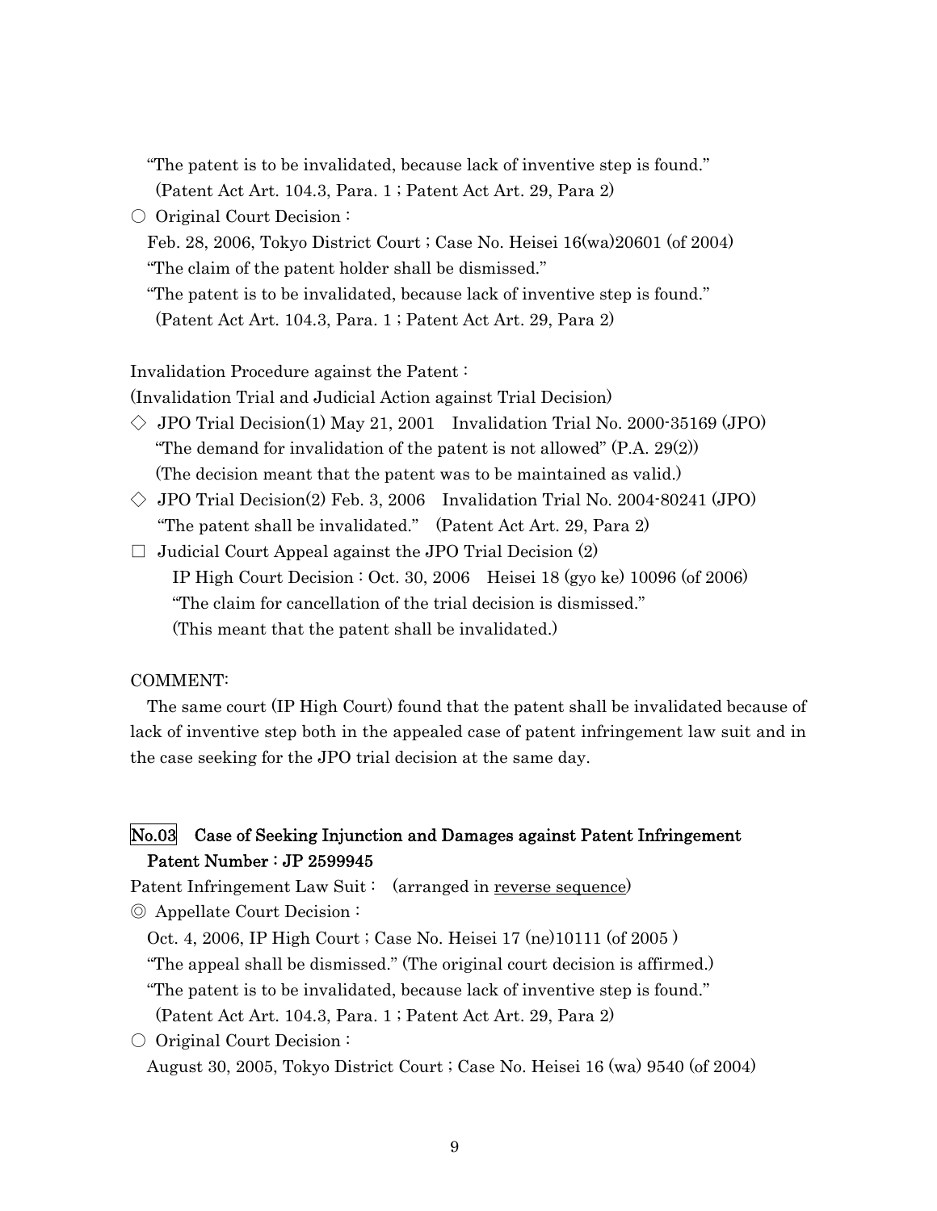"The patent is to be invalidated, because lack of inventive step is found."
(Patent Act Art. 104.3, Para. 1 ; Patent Act Art. 29, Para 2)

○ Original Court Decision :
Feb. 28, 2006, Tokyo District Court ; Case No. Heisei 16(wa)20601 (of 2004)
"The claim of the patent holder shall be dismissed."
"The patent is to be invalidated, because lack of inventive step is found."
(Patent Act Art. 104.3, Para. 1 ; Patent Act Art. 29, Para 2)

Invalidation Procedure against the Patent :
(Invalidation Trial and Judicial Action against Trial Decision)

◇ JPO Trial Decision(1) May 21, 2001　Invalidation Trial No. 2000-35169 (JPO)
"The demand for invalidation of the patent is not allowed" (P.A. 29(2))
(The decision meant that the patent was to be maintained as valid.)

◇ JPO Trial Decision(2) Feb. 3, 2006　Invalidation Trial No. 2004-80241 (JPO)
"The patent shall be invalidated."　(Patent Act Art. 29, Para 2)

□ Judicial Court Appeal against the JPO Trial Decision (2)
IP High Court Decision : Oct. 30, 2006　Heisei 18 (gyo ke) 10096 (of 2006)
"The claim for cancellation of the trial decision is dismissed."
(This meant that the patent shall be invalidated.)

COMMENT:

The same court (IP High Court) found that the patent shall be invalidated because of lack of inventive step both in the appealed case of patent infringement law suit and in the case seeking for the JPO trial decision at the same day.

## No.03　Case of Seeking Injunction and Damages against Patent Infringement
## Patent Number : JP 2599945

Patent Infringement Law Suit :　(arranged in reverse sequence)

◎ Appellate Court Decision :
Oct. 4, 2006, IP High Court ; Case No. Heisei 17 (ne)10111 (of 2005 )
"The appeal shall be dismissed." (The original court decision is affirmed.)
"The patent is to be invalidated, because lack of inventive step is found."
(Patent Act Art. 104.3, Para. 1 ; Patent Act Art. 29, Para 2)

○ Original Court Decision :
August 30, 2005, Tokyo District Court ; Case No. Heisei 16 (wa) 9540 (of 2004)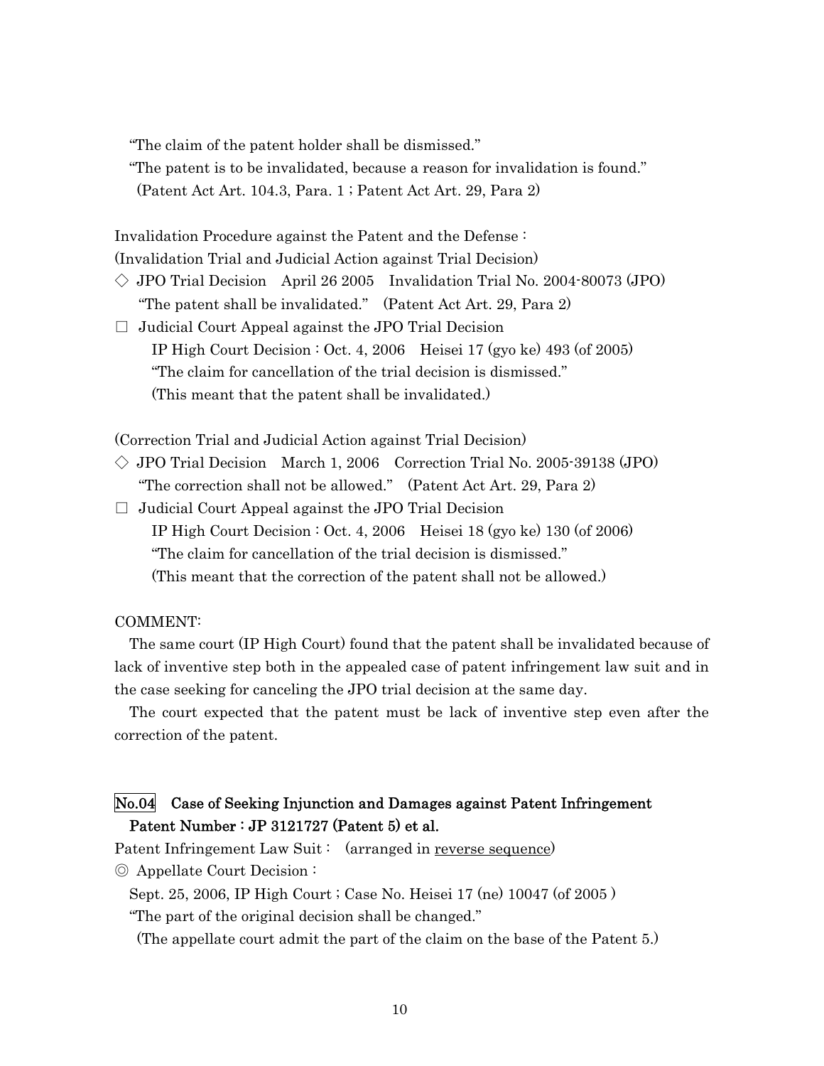"The claim of the patent holder shall be dismissed."

"The patent is to be invalidated, because a reason for invalidation is found."

(Patent Act Art. 104.3, Para. 1 ; Patent Act Art. 29, Para 2)

Invalidation Procedure against the Patent and the Defense :

(Invalidation Trial and Judicial Action against Trial Decision)

◇ JPO Trial Decision April 26 2005 Invalidation Trial No. 2004-80073 (JPO)

"The patent shall be invalidated." (Patent Act Art. 29, Para 2)

□ Judicial Court Appeal against the JPO Trial Decision

IP High Court Decision : Oct. 4, 2006 Heisei 17 (gyo ke) 493 (of 2005)

"The claim for cancellation of the trial decision is dismissed."

(This meant that the patent shall be invalidated.)

(Correction Trial and Judicial Action against Trial Decision)

◇ JPO Trial Decision March 1, 2006 Correction Trial No. 2005-39138 (JPO)

"The correction shall not be allowed." (Patent Act Art. 29, Para 2)

□ Judicial Court Appeal against the JPO Trial Decision

IP High Court Decision : Oct. 4, 2006 Heisei 18 (gyo ke) 130 (of 2006)

"The claim for cancellation of the trial decision is dismissed."

(This meant that the correction of the patent shall not be allowed.)

COMMENT:

The same court (IP High Court) found that the patent shall be invalidated because of lack of inventive step both in the appealed case of patent infringement law suit and in the case seeking for canceling the JPO trial decision at the same day.

The court expected that the patent must be lack of inventive step even after the correction of the patent.

## No.04 Case of Seeking Injunction and Damages against Patent Infringement Patent Number : JP 3121727 (Patent 5) et al.

Patent Infringement Law Suit : (arranged in reverse sequence)

◎ Appellate Court Decision :

Sept. 25, 2006, IP High Court ; Case No. Heisei 17 (ne) 10047 (of 2005 )

"The part of the original decision shall be changed."

(The appellate court admit the part of the claim on the base of the Patent 5.)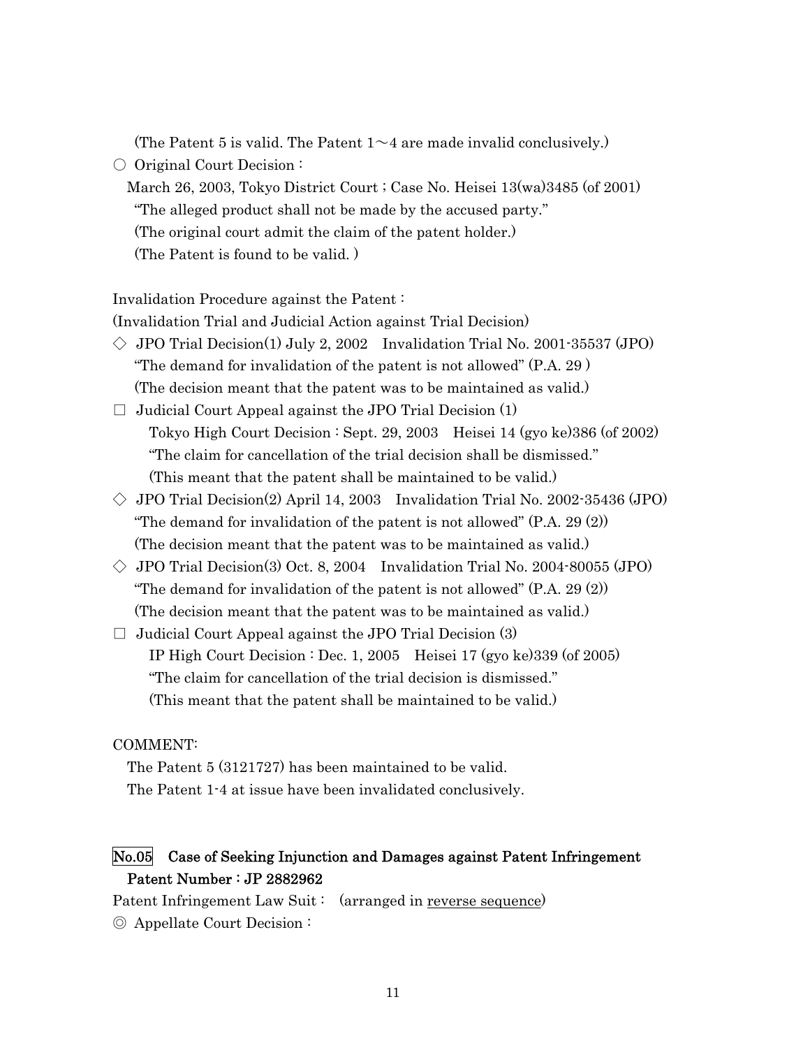(The Patent 5 is valid. The Patent 1～4 are made invalid conclusively.)

○ Original Court Decision :

March 26, 2003, Tokyo District Court ; Case No. Heisei 13(wa)3485 (of 2001)

"The alleged product shall not be made by the accused party."

(The original court admit the claim of the patent holder.)

(The Patent is found to be valid. )

Invalidation Procedure against the Patent :

(Invalidation Trial and Judicial Action against Trial Decision)

◇ JPO Trial Decision(1) July 2, 2002 Invalidation Trial No. 2001-35537 (JPO)

"The demand for invalidation of the patent is not allowed" (P.A. 29 )

(The decision meant that the patent was to be maintained as valid.)

□ Judicial Court Appeal against the JPO Trial Decision (1)

Tokyo High Court Decision : Sept. 29, 2003 Heisei 14 (gyo ke)386 (of 2002)

"The claim for cancellation of the trial decision shall be dismissed."

(This meant that the patent shall be maintained to be valid.)

◇ JPO Trial Decision(2) April 14, 2003 Invalidation Trial No. 2002-35436 (JPO)

"The demand for invalidation of the patent is not allowed" (P.A. 29 (2))

(The decision meant that the patent was to be maintained as valid.)

◇ JPO Trial Decision(3) Oct. 8, 2004 Invalidation Trial No. 2004-80055 (JPO)

"The demand for invalidation of the patent is not allowed" (P.A. 29 (2))

(The decision meant that the patent was to be maintained as valid.)

□ Judicial Court Appeal against the JPO Trial Decision (3)

IP High Court Decision : Dec. 1, 2005 Heisei 17 (gyo ke)339 (of 2005)

"The claim for cancellation of the trial decision is dismissed."

(This meant that the patent shall be maintained to be valid.)

COMMENT:

The Patent 5 (3121727) has been maintained to be valid.

The Patent 1-4 at issue have been invalidated conclusively.

## No.05 Case of Seeking Injunction and Damages against Patent Infringement Patent Number : JP 2882962

Patent Infringement Law Suit : (arranged in reverse sequence)

◎ Appellate Court Decision :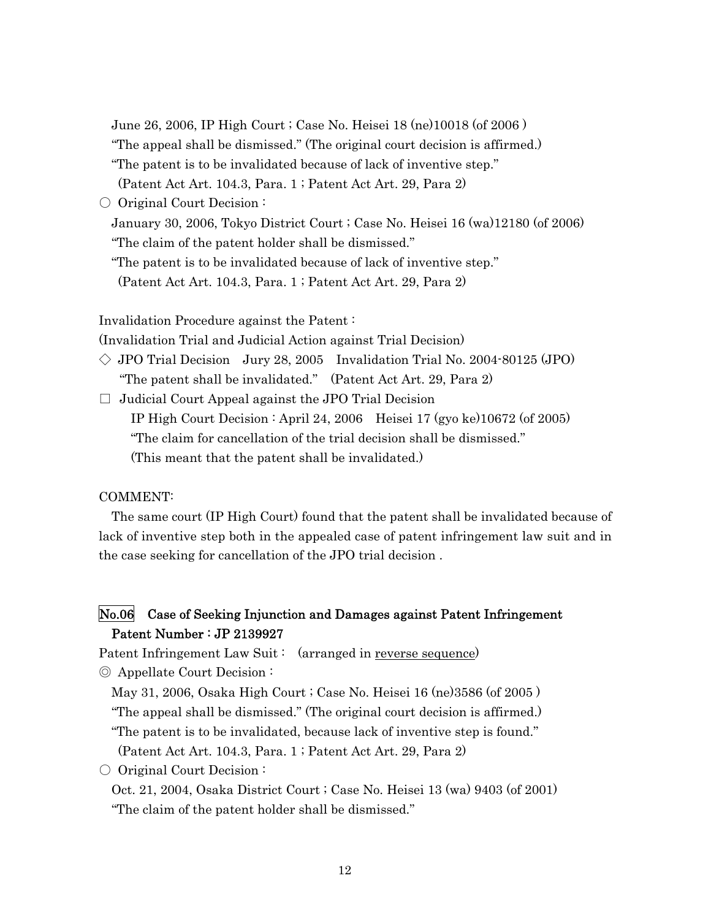June 26, 2006, IP High Court ; Case No. Heisei 18 (ne)10018 (of 2006 )

"The appeal shall be dismissed." (The original court decision is affirmed.)

"The patent is to be invalidated because of lack of inventive step."

(Patent Act Art. 104.3, Para. 1 ; Patent Act Art. 29, Para 2)

○ Original Court Decision :

January 30, 2006, Tokyo District Court ; Case No. Heisei 16 (wa)12180 (of 2006)

"The claim of the patent holder shall be dismissed."

"The patent is to be invalidated because of lack of inventive step."

(Patent Act Art. 104.3, Para. 1 ; Patent Act Art. 29, Para 2)

Invalidation Procedure against the Patent :

(Invalidation Trial and Judicial Action against Trial Decision)

◇ JPO Trial Decision Jury 28, 2005 Invalidation Trial No. 2004-80125 (JPO)

"The patent shall be invalidated." (Patent Act Art. 29, Para 2)

□ Judicial Court Appeal against the JPO Trial Decision

IP High Court Decision : April 24, 2006 Heisei 17 (gyo ke)10672 (of 2005)

"The claim for cancellation of the trial decision shall be dismissed."

(This meant that the patent shall be invalidated.)

COMMENT:

The same court (IP High Court) found that the patent shall be invalidated because of lack of inventive step both in the appealed case of patent infringement law suit and in the case seeking for cancellation of the JPO trial decision .

## No.06 Case of Seeking Injunction and Damages against Patent Infringement Patent Number : JP 2139927

Patent Infringement Law Suit : (arranged in reverse sequence)

◎ Appellate Court Decision :

May 31, 2006, Osaka High Court ; Case No. Heisei 16 (ne)3586 (of 2005 )

"The appeal shall be dismissed." (The original court decision is affirmed.)

"The patent is to be invalidated, because lack of inventive step is found."

(Patent Act Art. 104.3, Para. 1 ; Patent Act Art. 29, Para 2)

○ Original Court Decision :

Oct. 21, 2004, Osaka District Court ; Case No. Heisei 13 (wa) 9403 (of 2001)

"The claim of the patent holder shall be dismissed."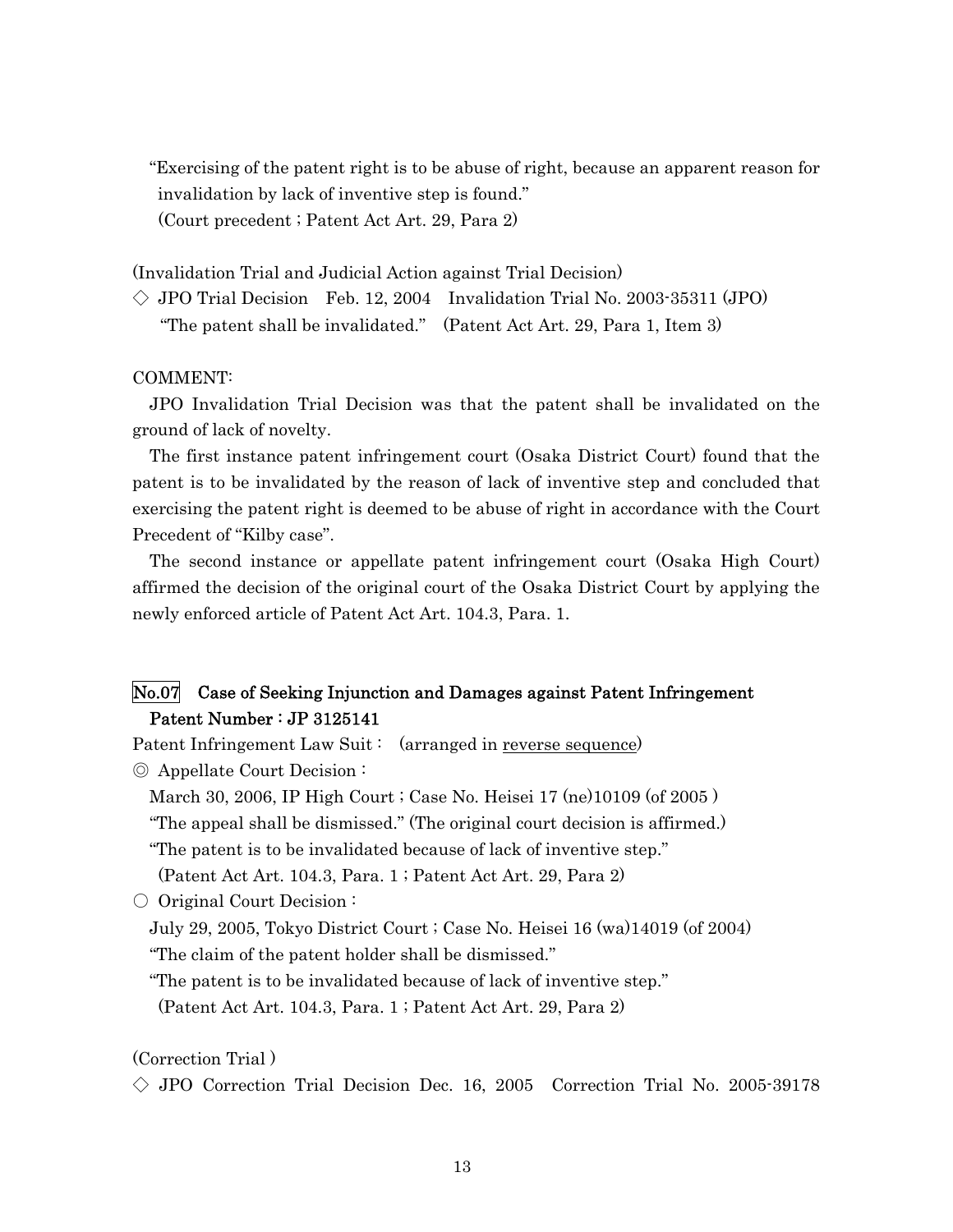"Exercising of the patent right is to be abuse of right, because an apparent reason for invalidation by lack of inventive step is found."
(Court precedent ; Patent Act Art. 29, Para 2)

(Invalidation Trial and Judicial Action against Trial Decision)

◇ JPO Trial Decision Feb. 12, 2004 Invalidation Trial No. 2003-35311 (JPO)
"The patent shall be invalidated." (Patent Act Art. 29, Para 1, Item 3)

COMMENT:

JPO Invalidation Trial Decision was that the patent shall be invalidated on the ground of lack of novelty.

The first instance patent infringement court (Osaka District Court) found that the patent is to be invalidated by the reason of lack of inventive step and concluded that exercising the patent right is deemed to be abuse of right in accordance with the Court Precedent of "Kilby case".

The second instance or appellate patent infringement court (Osaka High Court) affirmed the decision of the original court of the Osaka District Court by applying the newly enforced article of Patent Act Art. 104.3, Para. 1.

## No.07 Case of Seeking Injunction and Damages against Patent Infringement Patent Number : JP 3125141

Patent Infringement Law Suit : (arranged in reverse sequence)

◎ Appellate Court Decision :
March 30, 2006, IP High Court ; Case No. Heisei 17 (ne)10109 (of 2005 )
"The appeal shall be dismissed." (The original court decision is affirmed.)
"The patent is to be invalidated because of lack of inventive step."
(Patent Act Art. 104.3, Para. 1 ; Patent Act Art. 29, Para 2)

○ Original Court Decision :
July 29, 2005, Tokyo District Court ; Case No. Heisei 16 (wa)14019 (of 2004)
"The claim of the patent holder shall be dismissed."
"The patent is to be invalidated because of lack of inventive step."
(Patent Act Art. 104.3, Para. 1 ; Patent Act Art. 29, Para 2)

(Correction Trial )

◇ JPO Correction Trial Decision Dec. 16, 2005 Correction Trial No. 2005-39178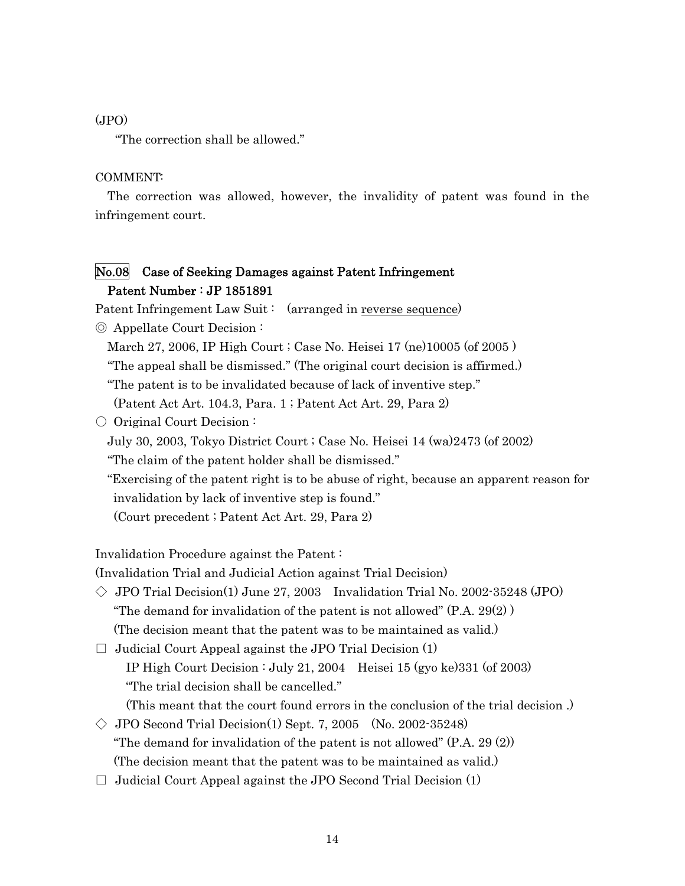(JPO)

"The correction shall be allowed."

COMMENT:

The correction was allowed, however, the invalidity of patent was found in the infringement court.

## No.08 Case of Seeking Damages against Patent Infringement
## Patent Number : JP 1851891

Patent Infringement Law Suit : (arranged in reverse sequence)

◎ Appellate Court Decision :

March 27, 2006, IP High Court ; Case No. Heisei 17 (ne)10005 (of 2005 )

"The appeal shall be dismissed." (The original court decision is affirmed.)

"The patent is to be invalidated because of lack of inventive step."

(Patent Act Art. 104.3, Para. 1 ; Patent Act Art. 29, Para 2)

○ Original Court Decision :

July 30, 2003, Tokyo District Court ; Case No. Heisei 14 (wa)2473 (of 2002)

"The claim of the patent holder shall be dismissed."

"Exercising of the patent right is to be abuse of right, because an apparent reason for invalidation by lack of inventive step is found."

(Court precedent ; Patent Act Art. 29, Para 2)

Invalidation Procedure against the Patent :

(Invalidation Trial and Judicial Action against Trial Decision)

◇ JPO Trial Decision(1) June 27, 2003 Invalidation Trial No. 2002-35248 (JPO)

"The demand for invalidation of the patent is not allowed" (P.A. 29(2) )

(The decision meant that the patent was to be maintained as valid.)

□ Judicial Court Appeal against the JPO Trial Decision (1)

IP High Court Decision : July 21, 2004 Heisei 15 (gyo ke)331 (of 2003)

"The trial decision shall be cancelled."

(This meant that the court found errors in the conclusion of the trial decision .)

◇ JPO Second Trial Decision(1) Sept. 7, 2005 (No. 2002-35248)

"The demand for invalidation of the patent is not allowed" (P.A. 29 (2))

(The decision meant that the patent was to be maintained as valid.)

□ Judicial Court Appeal against the JPO Second Trial Decision (1)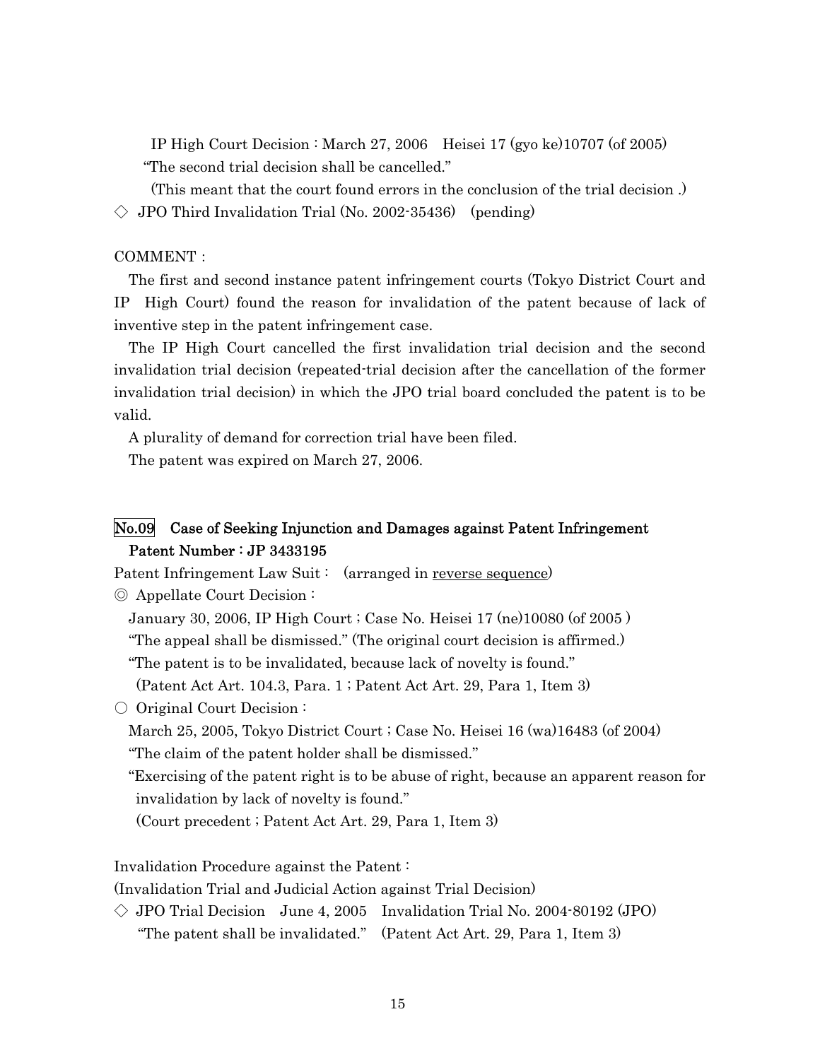IP High Court Decision : March 27, 2006 Heisei 17 (gyo ke)10707 (of 2005)

"The second trial decision shall be cancelled."

(This meant that the court found errors in the conclusion of the trial decision .)

◇ JPO Third Invalidation Trial (No. 2002-35436) (pending)

COMMENT :

The first and second instance patent infringement courts (Tokyo District Court and IP High Court) found the reason for invalidation of the patent because of lack of inventive step in the patent infringement case.

The IP High Court cancelled the first invalidation trial decision and the second invalidation trial decision (repeated-trial decision after the cancellation of the former invalidation trial decision) in which the JPO trial board concluded the patent is to be valid.

A plurality of demand for correction trial have been filed.

The patent was expired on March 27, 2006.

## No.09 Case of Seeking Injunction and Damages against Patent Infringement Patent Number : JP 3433195

Patent Infringement Law Suit : (arranged in reverse sequence)

◎ Appellate Court Decision :

January 30, 2006, IP High Court ; Case No. Heisei 17 (ne)10080 (of 2005 )

"The appeal shall be dismissed." (The original court decision is affirmed.)

"The patent is to be invalidated, because lack of novelty is found."

(Patent Act Art. 104.3, Para. 1 ; Patent Act Art. 29, Para 1, Item 3)

○ Original Court Decision :

March 25, 2005, Tokyo District Court ; Case No. Heisei 16 (wa)16483 (of 2004)

"The claim of the patent holder shall be dismissed."

"Exercising of the patent right is to be abuse of right, because an apparent reason for invalidation by lack of novelty is found."

(Court precedent ; Patent Act Art. 29, Para 1, Item 3)

Invalidation Procedure against the Patent :

(Invalidation Trial and Judicial Action against Trial Decision)

◇ JPO Trial Decision June 4, 2005 Invalidation Trial No. 2004-80192 (JPO)

"The patent shall be invalidated." (Patent Act Art. 29, Para 1, Item 3)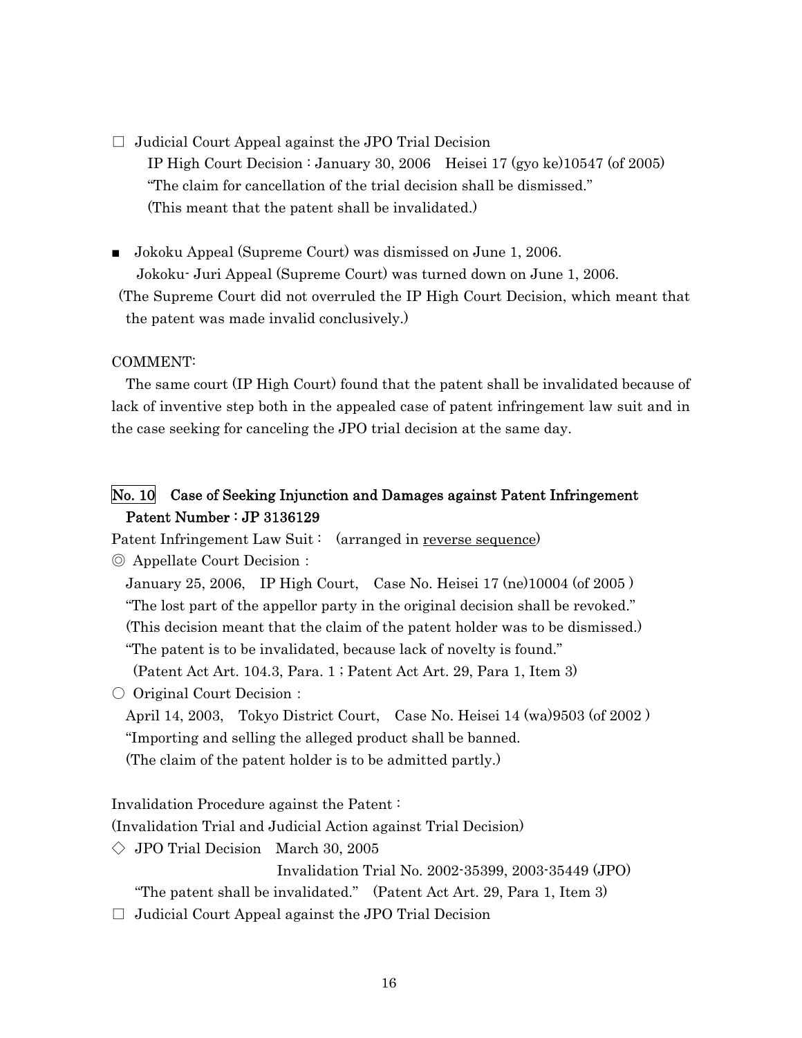□ Judicial Court Appeal against the JPO Trial Decision

IP High Court Decision : January 30, 2006 Heisei 17 (gyo ke)10547 (of 2005)

"The claim for cancellation of the trial decision shall be dismissed."

(This meant that the patent shall be invalidated.)

■ Jokoku Appeal (Supreme Court) was dismissed on June 1, 2006.

Jokoku- Juri Appeal (Supreme Court) was turned down on June 1, 2006.

(The Supreme Court did not overruled the IP High Court Decision, which meant that the patent was made invalid conclusively.)

COMMENT:

The same court (IP High Court) found that the patent shall be invalidated because of lack of inventive step both in the appealed case of patent infringement law suit and in the case seeking for canceling the JPO trial decision at the same day.

## No. 10 Case of Seeking Injunction and Damages against Patent Infringement Patent Number : JP 3136129

Patent Infringement Law Suit : (arranged in reverse sequence)

◎ Appellate Court Decision :

January 25, 2006, IP High Court, Case No. Heisei 17 (ne)10004 (of 2005 )

"The lost part of the appellor party in the original decision shall be revoked."

(This decision meant that the claim of the patent holder was to be dismissed.)

"The patent is to be invalidated, because lack of novelty is found."

(Patent Act Art. 104.3, Para. 1 ; Patent Act Art. 29, Para 1, Item 3)

○ Original Court Decision :

April 14, 2003, Tokyo District Court, Case No. Heisei 14 (wa)9503 (of 2002 )

"Importing and selling the alleged product shall be banned.

(The claim of the patent holder is to be admitted partly.)

Invalidation Procedure against the Patent :

(Invalidation Trial and Judicial Action against Trial Decision)

◇ JPO Trial Decision March 30, 2005

Invalidation Trial No. 2002-35399, 2003-35449 (JPO)

"The patent shall be invalidated." (Patent Act Art. 29, Para 1, Item 3)

□ Judicial Court Appeal against the JPO Trial Decision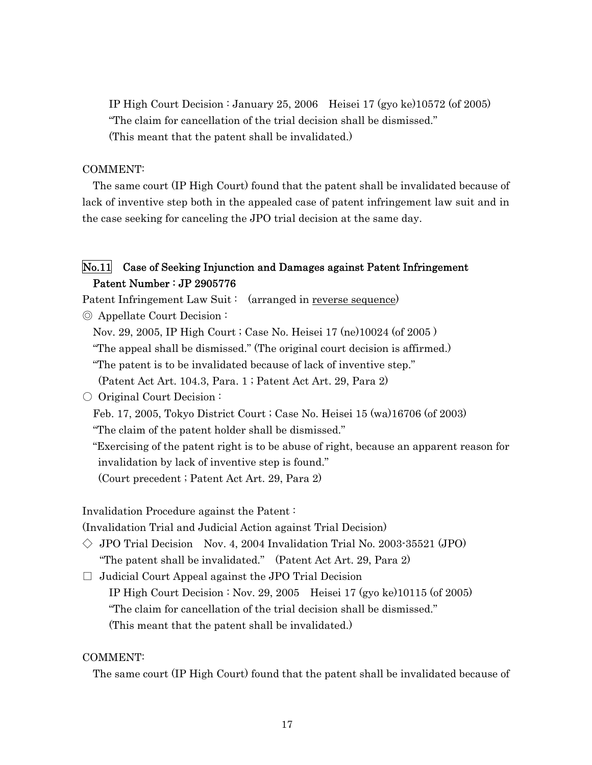IP High Court Decision : January 25, 2006　Heisei 17 (gyo ke)10572 (of 2005)
"The claim for cancellation of the trial decision shall be dismissed."
(This meant that the patent shall be invalidated.)

COMMENT:

The same court (IP High Court) found that the patent shall be invalidated because of lack of inventive step both in the appealed case of patent infringement law suit and in the case seeking for canceling the JPO trial decision at the same day.

## No.11　Case of Seeking Injunction and Damages against Patent Infringement Patent Number : JP 2905776

Patent Infringement Law Suit :　(arranged in reverse sequence)

◎ Appellate Court Decision :
Nov. 29, 2005, IP High Court ; Case No. Heisei 17 (ne)10024 (of 2005 )
"The appeal shall be dismissed." (The original court decision is affirmed.)
"The patent is to be invalidated because of lack of inventive step."
(Patent Act Art. 104.3, Para. 1 ; Patent Act Art. 29, Para 2)

○ Original Court Decision :
Feb. 17, 2005, Tokyo District Court ; Case No. Heisei 15 (wa)16706 (of 2003)
"The claim of the patent holder shall be dismissed."
"Exercising of the patent right is to be abuse of right, because an apparent reason for invalidation by lack of inventive step is found."
(Court precedent ; Patent Act Art. 29, Para 2)

Invalidation Procedure against the Patent :
(Invalidation Trial and Judicial Action against Trial Decision)

◇ JPO Trial Decision　Nov. 4, 2004 Invalidation Trial No. 2003-35521 (JPO)
"The patent shall be invalidated."　(Patent Act Art. 29, Para 2)

□ Judicial Court Appeal against the JPO Trial Decision
IP High Court Decision : Nov. 29, 2005　Heisei 17 (gyo ke)10115 (of 2005)
"The claim for cancellation of the trial decision shall be dismissed."
(This meant that the patent shall be invalidated.)

COMMENT:

The same court (IP High Court) found that the patent shall be invalidated because of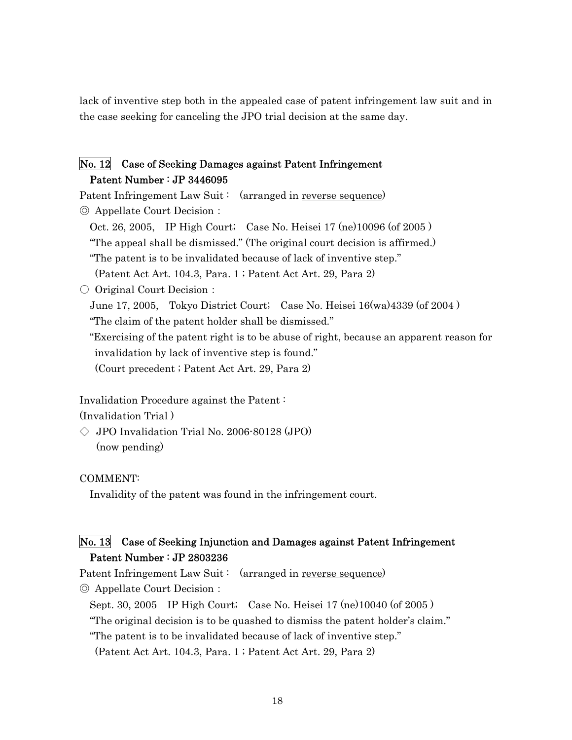lack of inventive step both in the appealed case of patent infringement law suit and in the case seeking for canceling the JPO trial decision at the same day.

### No. 12　Case of Seeking Damages against Patent Infringement
### Patent Number : JP 3446095

Patent Infringement Law Suit :　(arranged in <u>reverse sequence</u>)

◎ Appellate Court Decision :

Oct. 26, 2005,　IP High Court;　Case No. Heisei 17 (ne)10096 (of 2005 )

"The appeal shall be dismissed." (The original court decision is affirmed.)

"The patent is to be invalidated because of lack of inventive step."

(Patent Act Art. 104.3, Para. 1 ; Patent Act Art. 29, Para 2)

○ Original Court Decision :

June 17, 2005,　Tokyo District Court;　Case No. Heisei 16(wa)4339 (of 2004 )

"The claim of the patent holder shall be dismissed."

"Exercising of the patent right is to be abuse of right, because an apparent reason for invalidation by lack of inventive step is found."

(Court precedent ; Patent Act Art. 29, Para 2)

Invalidation Procedure against the Patent :

(Invalidation Trial )

◇ JPO Invalidation Trial No. 2006-80128 (JPO)

(now pending)

COMMENT:

Invalidity of the patent was found in the infringement court.

### No. 13　Case of Seeking Injunction and Damages against Patent Infringement
### Patent Number : JP 2803236

Patent Infringement Law Suit :　(arranged in <u>reverse sequence</u>)

◎ Appellate Court Decision :

Sept. 30, 2005　IP High Court;　Case No. Heisei 17 (ne)10040 (of 2005 )

"The original decision is to be quashed to dismiss the patent holder's claim."

"The patent is to be invalidated because of lack of inventive step."

(Patent Act Art. 104.3, Para. 1 ; Patent Act Art. 29, Para 2)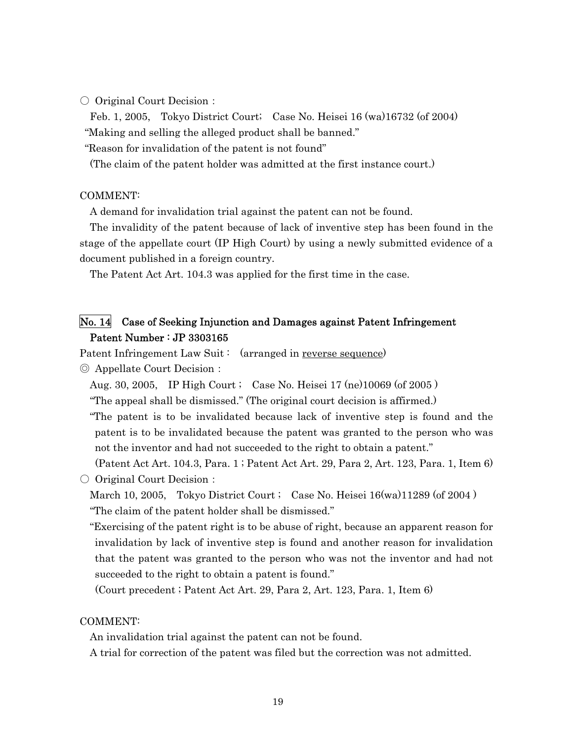○ Original Court Decision :

Feb. 1, 2005, Tokyo District Court; Case No. Heisei 16 (wa)16732 (of 2004)

"Making and selling the alleged product shall be banned."

"Reason for invalidation of the patent is not found"

(The claim of the patent holder was admitted at the first instance court.)

COMMENT:

A demand for invalidation trial against the patent can not be found.

The invalidity of the patent because of lack of inventive step has been found in the stage of the appellate court (IP High Court) by using a newly submitted evidence of a document published in a foreign country.

The Patent Act Art. 104.3 was applied for the first time in the case.

## No. 14 Case of Seeking Injunction and Damages against Patent Infringement Patent Number : JP 3303165

Patent Infringement Law Suit : (arranged in reverse sequence)

◎ Appellate Court Decision :

Aug. 30, 2005, IP High Court ; Case No. Heisei 17 (ne)10069 (of 2005 )

"The appeal shall be dismissed." (The original court decision is affirmed.)

"The patent is to be invalidated because lack of inventive step is found and the patent is to be invalidated because the patent was granted to the person who was not the inventor and had not succeeded to the right to obtain a patent."

(Patent Act Art. 104.3, Para. 1 ; Patent Act Art. 29, Para 2, Art. 123, Para. 1, Item 6)

○ Original Court Decision :

March 10, 2005, Tokyo District Court ; Case No. Heisei 16(wa)11289 (of 2004 )

"The claim of the patent holder shall be dismissed."

"Exercising of the patent right is to be abuse of right, because an apparent reason for invalidation by lack of inventive step is found and another reason for invalidation that the patent was granted to the person who was not the inventor and had not succeeded to the right to obtain a patent is found."

(Court precedent ; Patent Act Art. 29, Para 2, Art. 123, Para. 1, Item 6)

COMMENT:

An invalidation trial against the patent can not be found.

A trial for correction of the patent was filed but the correction was not admitted.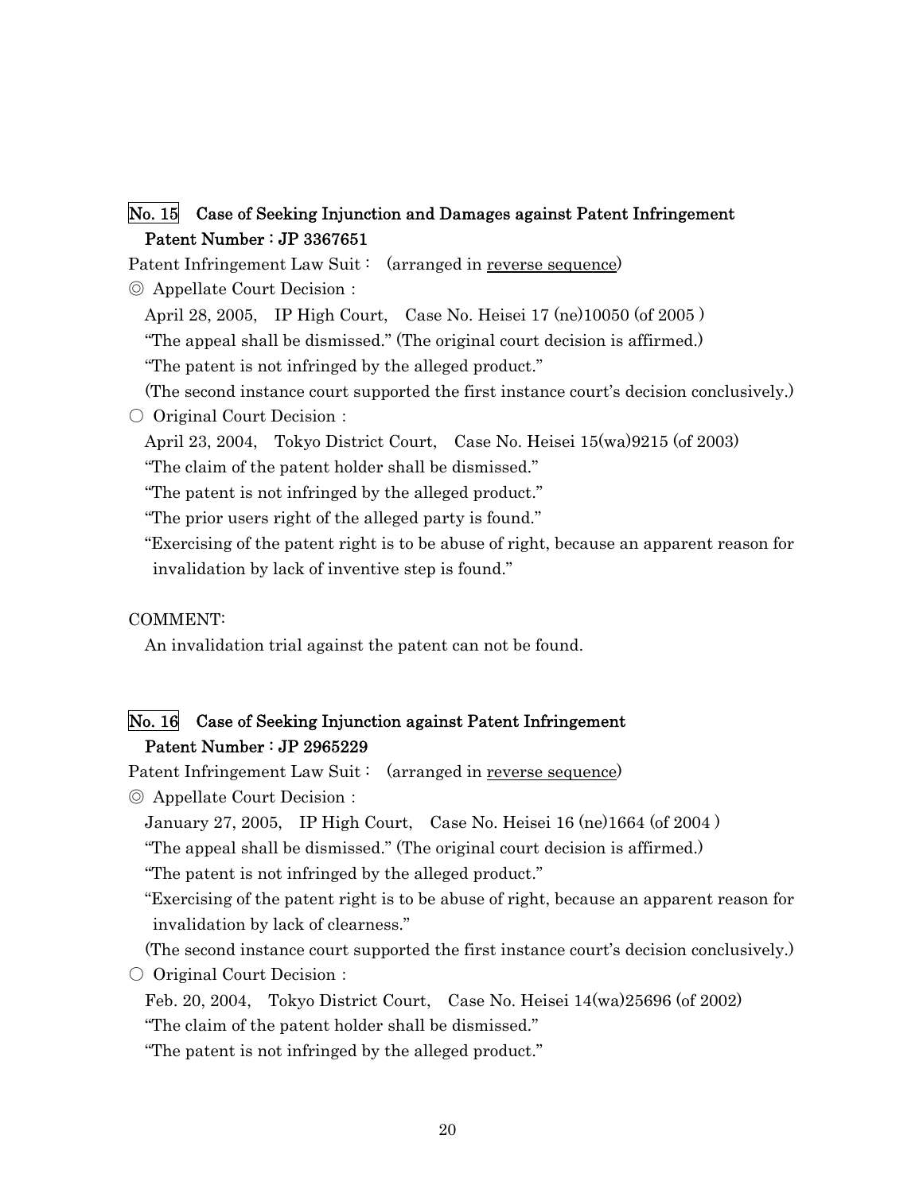### No. 15　Case of Seeking Injunction and Damages against Patent Infringement
### Patent Number : JP 3367651

Patent Infringement Law Suit :　(arranged in reverse sequence)

◎ Appellate Court Decision :

April 28, 2005,　IP High Court,　Case No. Heisei 17 (ne)10050 (of 2005 )

"The appeal shall be dismissed." (The original court decision is affirmed.)

"The patent is not infringed by the alleged product."

(The second instance court supported the first instance court's decision conclusively.)

○ Original Court Decision :

April 23, 2004,　Tokyo District Court,　Case No. Heisei 15(wa)9215 (of 2003)

"The claim of the patent holder shall be dismissed."

"The patent is not infringed by the alleged product."

"The prior users right of the alleged party is found."

"Exercising of the patent right is to be abuse of right, because an apparent reason for invalidation by lack of inventive step is found."

COMMENT:

An invalidation trial against the patent can not be found.

### No. 16　Case of Seeking Injunction against Patent Infringement
### Patent Number : JP 2965229

Patent Infringement Law Suit :　(arranged in reverse sequence)

◎ Appellate Court Decision :

January 27, 2005,　IP High Court,　Case No. Heisei 16 (ne)1664 (of 2004 )

"The appeal shall be dismissed." (The original court decision is affirmed.)

"The patent is not infringed by the alleged product."

"Exercising of the patent right is to be abuse of right, because an apparent reason for invalidation by lack of clearness."

(The second instance court supported the first instance court's decision conclusively.)

○ Original Court Decision :

Feb. 20, 2004,　Tokyo District Court,　Case No. Heisei 14(wa)25696 (of 2002)

"The claim of the patent holder shall be dismissed."

"The patent is not infringed by the alleged product."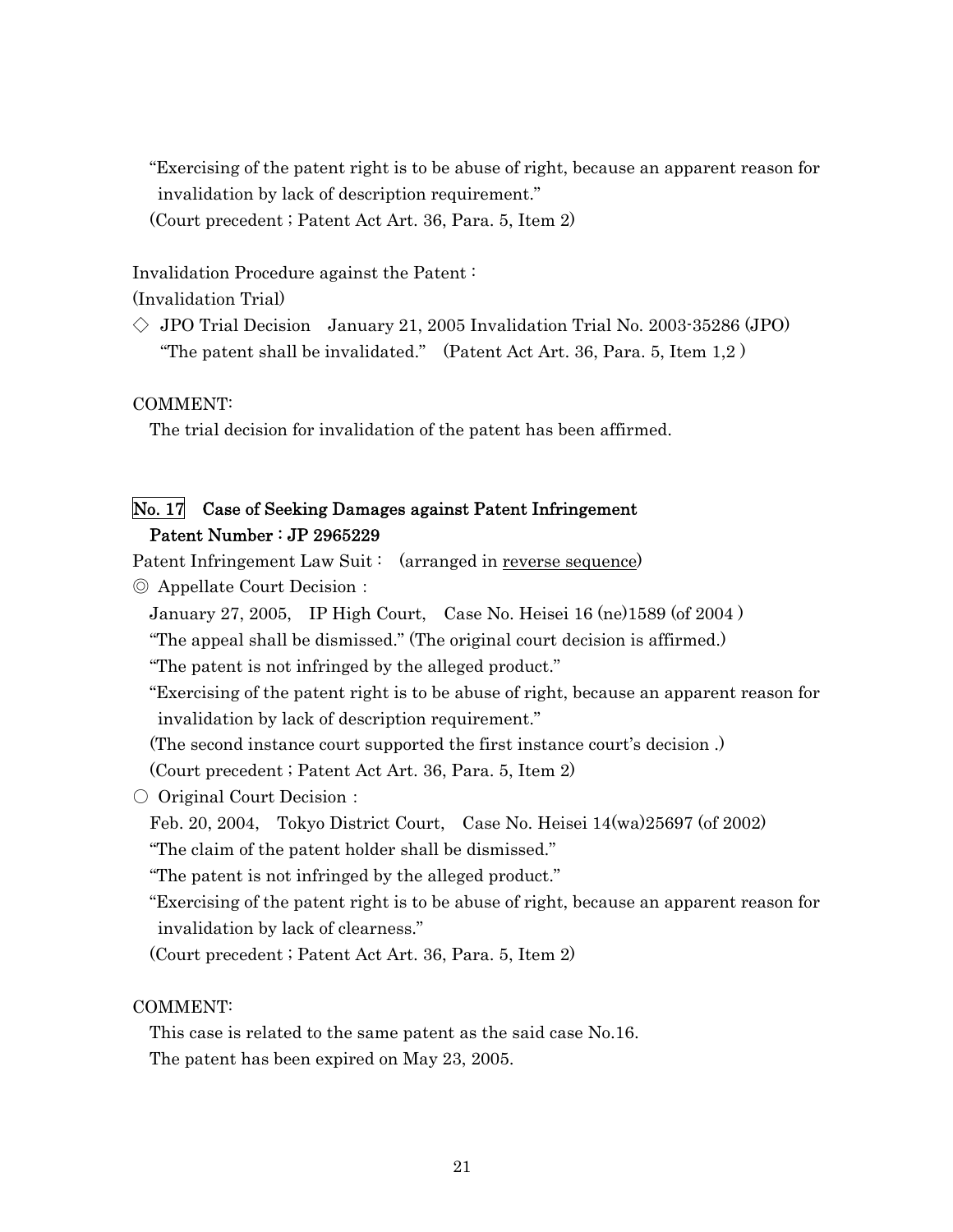"Exercising of the patent right is to be abuse of right, because an apparent reason for invalidation by lack of description requirement."

(Court precedent ; Patent Act Art. 36, Para. 5, Item 2)

Invalidation Procedure against the Patent :

(Invalidation Trial)

◇ JPO Trial Decision　January 21, 2005 Invalidation Trial No. 2003-35286 (JPO)

"The patent shall be invalidated."　(Patent Act Art. 36, Para. 5, Item 1,2 )

COMMENT:

The trial decision for invalidation of the patent has been affirmed.

## No. 17　Case of Seeking Damages against Patent Infringement

## Patent Number : JP 2965229

Patent Infringement Law Suit :　(arranged in reverse sequence)

◎ Appellate Court Decision :

January 27, 2005,　IP High Court,　Case No. Heisei 16 (ne)1589 (of 2004 )

"The appeal shall be dismissed." (The original court decision is affirmed.)

"The patent is not infringed by the alleged product."

"Exercising of the patent right is to be abuse of right, because an apparent reason for invalidation by lack of description requirement."

(The second instance court supported the first instance court's decision .)

(Court precedent ; Patent Act Art. 36, Para. 5, Item 2)

○ Original Court Decision :

Feb. 20, 2004,　Tokyo District Court,　Case No. Heisei 14(wa)25697 (of 2002)

"The claim of the patent holder shall be dismissed."

"The patent is not infringed by the alleged product."

"Exercising of the patent right is to be abuse of right, because an apparent reason for invalidation by lack of clearness."

(Court precedent ; Patent Act Art. 36, Para. 5, Item 2)

COMMENT:

This case is related to the same patent as the said case No.16.

The patent has been expired on May 23, 2005.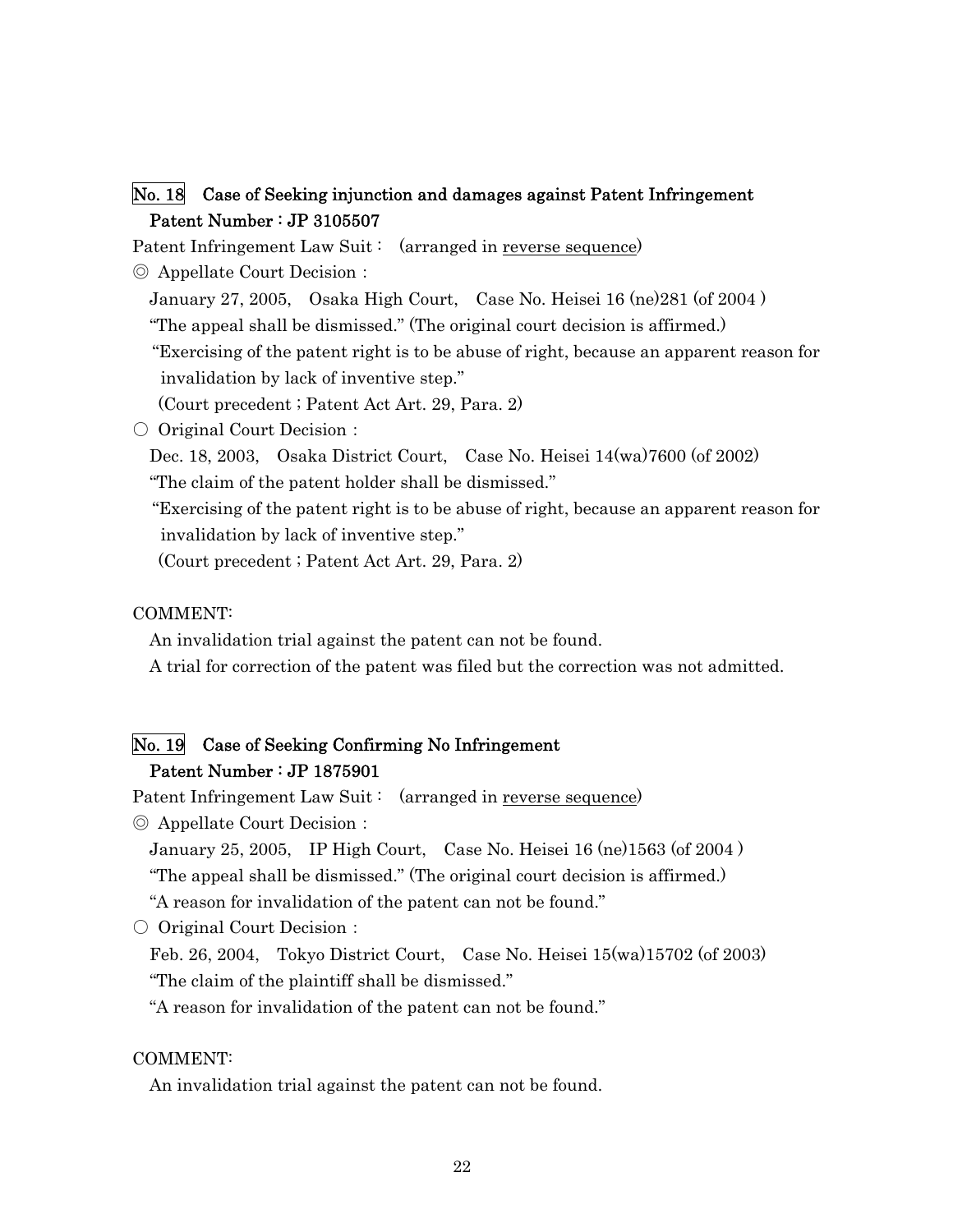## No. 18 Case of Seeking injunction and damages against Patent Infringement

**Patent Number : JP 3105507**

Patent Infringement Law Suit : (arranged in reverse sequence)

◎ Appellate Court Decision :

January 27, 2005, Osaka High Court, Case No. Heisei 16 (ne)281 (of 2004 )

"The appeal shall be dismissed." (The original court decision is affirmed.)

"Exercising of the patent right is to be abuse of right, because an apparent reason for invalidation by lack of inventive step."

(Court precedent ; Patent Act Art. 29, Para. 2)

○ Original Court Decision :

Dec. 18, 2003, Osaka District Court, Case No. Heisei 14(wa)7600 (of 2002)

"The claim of the patent holder shall be dismissed."

"Exercising of the patent right is to be abuse of right, because an apparent reason for invalidation by lack of inventive step."

(Court precedent ; Patent Act Art. 29, Para. 2)

COMMENT:

An invalidation trial against the patent can not be found.

A trial for correction of the patent was filed but the correction was not admitted.

## No. 19 Case of Seeking Confirming No Infringement

**Patent Number : JP 1875901**

Patent Infringement Law Suit : (arranged in reverse sequence)

◎ Appellate Court Decision :

January 25, 2005, IP High Court, Case No. Heisei 16 (ne)1563 (of 2004 )

"The appeal shall be dismissed." (The original court decision is affirmed.)

"A reason for invalidation of the patent can not be found."

○ Original Court Decision :

Feb. 26, 2004, Tokyo District Court, Case No. Heisei 15(wa)15702 (of 2003)

"The claim of the plaintiff shall be dismissed."

"A reason for invalidation of the patent can not be found."

COMMENT:

An invalidation trial against the patent can not be found.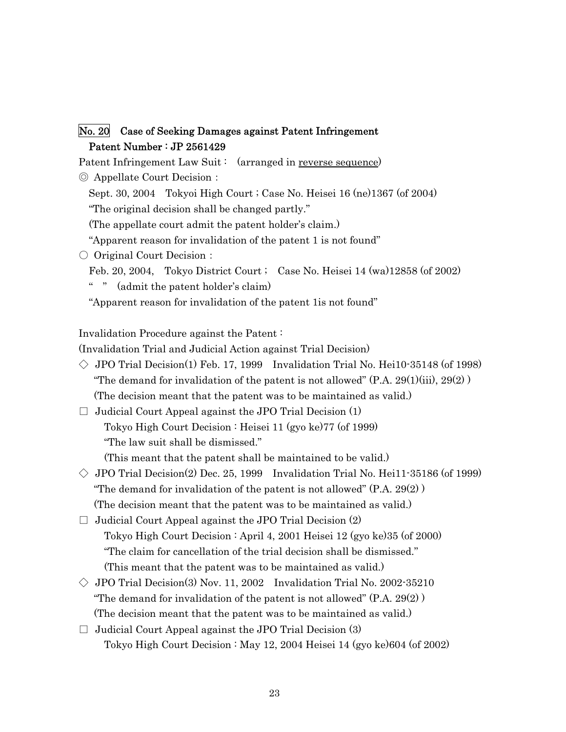No. 20 Case of Seeking Damages against Patent Infringement
Patent Number : JP 2561429

Patent Infringement Law Suit : (arranged in reverse sequence)

◎ Appellate Court Decision :
Sept. 30, 2004 Tokyoi High Court ; Case No. Heisei 16 (ne)1367 (of 2004)
"The original decision shall be changed partly."
(The appellate court admit the patent holder's claim.)
"Apparent reason for invalidation of the patent 1 is not found"

○ Original Court Decision :
Feb. 20, 2004, Tokyo District Court ; Case No. Heisei 14 (wa)12858 (of 2002)
" " (admit the patent holder's claim)
"Apparent reason for invalidation of the patent 1is not found"

Invalidation Procedure against the Patent :
(Invalidation Trial and Judicial Action against Trial Decision)

◇ JPO Trial Decision(1) Feb. 17, 1999 Invalidation Trial No. Hei10-35148 (of 1998)
"The demand for invalidation of the patent is not allowed" (P.A. 29(1)(iii), 29(2) )
(The decision meant that the patent was to be maintained as valid.)

□ Judicial Court Appeal against the JPO Trial Decision (1)
Tokyo High Court Decision : Heisei 11 (gyo ke)77 (of 1999)
"The law suit shall be dismissed."
(This meant that the patent shall be maintained to be valid.)

◇ JPO Trial Decision(2) Dec. 25, 1999 Invalidation Trial No. Hei11-35186 (of 1999)
"The demand for invalidation of the patent is not allowed" (P.A. 29(2) )
(The decision meant that the patent was to be maintained as valid.)

□ Judicial Court Appeal against the JPO Trial Decision (2)
Tokyo High Court Decision : April 4, 2001 Heisei 12 (gyo ke)35 (of 2000)
"The claim for cancellation of the trial decision shall be dismissed."
(This meant that the patent was to be maintained as valid.)

◇ JPO Trial Decision(3) Nov. 11, 2002 Invalidation Trial No. 2002-35210
"The demand for invalidation of the patent is not allowed" (P.A. 29(2) )
(The decision meant that the patent was to be maintained as valid.)

□ Judicial Court Appeal against the JPO Trial Decision (3)
Tokyo High Court Decision : May 12, 2004 Heisei 14 (gyo ke)604 (of 2002)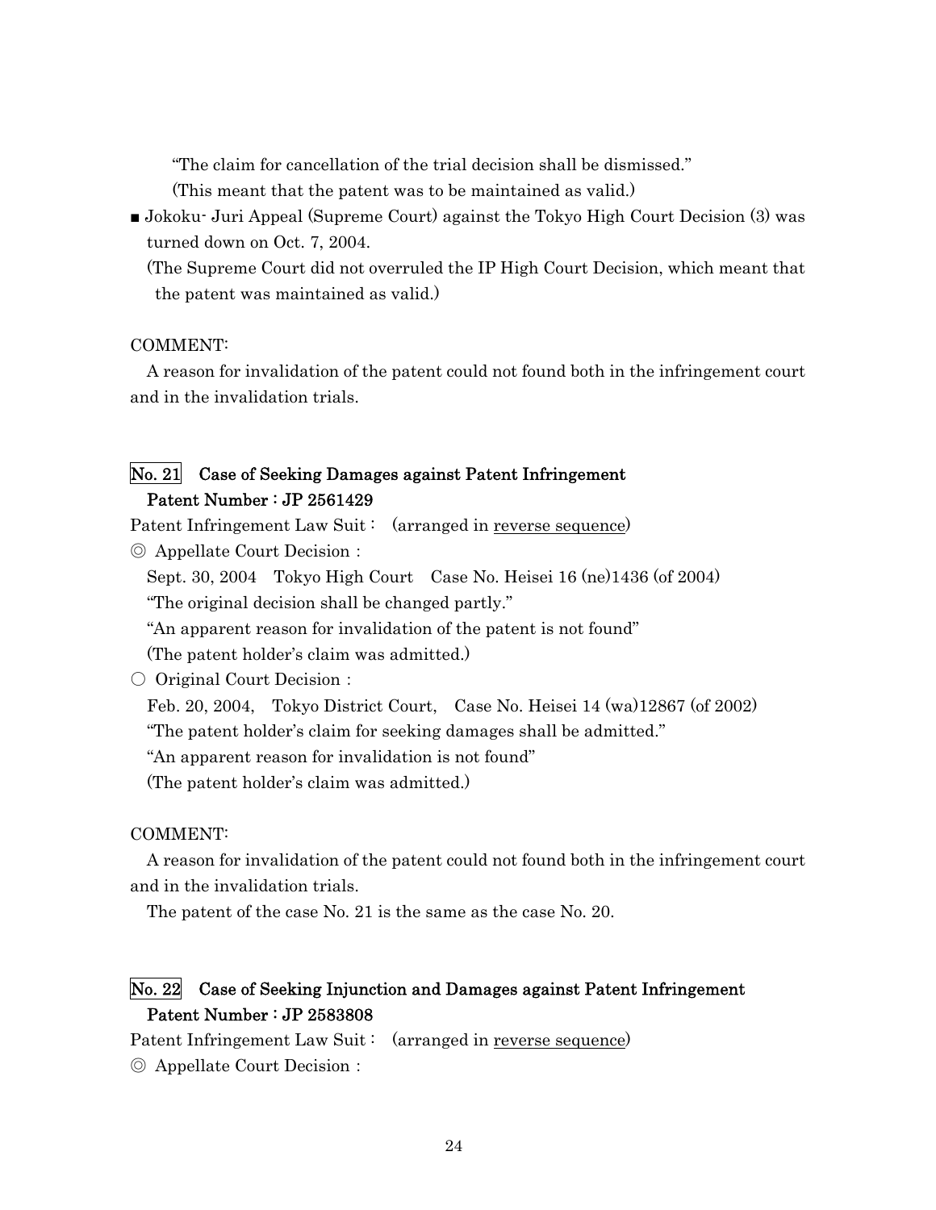"The claim for cancellation of the trial decision shall be dismissed."
(This meant that the patent was to be maintained as valid.)

■ Jokoku- Juri Appeal (Supreme Court) against the Tokyo High Court Decision (3) was turned down on Oct. 7, 2004.
(The Supreme Court did not overruled the IP High Court Decision, which meant that the patent was maintained as valid.)

COMMENT:
A reason for invalidation of the patent could not found both in the infringement court and in the invalidation trials.

## No. 21 Case of Seeking Damages against Patent Infringement
## Patent Number : JP 2561429

Patent Infringement Law Suit : (arranged in reverse sequence)

◎ Appellate Court Decision :
Sept. 30, 2004 Tokyo High Court Case No. Heisei 16 (ne)1436 (of 2004)
"The original decision shall be changed partly."
"An apparent reason for invalidation of the patent is not found"
(The patent holder's claim was admitted.)

○ Original Court Decision :
Feb. 20, 2004, Tokyo District Court, Case No. Heisei 14 (wa)12867 (of 2002)
"The patent holder's claim for seeking damages shall be admitted."
"An apparent reason for invalidation is not found"
(The patent holder's claim was admitted.)

COMMENT:
A reason for invalidation of the patent could not found both in the infringement court and in the invalidation trials.
The patent of the case No. 21 is the same as the case No. 20.

## No. 22 Case of Seeking Injunction and Damages against Patent Infringement
## Patent Number : JP 2583808

Patent Infringement Law Suit : (arranged in reverse sequence)

◎ Appellate Court Decision :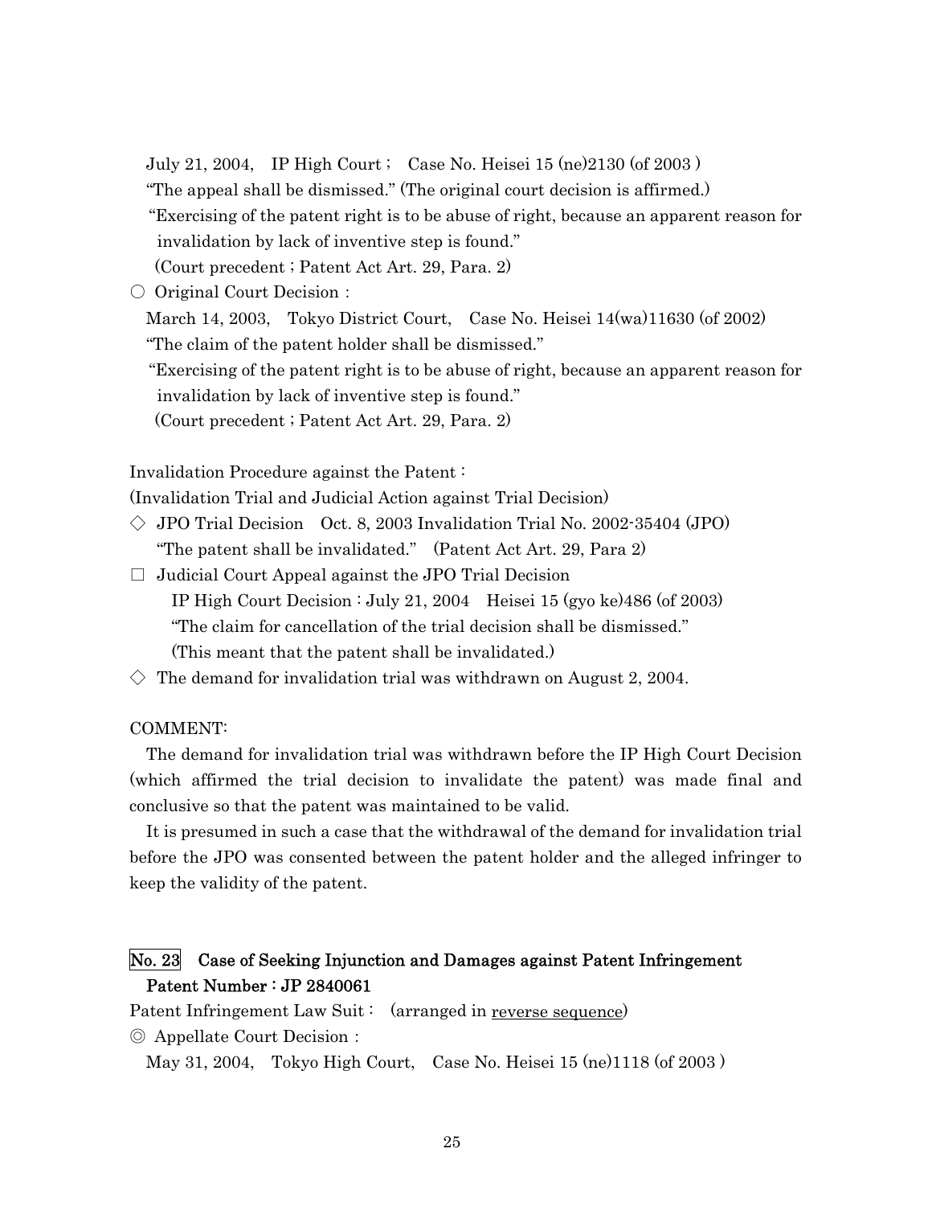July 21, 2004, IP High Court ; Case No. Heisei 15 (ne)2130 (of 2003 )

"The appeal shall be dismissed." (The original court decision is affirmed.)

"Exercising of the patent right is to be abuse of right, because an apparent reason for invalidation by lack of inventive step is found."

(Court precedent ; Patent Act Art. 29, Para. 2)

○ Original Court Decision :

March 14, 2003, Tokyo District Court, Case No. Heisei 14(wa)11630 (of 2002)

"The claim of the patent holder shall be dismissed."

"Exercising of the patent right is to be abuse of right, because an apparent reason for invalidation by lack of inventive step is found."

(Court precedent ; Patent Act Art. 29, Para. 2)

Invalidation Procedure against the Patent :

(Invalidation Trial and Judicial Action against Trial Decision)

◇ JPO Trial Decision Oct. 8, 2003 Invalidation Trial No. 2002-35404 (JPO)

"The patent shall be invalidated." (Patent Act Art. 29, Para 2)

□ Judicial Court Appeal against the JPO Trial Decision

IP High Court Decision : July 21, 2004 Heisei 15 (gyo ke)486 (of 2003)

"The claim for cancellation of the trial decision shall be dismissed."

(This meant that the patent shall be invalidated.)

◇ The demand for invalidation trial was withdrawn on August 2, 2004.

COMMENT:

The demand for invalidation trial was withdrawn before the IP High Court Decision (which affirmed the trial decision to invalidate the patent) was made final and conclusive so that the patent was maintained to be valid.

It is presumed in such a case that the withdrawal of the demand for invalidation trial before the JPO was consented between the patent holder and the alleged infringer to keep the validity of the patent.

## No. 23 Case of Seeking Injunction and Damages against Patent Infringement Patent Number : JP 2840061

Patent Infringement Law Suit : (arranged in reverse sequence)

◎ Appellate Court Decision :

May 31, 2004, Tokyo High Court, Case No. Heisei 15 (ne)1118 (of 2003 )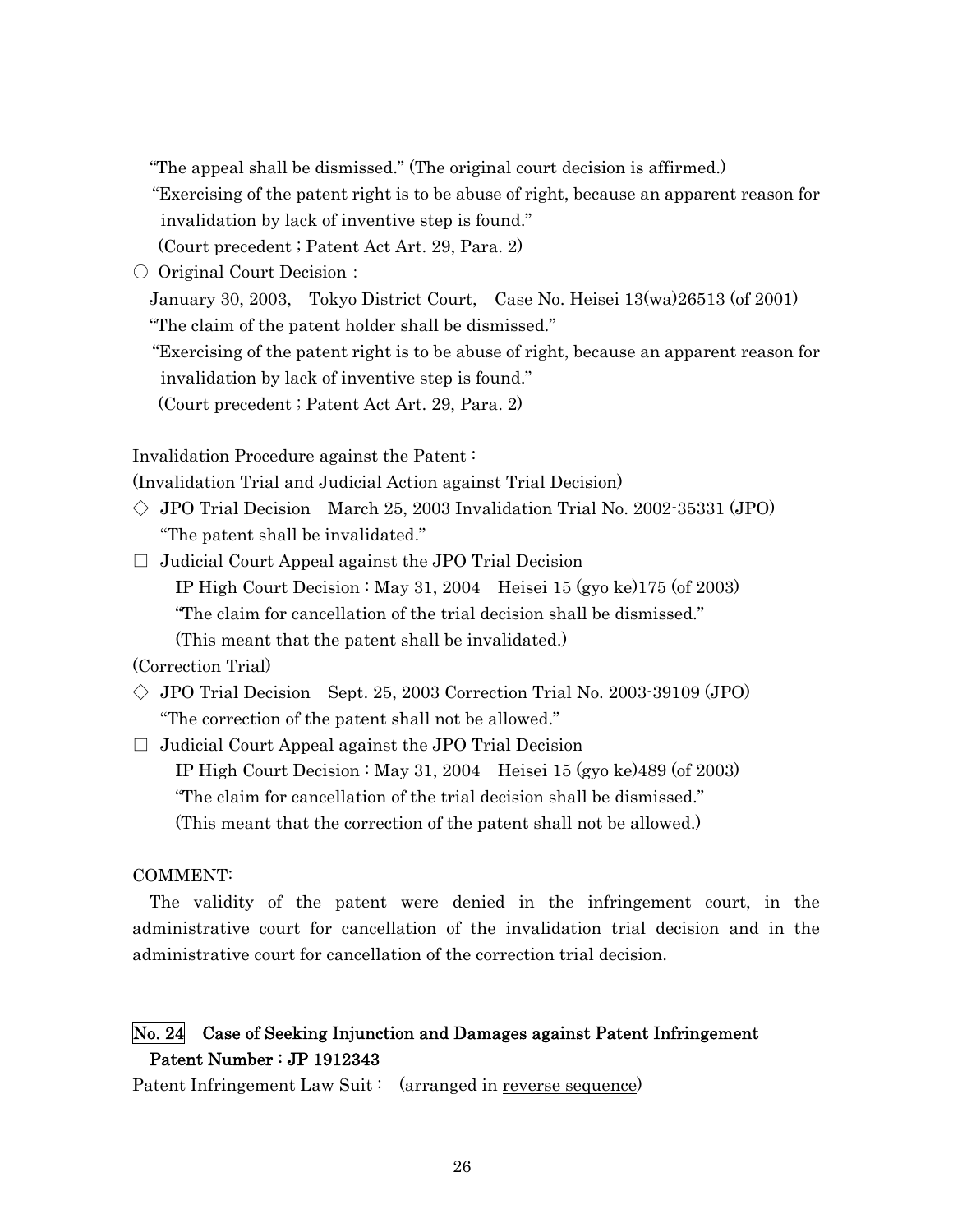"The appeal shall be dismissed." (The original court decision is affirmed.)

"Exercising of the patent right is to be abuse of right, because an apparent reason for invalidation by lack of inventive step is found."

(Court precedent ; Patent Act Art. 29, Para. 2)

○ Original Court Decision :

January 30, 2003, Tokyo District Court, Case No. Heisei 13(wa)26513 (of 2001)

"The claim of the patent holder shall be dismissed."

"Exercising of the patent right is to be abuse of right, because an apparent reason for invalidation by lack of inventive step is found."

(Court precedent ; Patent Act Art. 29, Para. 2)

Invalidation Procedure against the Patent :

(Invalidation Trial and Judicial Action against Trial Decision)

◇ JPO Trial Decision March 25, 2003 Invalidation Trial No. 2002-35331 (JPO)

"The patent shall be invalidated."

□ Judicial Court Appeal against the JPO Trial Decision

IP High Court Decision : May 31, 2004 Heisei 15 (gyo ke)175 (of 2003)

"The claim for cancellation of the trial decision shall be dismissed."

(This meant that the patent shall be invalidated.)

(Correction Trial)

◇ JPO Trial Decision Sept. 25, 2003 Correction Trial No. 2003-39109 (JPO)

"The correction of the patent shall not be allowed."

□ Judicial Court Appeal against the JPO Trial Decision

IP High Court Decision : May 31, 2004 Heisei 15 (gyo ke)489 (of 2003)

"The claim for cancellation of the trial decision shall be dismissed."

(This meant that the correction of the patent shall not be allowed.)

COMMENT:

The validity of the patent were denied in the infringement court, in the administrative court for cancellation of the invalidation trial decision and in the administrative court for cancellation of the correction trial decision.

## No. 24 Case of Seeking Injunction and Damages against Patent Infringement Patent Number : JP 1912343

Patent Infringement Law Suit : (arranged in reverse sequence)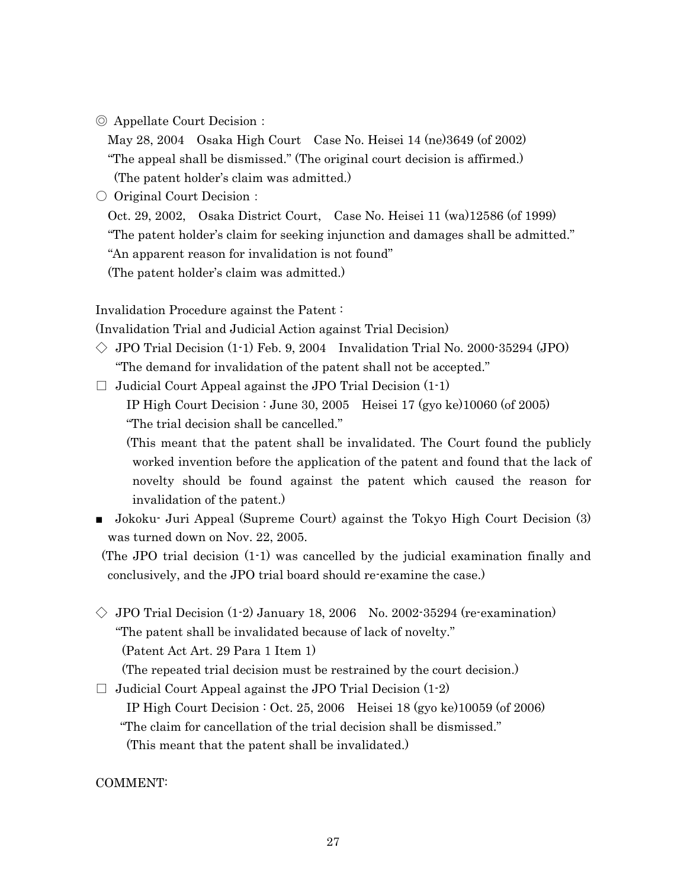◎ Appellate Court Decision：

May 28, 2004　Osaka High Court　Case No. Heisei 14 (ne)3649 (of 2002)

"The appeal shall be dismissed." (The original court decision is affirmed.)

(The patent holder's claim was admitted.)

○ Original Court Decision：

Oct. 29, 2002,　Osaka District Court,　Case No. Heisei 11 (wa)12586 (of 1999)

"The patent holder's claim for seeking injunction and damages shall be admitted."

"An apparent reason for invalidation is not found"

(The patent holder's claim was admitted.)

Invalidation Procedure against the Patent：

(Invalidation Trial and Judicial Action against Trial Decision)

◇ JPO Trial Decision (1-1) Feb. 9, 2004　Invalidation Trial No. 2000-35294 (JPO)

"The demand for invalidation of the patent shall not be accepted."

□ Judicial Court Appeal against the JPO Trial Decision (1-1)

IP High Court Decision：June 30, 2005　Heisei 17 (gyo ke)10060 (of 2005)

"The trial decision shall be cancelled."

(This meant that the patent shall be invalidated. The Court found the publicly worked invention before the application of the patent and found that the lack of novelty should be found against the patent which caused the reason for invalidation of the patent.)

■ Jokoku- Juri Appeal (Supreme Court) against the Tokyo High Court Decision (3) was turned down on Nov. 22, 2005.

(The JPO trial decision (1-1) was cancelled by the judicial examination finally and conclusively, and the JPO trial board should re-examine the case.)

◇ JPO Trial Decision (1-2) January 18, 2006　No. 2002-35294 (re-examination)

"The patent shall be invalidated because of lack of novelty."

(Patent Act Art. 29 Para 1 Item 1)

(The repeated trial decision must be restrained by the court decision.)

□ Judicial Court Appeal against the JPO Trial Decision (1-2)

IP High Court Decision：Oct. 25, 2006　Heisei 18 (gyo ke)10059 (of 2006)

"The claim for cancellation of the trial decision shall be dismissed."

(This meant that the patent shall be invalidated.)

COMMENT: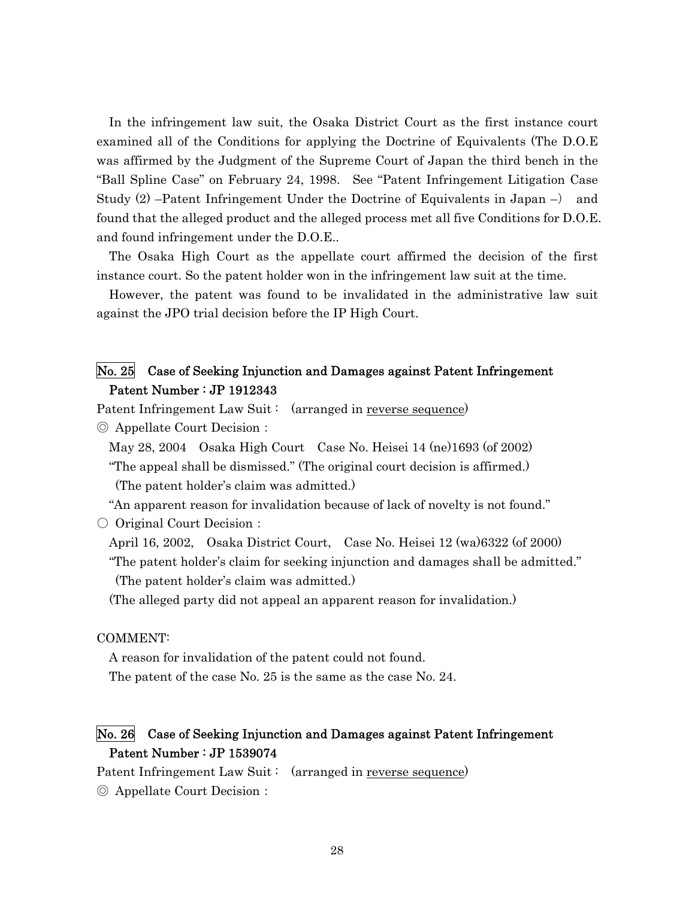In the infringement law suit, the Osaka District Court as the first instance court examined all of the Conditions for applying the Doctrine of Equivalents (The D.O.E was affirmed by the Judgment of the Supreme Court of Japan the third bench in the "Ball Spline Case" on February 24, 1998. See "Patent Infringement Litigation Case Study (2) –Patent Infringement Under the Doctrine of Equivalents in Japan –) and found that the alleged product and the alleged process met all five Conditions for D.O.E. and found infringement under the D.O.E..

The Osaka High Court as the appellate court affirmed the decision of the first instance court. So the patent holder won in the infringement law suit at the time.

However, the patent was found to be invalidated in the administrative law suit against the JPO trial decision before the IP High Court.

## No. 25 Case of Seeking Injunction and Damages against Patent Infringement Patent Number : JP 1912343

Patent Infringement Law Suit : (arranged in <u>reverse sequence</u>)

◎ Appellate Court Decision :

May 28, 2004 Osaka High Court Case No. Heisei 14 (ne)1693 (of 2002)

"The appeal shall be dismissed." (The original court decision is affirmed.)

(The patent holder's claim was admitted.)

"An apparent reason for invalidation because of lack of novelty is not found."

○ Original Court Decision :

April 16, 2002, Osaka District Court, Case No. Heisei 12 (wa)6322 (of 2000)

"The patent holder's claim for seeking injunction and damages shall be admitted."

(The patent holder's claim was admitted.)

(The alleged party did not appeal an apparent reason for invalidation.)

COMMENT:

A reason for invalidation of the patent could not found.

The patent of the case No. 25 is the same as the case No. 24.

## No. 26 Case of Seeking Injunction and Damages against Patent Infringement Patent Number : JP 1539074

Patent Infringement Law Suit : (arranged in <u>reverse sequence</u>)

◎ Appellate Court Decision :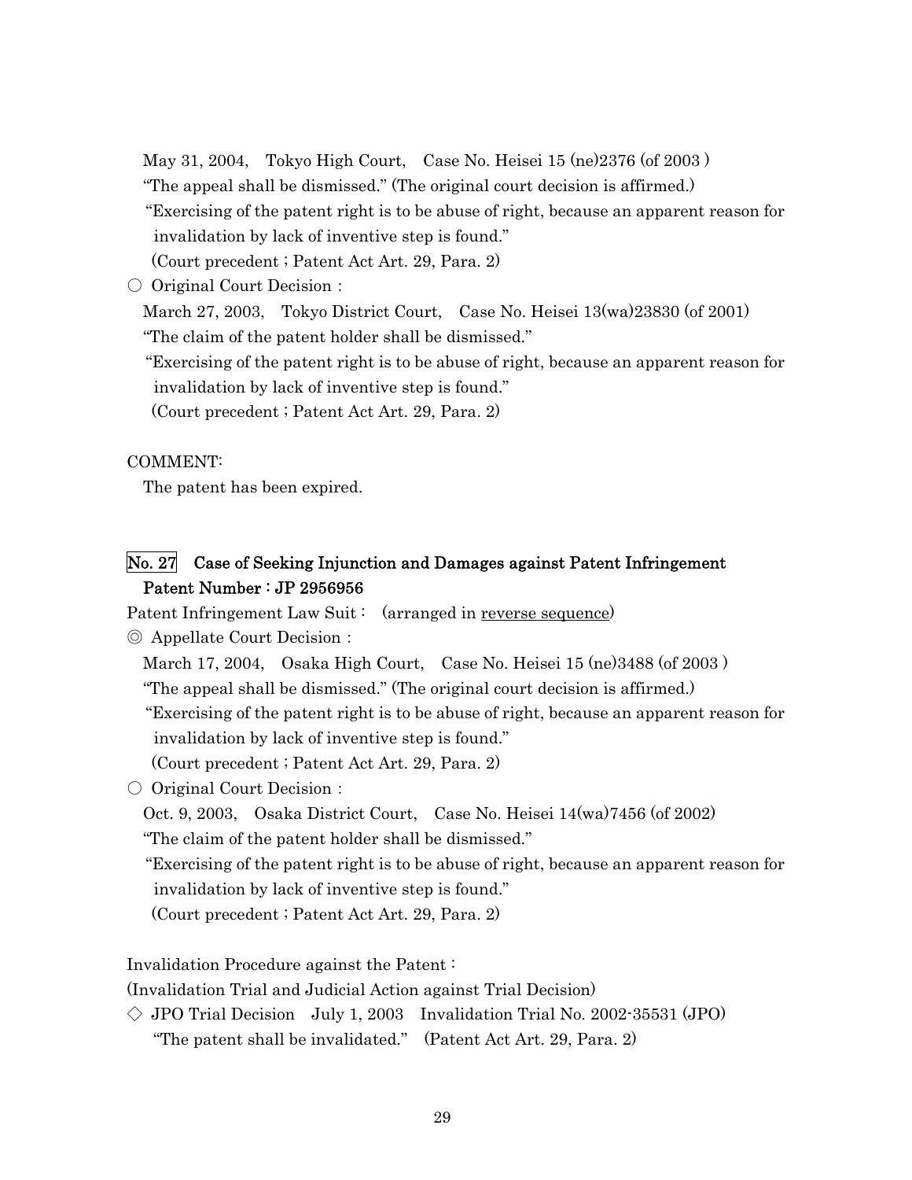May 31, 2004, Tokyo High Court, Case No. Heisei 15 (ne)2376 (of 2003 )
"The appeal shall be dismissed." (The original court decision is affirmed.)
"Exercising of the patent right is to be abuse of right, because an apparent reason for invalidation by lack of inventive step is found."
(Court precedent ; Patent Act Art. 29, Para. 2)

○ Original Court Decision :
March 27, 2003, Tokyo District Court, Case No. Heisei 13(wa)23830 (of 2001)
"The claim of the patent holder shall be dismissed."
"Exercising of the patent right is to be abuse of right, because an apparent reason for invalidation by lack of inventive step is found."
(Court precedent ; Patent Act Art. 29, Para. 2)

COMMENT:
The patent has been expired.

## No. 27 Case of Seeking Injunction and Damages against Patent Infringement Patent Number : JP 2956956

Patent Infringement Law Suit : (arranged in reverse sequence)

◎ Appellate Court Decision :
March 17, 2004, Osaka High Court, Case No. Heisei 15 (ne)3488 (of 2003 )
"The appeal shall be dismissed." (The original court decision is affirmed.)
"Exercising of the patent right is to be abuse of right, because an apparent reason for invalidation by lack of inventive step is found."
(Court precedent ; Patent Act Art. 29, Para. 2)

○ Original Court Decision :
Oct. 9, 2003, Osaka District Court, Case No. Heisei 14(wa)7456 (of 2002)
"The claim of the patent holder shall be dismissed."
"Exercising of the patent right is to be abuse of right, because an apparent reason for invalidation by lack of inventive step is found."
(Court precedent ; Patent Act Art. 29, Para. 2)

Invalidation Procedure against the Patent :
(Invalidation Trial and Judicial Action against Trial Decision)

◇ JPO Trial Decision July 1, 2003 Invalidation Trial No. 2002-35531 (JPO)
"The patent shall be invalidated." (Patent Act Art. 29, Para. 2)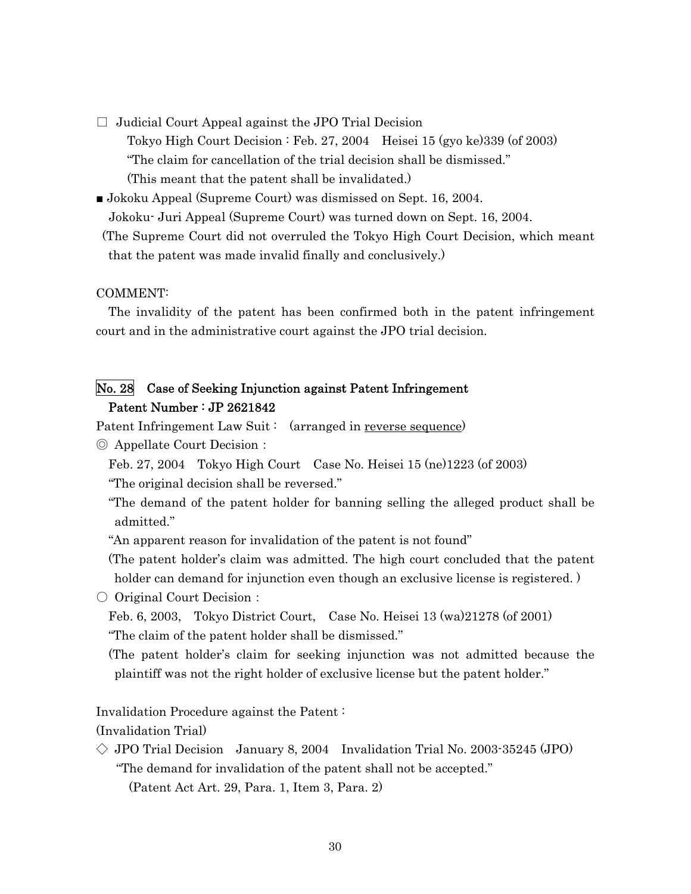□ Judicial Court Appeal against the JPO Trial Decision

Tokyo High Court Decision : Feb. 27, 2004　Heisei 15 (gyo ke)339 (of 2003)

"The claim for cancellation of the trial decision shall be dismissed."

(This meant that the patent shall be invalidated.)

■ Jokoku Appeal (Supreme Court) was dismissed on Sept. 16, 2004.

Jokoku- Juri Appeal (Supreme Court) was turned down on Sept. 16, 2004.

(The Supreme Court did not overruled the Tokyo High Court Decision, which meant that the patent was made invalid finally and conclusively.)

COMMENT:

The invalidity of the patent has been confirmed both in the patent infringement court and in the administrative court against the JPO trial decision.

## No. 28　Case of Seeking Injunction against Patent Infringement
## Patent Number : JP 2621842

Patent Infringement Law Suit :　(arranged in reverse sequence)

◎ Appellate Court Decision :

Feb. 27, 2004　Tokyo High Court　Case No. Heisei 15 (ne)1223 (of 2003)

"The original decision shall be reversed."

"The demand of the patent holder for banning selling the alleged product shall be admitted."

"An apparent reason for invalidation of the patent is not found"

(The patent holder's claim was admitted. The high court concluded that the patent holder can demand for injunction even though an exclusive license is registered. )

○ Original Court Decision :

Feb. 6, 2003,　Tokyo District Court,　Case No. Heisei 13 (wa)21278 (of 2001)

"The claim of the patent holder shall be dismissed."

(The patent holder's claim for seeking injunction was not admitted because the plaintiff was not the right holder of exclusive license but the patent holder."

Invalidation Procedure against the Patent :

(Invalidation Trial)

◇ JPO Trial Decision　January 8, 2004　Invalidation Trial No. 2003-35245 (JPO)

"The demand for invalidation of the patent shall not be accepted."

(Patent Act Art. 29, Para. 1, Item 3, Para. 2)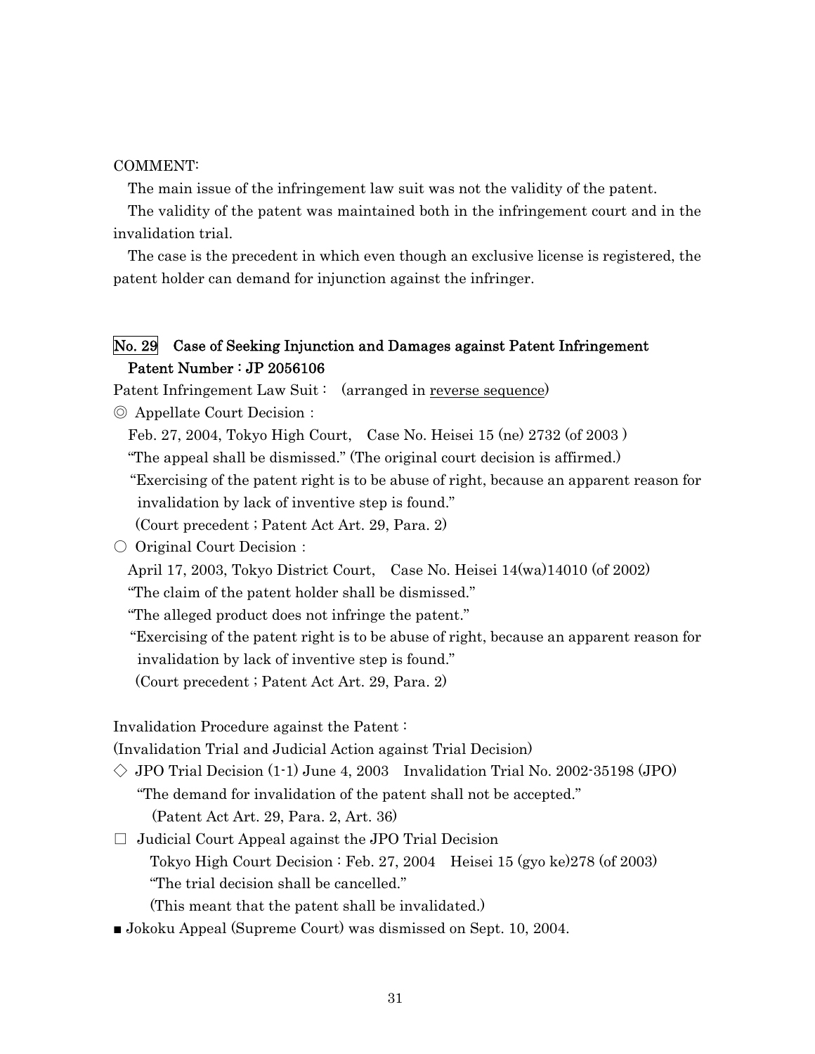COMMENT:

The main issue of the infringement law suit was not the validity of the patent.

The validity of the patent was maintained both in the infringement court and in the invalidation trial.

The case is the precedent in which even though an exclusive license is registered, the patent holder can demand for injunction against the infringer.

## No. 29　Case of Seeking Injunction and Damages against Patent Infringement
## Patent Number : JP 2056106

Patent Infringement Law Suit :　(arranged in <u>reverse sequence</u>)

◎ Appellate Court Decision :

Feb. 27, 2004, Tokyo High Court,　Case No. Heisei 15 (ne) 2732 (of 2003 )

"The appeal shall be dismissed." (The original court decision is affirmed.)

"Exercising of the patent right is to be abuse of right, because an apparent reason for invalidation by lack of inventive step is found."

(Court precedent ; Patent Act Art. 29, Para. 2)

○ Original Court Decision :

April 17, 2003, Tokyo District Court,　Case No. Heisei 14(wa)14010 (of 2002)

"The claim of the patent holder shall be dismissed."

"The alleged product does not infringe the patent."

"Exercising of the patent right is to be abuse of right, because an apparent reason for invalidation by lack of inventive step is found."

(Court precedent ; Patent Act Art. 29, Para. 2)

Invalidation Procedure against the Patent :

(Invalidation Trial and Judicial Action against Trial Decision)

◇ JPO Trial Decision (1-1) June 4, 2003　Invalidation Trial No. 2002-35198 (JPO)

"The demand for invalidation of the patent shall not be accepted."

(Patent Act Art. 29, Para. 2, Art. 36)

□ Judicial Court Appeal against the JPO Trial Decision

Tokyo High Court Decision : Feb. 27, 2004　Heisei 15 (gyo ke)278 (of 2003)

"The trial decision shall be cancelled."

(This meant that the patent shall be invalidated.)

■ Jokoku Appeal (Supreme Court) was dismissed on Sept. 10, 2004.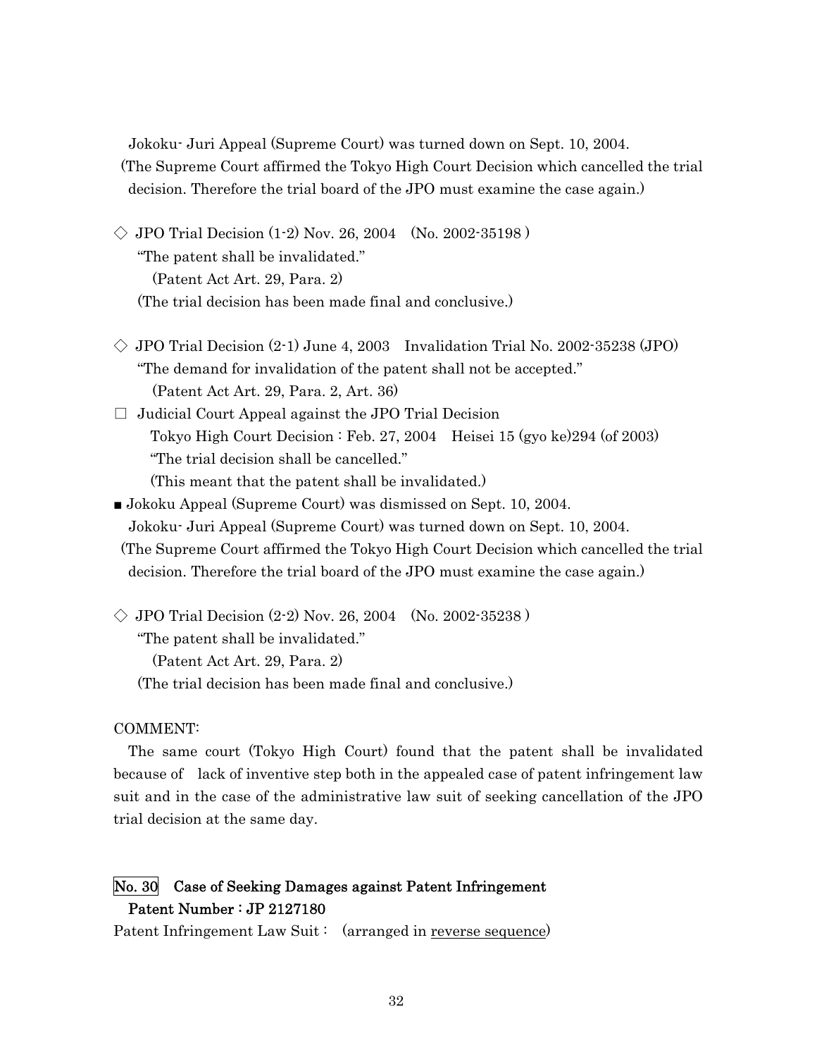Jokoku- Juri Appeal (Supreme Court) was turned down on Sept. 10, 2004.

(The Supreme Court affirmed the Tokyo High Court Decision which cancelled the trial decision. Therefore the trial board of the JPO must examine the case again.)

◇ JPO Trial Decision (1-2) Nov. 26, 2004 (No. 2002-35198 )

"The patent shall be invalidated."

(Patent Act Art. 29, Para. 2)

(The trial decision has been made final and conclusive.)

◇ JPO Trial Decision (2-1) June 4, 2003 Invalidation Trial No. 2002-35238 (JPO)

"The demand for invalidation of the patent shall not be accepted."

(Patent Act Art. 29, Para. 2, Art. 36)

□ Judicial Court Appeal against the JPO Trial Decision

Tokyo High Court Decision : Feb. 27, 2004 Heisei 15 (gyo ke)294 (of 2003)

"The trial decision shall be cancelled."

(This meant that the patent shall be invalidated.)

■ Jokoku Appeal (Supreme Court) was dismissed on Sept. 10, 2004.

Jokoku- Juri Appeal (Supreme Court) was turned down on Sept. 10, 2004.

(The Supreme Court affirmed the Tokyo High Court Decision which cancelled the trial decision. Therefore the trial board of the JPO must examine the case again.)

◇ JPO Trial Decision (2-2) Nov. 26, 2004 (No. 2002-35238 )

"The patent shall be invalidated."

(Patent Act Art. 29, Para. 2)

(The trial decision has been made final and conclusive.)

COMMENT:

The same court (Tokyo High Court) found that the patent shall be invalidated because of lack of inventive step both in the appealed case of patent infringement law suit and in the case of the administrative law suit of seeking cancellation of the JPO trial decision at the same day.

## No. 30 Case of Seeking Damages against Patent Infringement

**Patent Number : JP 2127180**

Patent Infringement Law Suit : (arranged in reverse sequence)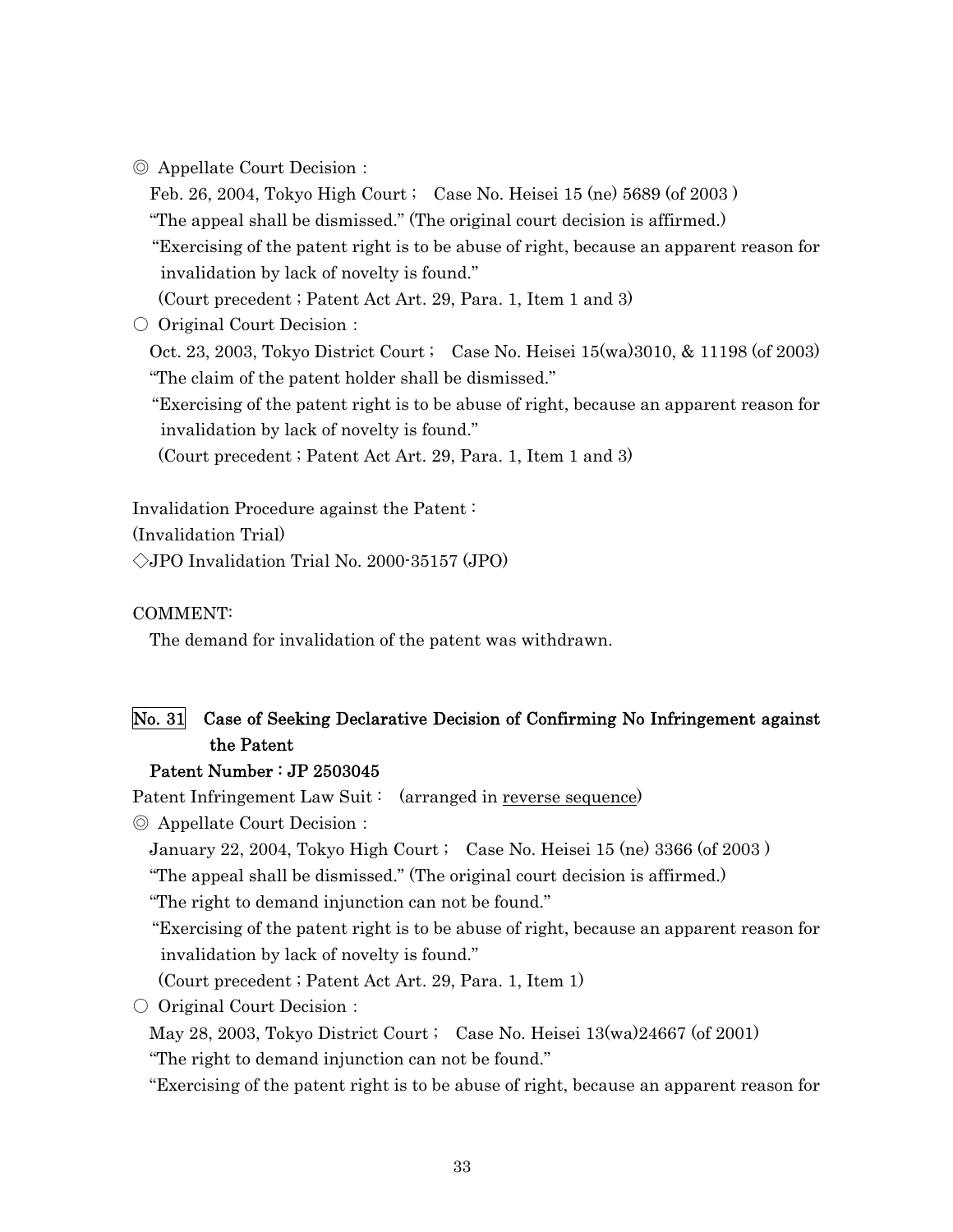◎ Appellate Court Decision :

Feb. 26, 2004, Tokyo High Court ;　Case No. Heisei 15 (ne) 5689 (of 2003 )

"The appeal shall be dismissed." (The original court decision is affirmed.)

"Exercising of the patent right is to be abuse of right, because an apparent reason for invalidation by lack of novelty is found."

(Court precedent ; Patent Act Art. 29, Para. 1, Item 1 and 3)

○ Original Court Decision :

Oct. 23, 2003, Tokyo District Court ;　Case No. Heisei 15(wa)3010, & 11198 (of 2003)

"The claim of the patent holder shall be dismissed."

"Exercising of the patent right is to be abuse of right, because an apparent reason for invalidation by lack of novelty is found."

(Court precedent ; Patent Act Art. 29, Para. 1, Item 1 and 3)

Invalidation Procedure against the Patent :

(Invalidation Trial)

◇JPO Invalidation Trial No. 2000-35157 (JPO)

COMMENT:

The demand for invalidation of the patent was withdrawn.

## No. 31　Case of Seeking Declarative Decision of Confirming No Infringement against the Patent

**Patent Number : JP 2503045**

Patent Infringement Law Suit :　(arranged in reverse sequence)

◎ Appellate Court Decision :

January 22, 2004, Tokyo High Court ;　Case No. Heisei 15 (ne) 3366 (of 2003 )

"The appeal shall be dismissed." (The original court decision is affirmed.)

"The right to demand injunction can not be found."

"Exercising of the patent right is to be abuse of right, because an apparent reason for invalidation by lack of novelty is found."

(Court precedent ; Patent Act Art. 29, Para. 1, Item 1)

○ Original Court Decision :

May 28, 2003, Tokyo District Court ;　Case No. Heisei 13(wa)24667 (of 2001)

"The right to demand injunction can not be found."

"Exercising of the patent right is to be abuse of right, because an apparent reason for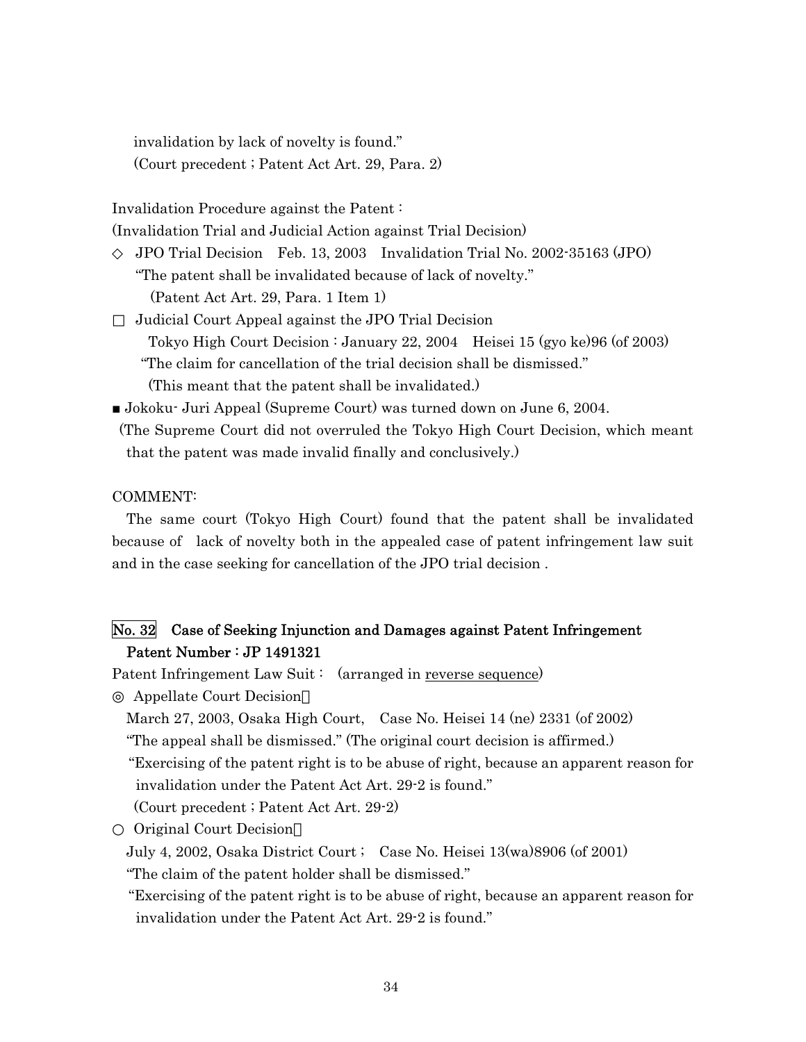invalidation by lack of novelty is found."
(Court precedent ; Patent Act Art. 29, Para. 2)

Invalidation Procedure against the Patent :
(Invalidation Trial and Judicial Action against Trial Decision)

◇ JPO Trial Decision Feb. 13, 2003 Invalidation Trial No. 2002-35163 (JPO)
"The patent shall be invalidated because of lack of novelty."
(Patent Act Art. 29, Para. 1 Item 1)

□ Judicial Court Appeal against the JPO Trial Decision
Tokyo High Court Decision : January 22, 2004 Heisei 15 (gyo ke)96 (of 2003)
"The claim for cancellation of the trial decision shall be dismissed."
(This meant that the patent shall be invalidated.)

■ Jokoku- Juri Appeal (Supreme Court) was turned down on June 6, 2004.
(The Supreme Court did not overruled the Tokyo High Court Decision, which meant that the patent was made invalid finally and conclusively.)

COMMENT:

The same court (Tokyo High Court) found that the patent shall be invalidated because of lack of novelty both in the appealed case of patent infringement law suit and in the case seeking for cancellation of the JPO trial decision .

## No. 32 Case of Seeking Injunction and Damages against Patent Infringement Patent Number : JP 1491321

Patent Infringement Law Suit : (arranged in reverse sequence)

◎ Appellate Court Decision：
March 27, 2003, Osaka High Court, Case No. Heisei 14 (ne) 2331 (of 2002)
"The appeal shall be dismissed." (The original court decision is affirmed.)
"Exercising of the patent right is to be abuse of right, because an apparent reason for invalidation under the Patent Act Art. 29-2 is found."
(Court precedent ; Patent Act Art. 29-2)

○ Original Court Decision：
July 4, 2002, Osaka District Court ; Case No. Heisei 13(wa)8906 (of 2001)
"The claim of the patent holder shall be dismissed."
"Exercising of the patent right is to be abuse of right, because an apparent reason for invalidation under the Patent Act Art. 29-2 is found."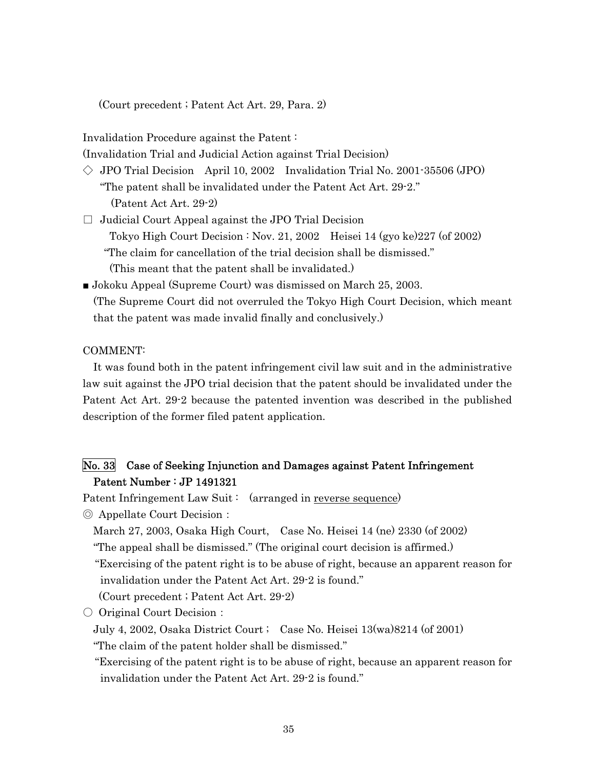(Court precedent ; Patent Act Art. 29, Para. 2)

Invalidation Procedure against the Patent :
(Invalidation Trial and Judicial Action against Trial Decision)

◇ JPO Trial Decision April 10, 2002 Invalidation Trial No. 2001-35506 (JPO)
"The patent shall be invalidated under the Patent Act Art. 29-2."
(Patent Act Art. 29-2)

□ Judicial Court Appeal against the JPO Trial Decision
Tokyo High Court Decision : Nov. 21, 2002 Heisei 14 (gyo ke)227 (of 2002)
"The claim for cancellation of the trial decision shall be dismissed."
(This meant that the patent shall be invalidated.)

■ Jokoku Appeal (Supreme Court) was dismissed on March 25, 2003.
(The Supreme Court did not overruled the Tokyo High Court Decision, which meant that the patent was made invalid finally and conclusively.)

COMMENT:

It was found both in the patent infringement civil law suit and in the administrative law suit against the JPO trial decision that the patent should be invalidated under the Patent Act Art. 29-2 because the patented invention was described in the published description of the former filed patent application.

## No. 33 Case of Seeking Injunction and Damages against Patent Infringement Patent Number : JP 1491321

Patent Infringement Law Suit : (arranged in reverse sequence)

◎ Appellate Court Decision :
March 27, 2003, Osaka High Court, Case No. Heisei 14 (ne) 2330 (of 2002)
"The appeal shall be dismissed." (The original court decision is affirmed.)
"Exercising of the patent right is to be abuse of right, because an apparent reason for invalidation under the Patent Act Art. 29-2 is found."
(Court precedent ; Patent Act Art. 29-2)

○ Original Court Decision :
July 4, 2002, Osaka District Court ; Case No. Heisei 13(wa)8214 (of 2001)
"The claim of the patent holder shall be dismissed."
"Exercising of the patent right is to be abuse of right, because an apparent reason for invalidation under the Patent Act Art. 29-2 is found."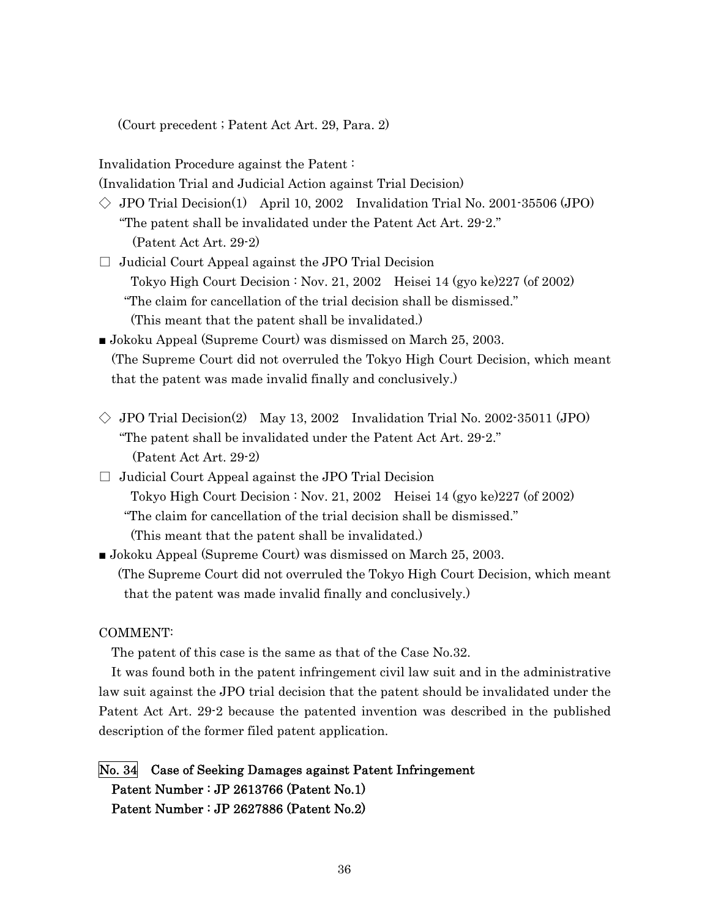(Court precedent ; Patent Act Art. 29, Para. 2)

Invalidation Procedure against the Patent :
(Invalidation Trial and Judicial Action against Trial Decision)

◇ JPO Trial Decision(1) April 10, 2002 Invalidation Trial No. 2001-35506 (JPO)
"The patent shall be invalidated under the Patent Act Art. 29-2."
(Patent Act Art. 29-2)

□ Judicial Court Appeal against the JPO Trial Decision
Tokyo High Court Decision : Nov. 21, 2002 Heisei 14 (gyo ke)227 (of 2002)
"The claim for cancellation of the trial decision shall be dismissed."
(This meant that the patent shall be invalidated.)

■ Jokoku Appeal (Supreme Court) was dismissed on March 25, 2003.
(The Supreme Court did not overruled the Tokyo High Court Decision, which meant that the patent was made invalid finally and conclusively.)

◇ JPO Trial Decision(2) May 13, 2002 Invalidation Trial No. 2002-35011 (JPO)
"The patent shall be invalidated under the Patent Act Art. 29-2."
(Patent Act Art. 29-2)

□ Judicial Court Appeal against the JPO Trial Decision
Tokyo High Court Decision : Nov. 21, 2002 Heisei 14 (gyo ke)227 (of 2002)
"The claim for cancellation of the trial decision shall be dismissed."
(This meant that the patent shall be invalidated.)

■ Jokoku Appeal (Supreme Court) was dismissed on March 25, 2003.
(The Supreme Court did not overruled the Tokyo High Court Decision, which meant that the patent was made invalid finally and conclusively.)

COMMENT:

The patent of this case is the same as that of the Case No.32.

It was found both in the patent infringement civil law suit and in the administrative law suit against the JPO trial decision that the patent should be invalidated under the Patent Act Art. 29-2 because the patented invention was described in the published description of the former filed patent application.

## No. 34 Case of Seeking Damages against Patent Infringement

**Patent Number : JP 2613766 (Patent No.1)**
**Patent Number : JP 2627886 (Patent No.2)**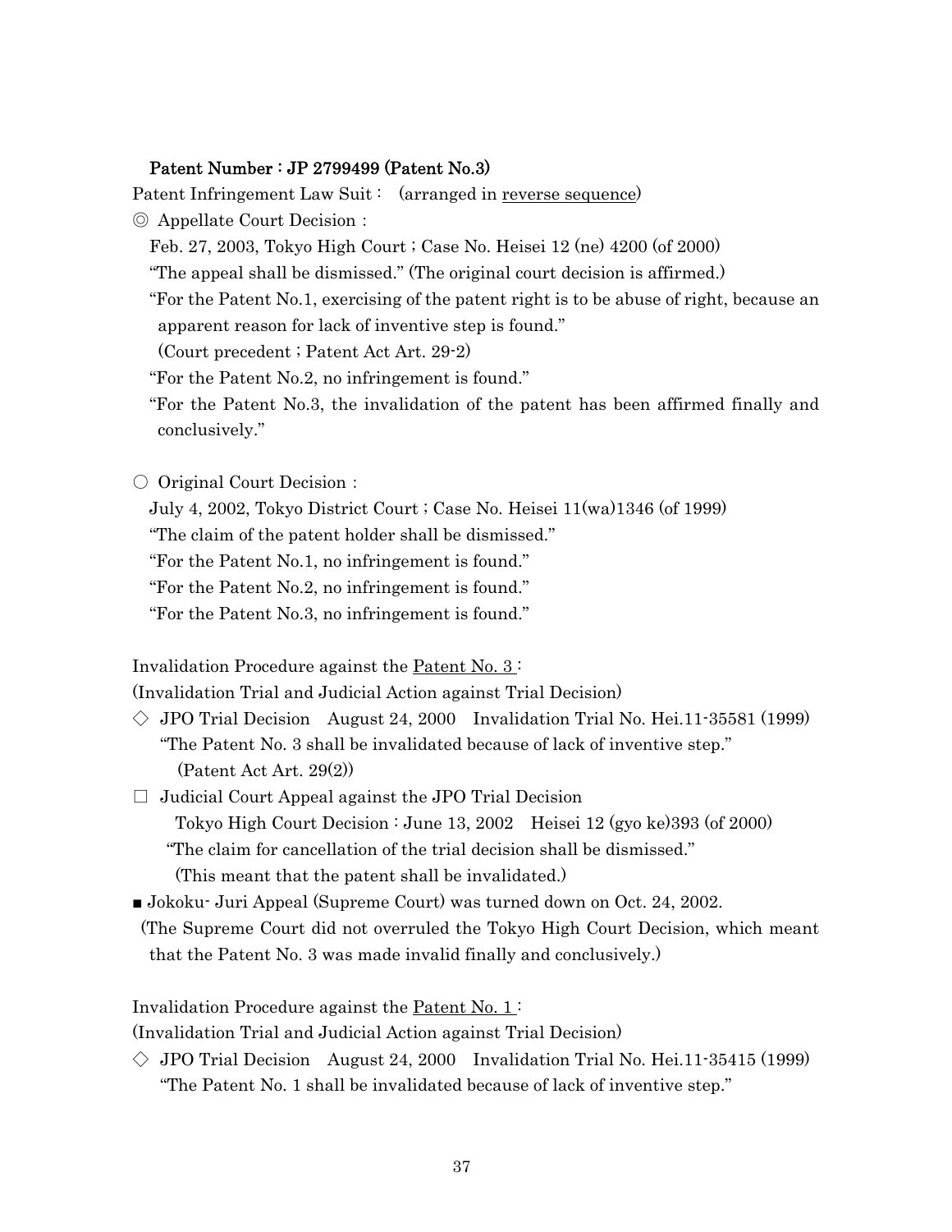**Patent Number : JP 2799499 (Patent No.3)**

Patent Infringement Law Suit :　(arranged in reverse sequence)

◎ Appellate Court Decision :

Feb. 27, 2003, Tokyo High Court ; Case No. Heisei 12 (ne) 4200 (of 2000)

"The appeal shall be dismissed." (The original court decision is affirmed.)

"For the Patent No.1, exercising of the patent right is to be abuse of right, because an apparent reason for lack of inventive step is found."

(Court precedent ; Patent Act Art. 29-2)

"For the Patent No.2, no infringement is found."

"For the Patent No.3, the invalidation of the patent has been affirmed finally and conclusively."

○ Original Court Decision :

July 4, 2002, Tokyo District Court ; Case No. Heisei 11(wa)1346 (of 1999)

"The claim of the patent holder shall be dismissed."

"For the Patent No.1, no infringement is found."

"For the Patent No.2, no infringement is found."

"For the Patent No.3, no infringement is found."

Invalidation Procedure against the Patent No. 3 :

(Invalidation Trial and Judicial Action against Trial Decision)

◇ JPO Trial Decision　August 24, 2000　Invalidation Trial No. Hei.11-35581 (1999)

"The Patent No. 3 shall be invalidated because of lack of inventive step."

(Patent Act Art. 29(2))

□ Judicial Court Appeal against the JPO Trial Decision

Tokyo High Court Decision : June 13, 2002　Heisei 12 (gyo ke)393 (of 2000)

"The claim for cancellation of the trial decision shall be dismissed."

(This meant that the patent shall be invalidated.)

■ Jokoku- Juri Appeal (Supreme Court) was turned down on Oct. 24, 2002.

(The Supreme Court did not overruled the Tokyo High Court Decision, which meant that the Patent No. 3 was made invalid finally and conclusively.)

Invalidation Procedure against the Patent No. 1 :

(Invalidation Trial and Judicial Action against Trial Decision)

◇ JPO Trial Decision　August 24, 2000　Invalidation Trial No. Hei.11-35415 (1999)

"The Patent No. 1 shall be invalidated because of lack of inventive step."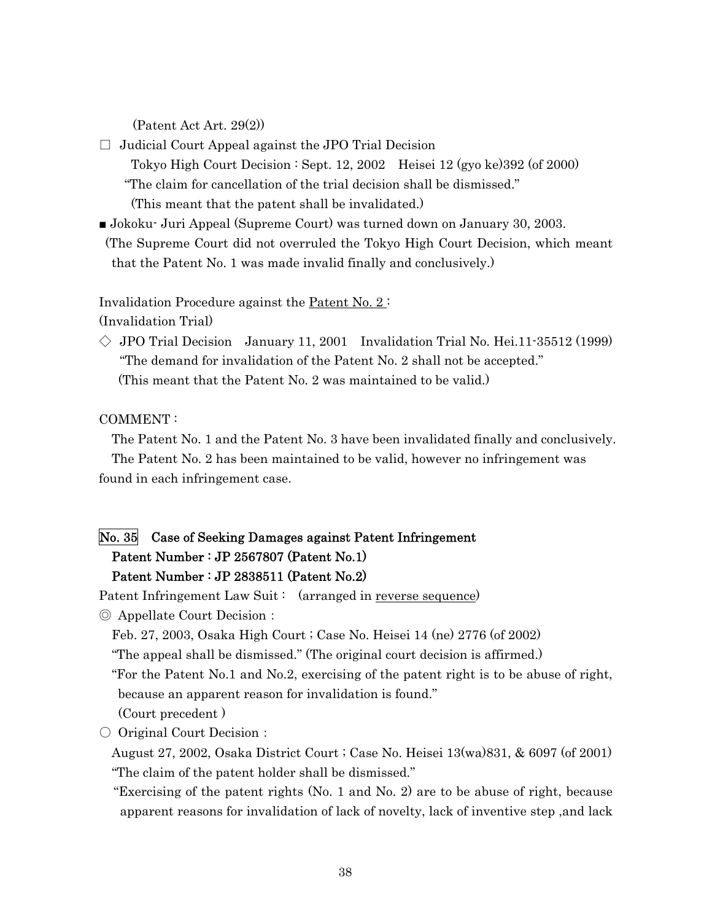(Patent Act Art. 29(2))

□ Judicial Court Appeal against the JPO Trial Decision

Tokyo High Court Decision : Sept. 12, 2002 Heisei 12 (gyo ke)392 (of 2000)

"The claim for cancellation of the trial decision shall be dismissed."

(This meant that the patent shall be invalidated.)

■ Jokoku- Juri Appeal (Supreme Court) was turned down on January 30, 2003.

(The Supreme Court did not overruled the Tokyo High Court Decision, which meant that the Patent No. 1 was made invalid finally and conclusively.)

Invalidation Procedure against the <u>Patent No. 2</u> :

(Invalidation Trial)

◇ JPO Trial Decision January 11, 2001 Invalidation Trial No. Hei.11-35512 (1999)

"The demand for invalidation of the Patent No. 2 shall not be accepted."

(This meant that the Patent No. 2 was maintained to be valid.)

COMMENT :

The Patent No. 1 and the Patent No. 3 have been invalidated finally and conclusively.

The Patent No. 2 has been maintained to be valid, however no infringement was found in each infringement case.

## No. 35 Case of Seeking Damages against Patent Infringement

**Patent Number : JP 2567807 (Patent No.1)**

**Patent Number : JP 2838511 (Patent No.2)**

Patent Infringement Law Suit : (arranged in <u>reverse sequence</u>)

◎ Appellate Court Decision :

Feb. 27, 2003, Osaka High Court ; Case No. Heisei 14 (ne) 2776 (of 2002)

"The appeal shall be dismissed." (The original court decision is affirmed.)

"For the Patent No.1 and No.2, exercising of the patent right is to be abuse of right, because an apparent reason for invalidation is found."

(Court precedent )

○ Original Court Decision :

August 27, 2002, Osaka District Court ; Case No. Heisei 13(wa)831, & 6097 (of 2001)

"The claim of the patent holder shall be dismissed."

"Exercising of the patent rights (No. 1 and No. 2) are to be abuse of right, because apparent reasons for invalidation of lack of novelty, lack of inventive step ,and lack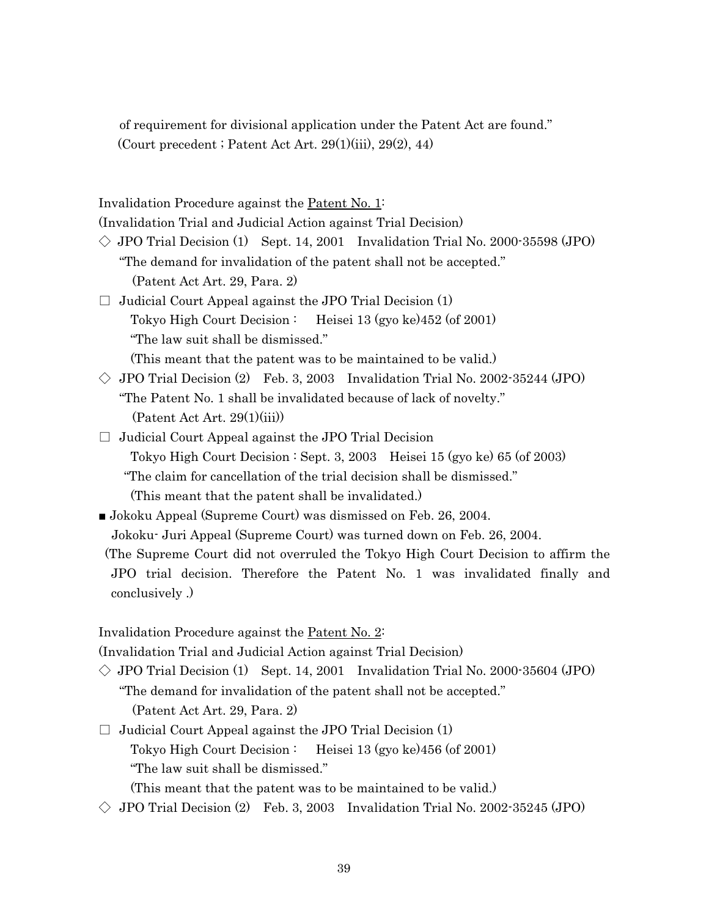of requirement for divisional application under the Patent Act are found."
(Court precedent ; Patent Act Art. 29(1)(iii), 29(2), 44)

Invalidation Procedure against the Patent No. 1:
(Invalidation Trial and Judicial Action against Trial Decision)

◇ JPO Trial Decision (1) Sept. 14, 2001 Invalidation Trial No. 2000-35598 (JPO)
"The demand for invalidation of the patent shall not be accepted."
(Patent Act Art. 29, Para. 2)

□ Judicial Court Appeal against the JPO Trial Decision (1)
Tokyo High Court Decision : Heisei 13 (gyo ke)452 (of 2001)
"The law suit shall be dismissed."
(This meant that the patent was to be maintained to be valid.)

◇ JPO Trial Decision (2) Feb. 3, 2003 Invalidation Trial No. 2002-35244 (JPO)
"The Patent No. 1 shall be invalidated because of lack of novelty."
(Patent Act Art. 29(1)(iii))

□ Judicial Court Appeal against the JPO Trial Decision
Tokyo High Court Decision : Sept. 3, 2003 Heisei 15 (gyo ke) 65 (of 2003)
"The claim for cancellation of the trial decision shall be dismissed."
(This meant that the patent shall be invalidated.)

■ Jokoku Appeal (Supreme Court) was dismissed on Feb. 26, 2004.
Jokoku- Juri Appeal (Supreme Court) was turned down on Feb. 26, 2004.
(The Supreme Court did not overruled the Tokyo High Court Decision to affirm the JPO trial decision. Therefore the Patent No. 1 was invalidated finally and conclusively .)

Invalidation Procedure against the Patent No. 2:
(Invalidation Trial and Judicial Action against Trial Decision)

◇ JPO Trial Decision (1) Sept. 14, 2001 Invalidation Trial No. 2000-35604 (JPO)
"The demand for invalidation of the patent shall not be accepted."
(Patent Act Art. 29, Para. 2)

□ Judicial Court Appeal against the JPO Trial Decision (1)
Tokyo High Court Decision : Heisei 13 (gyo ke)456 (of 2001)
"The law suit shall be dismissed."
(This meant that the patent was to be maintained to be valid.)

◇ JPO Trial Decision (2) Feb. 3, 2003 Invalidation Trial No. 2002-35245 (JPO)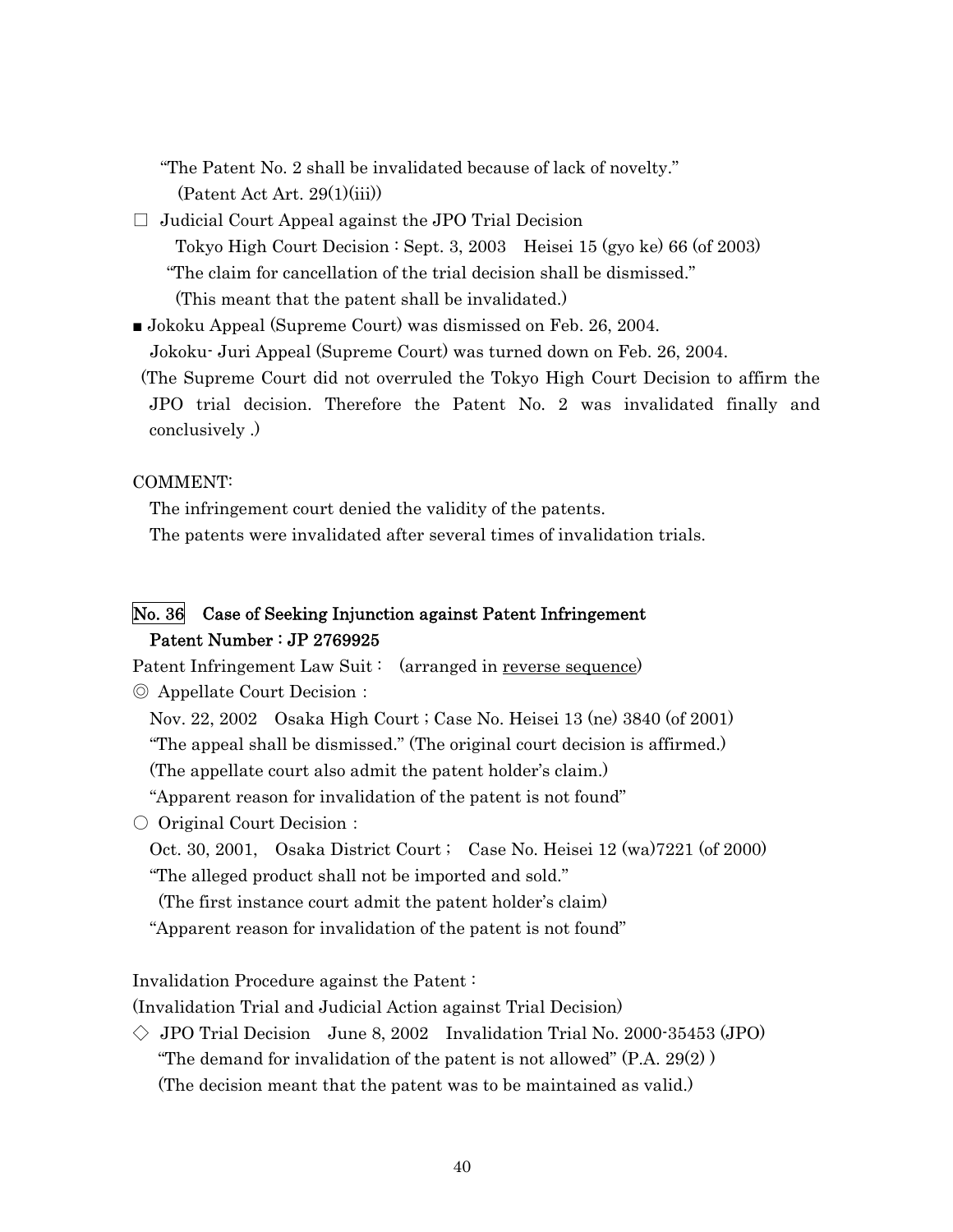"The Patent No. 2 shall be invalidated because of lack of novelty."
(Patent Act Art. 29(1)(iii))

□ Judicial Court Appeal against the JPO Trial Decision
Tokyo High Court Decision : Sept. 3, 2003 Heisei 15 (gyo ke) 66 (of 2003)
"The claim for cancellation of the trial decision shall be dismissed."
(This meant that the patent shall be invalidated.)

■ Jokoku Appeal (Supreme Court) was dismissed on Feb. 26, 2004.
Jokoku- Juri Appeal (Supreme Court) was turned down on Feb. 26, 2004.
(The Supreme Court did not overruled the Tokyo High Court Decision to affirm the JPO trial decision. Therefore the Patent No. 2 was invalidated finally and conclusively .)

COMMENT:
The infringement court denied the validity of the patents.
The patents were invalidated after several times of invalidation trials.

## No. 36 Case of Seeking Injunction against Patent Infringement Patent Number : JP 2769925

Patent Infringement Law Suit : (arranged in <u>reverse sequence</u>)

◎ Appellate Court Decision :
Nov. 22, 2002 Osaka High Court ; Case No. Heisei 13 (ne) 3840 (of 2001)
"The appeal shall be dismissed." (The original court decision is affirmed.)
(The appellate court also admit the patent holder's claim.)
"Apparent reason for invalidation of the patent is not found"

○ Original Court Decision :
Oct. 30, 2001, Osaka District Court ; Case No. Heisei 12 (wa)7221 (of 2000)
"The alleged product shall not be imported and sold."
(The first instance court admit the patent holder's claim)
"Apparent reason for invalidation of the patent is not found"

Invalidation Procedure against the Patent :
(Invalidation Trial and Judicial Action against Trial Decision)

◇ JPO Trial Decision June 8, 2002 Invalidation Trial No. 2000-35453 (JPO)
"The demand for invalidation of the patent is not allowed" (P.A. 29(2) )
(The decision meant that the patent was to be maintained as valid.)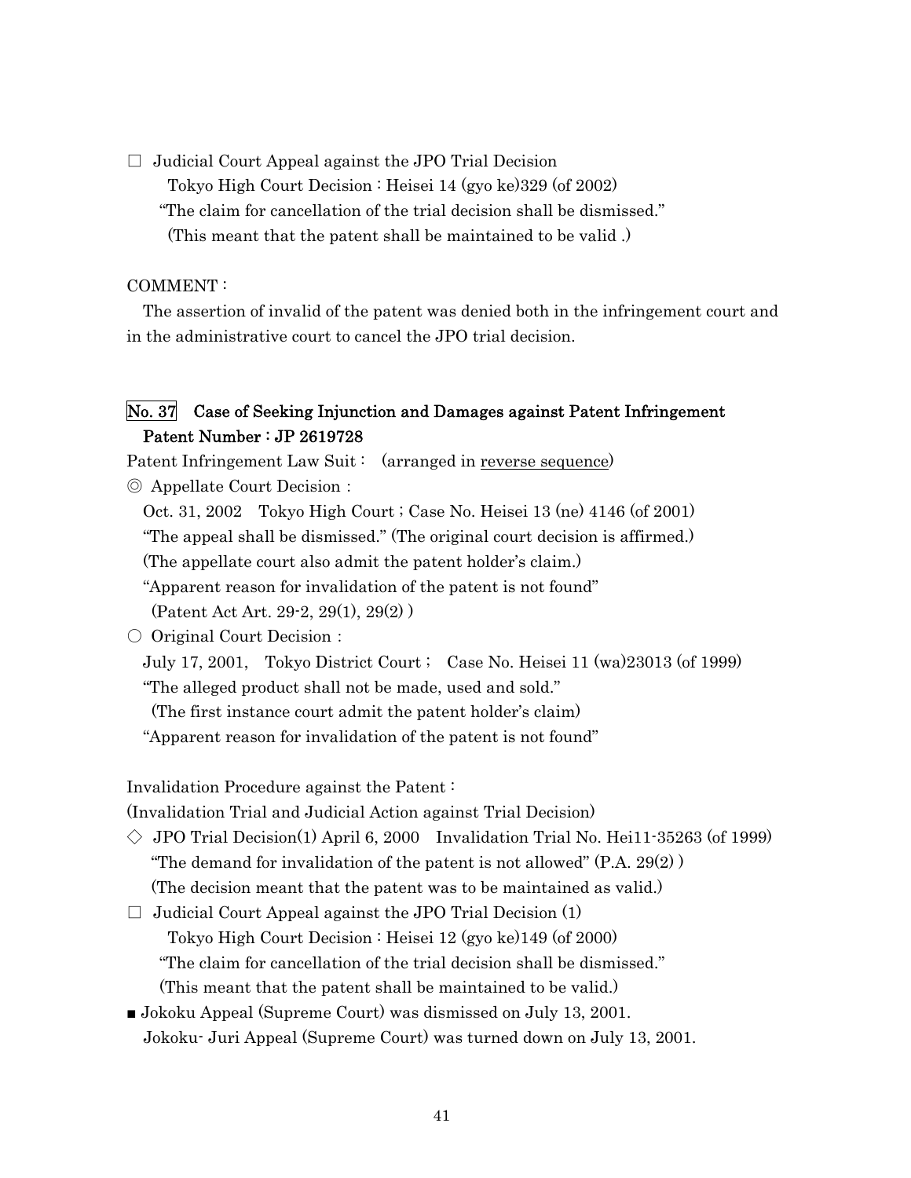□ Judicial Court Appeal against the JPO Trial Decision

Tokyo High Court Decision : Heisei 14 (gyo ke)329 (of 2002)

"The claim for cancellation of the trial decision shall be dismissed."

(This meant that the patent shall be maintained to be valid .)

COMMENT :

The assertion of invalid of the patent was denied both in the infringement court and in the administrative court to cancel the JPO trial decision.

## No. 37 Case of Seeking Injunction and Damages against Patent Infringement Patent Number : JP 2619728

Patent Infringement Law Suit : (arranged in reverse sequence)

◎ Appellate Court Decision :

Oct. 31, 2002 Tokyo High Court ; Case No. Heisei 13 (ne) 4146 (of 2001)

"The appeal shall be dismissed." (The original court decision is affirmed.)

(The appellate court also admit the patent holder's claim.)

"Apparent reason for invalidation of the patent is not found"

(Patent Act Art. 29-2, 29(1), 29(2) )

○ Original Court Decision :

July 17, 2001, Tokyo District Court ; Case No. Heisei 11 (wa)23013 (of 1999)

"The alleged product shall not be made, used and sold."

(The first instance court admit the patent holder's claim)

"Apparent reason for invalidation of the patent is not found"

Invalidation Procedure against the Patent :

(Invalidation Trial and Judicial Action against Trial Decision)

◇ JPO Trial Decision(1) April 6, 2000 Invalidation Trial No. Hei11-35263 (of 1999)

"The demand for invalidation of the patent is not allowed" (P.A. 29(2) )

(The decision meant that the patent was to be maintained as valid.)

□ Judicial Court Appeal against the JPO Trial Decision (1)

Tokyo High Court Decision : Heisei 12 (gyo ke)149 (of 2000)

"The claim for cancellation of the trial decision shall be dismissed."

(This meant that the patent shall be maintained to be valid.)

■ Jokoku Appeal (Supreme Court) was dismissed on July 13, 2001.

Jokoku- Juri Appeal (Supreme Court) was turned down on July 13, 2001.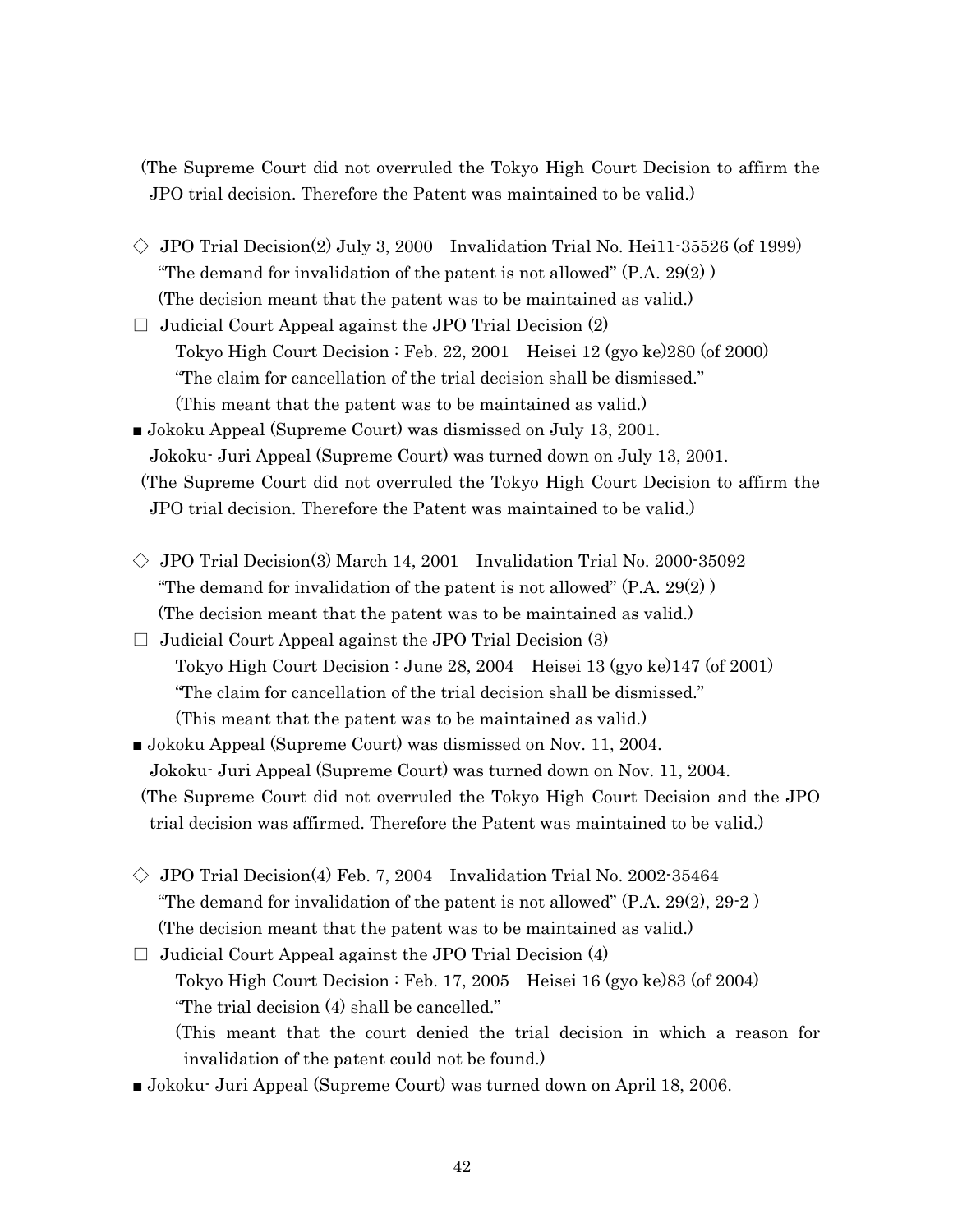(The Supreme Court did not overruled the Tokyo High Court Decision to affirm the JPO trial decision. Therefore the Patent was maintained to be valid.)

◇ JPO Trial Decision(2) July 3, 2000 Invalidation Trial No. Hei11-35526 (of 1999)
"The demand for invalidation of the patent is not allowed" (P.A. 29(2) )
(The decision meant that the patent was to be maintained as valid.)

□ Judicial Court Appeal against the JPO Trial Decision (2)
Tokyo High Court Decision : Feb. 22, 2001 Heisei 12 (gyo ke)280 (of 2000)
"The claim for cancellation of the trial decision shall be dismissed."
(This meant that the patent was to be maintained as valid.)

■ Jokoku Appeal (Supreme Court) was dismissed on July 13, 2001.
Jokoku- Juri Appeal (Supreme Court) was turned down on July 13, 2001.
(The Supreme Court did not overruled the Tokyo High Court Decision to affirm the JPO trial decision. Therefore the Patent was maintained to be valid.)

◇ JPO Trial Decision(3) March 14, 2001 Invalidation Trial No. 2000-35092
"The demand for invalidation of the patent is not allowed" (P.A. 29(2) )
(The decision meant that the patent was to be maintained as valid.)

□ Judicial Court Appeal against the JPO Trial Decision (3)
Tokyo High Court Decision : June 28, 2004 Heisei 13 (gyo ke)147 (of 2001)
"The claim for cancellation of the trial decision shall be dismissed."
(This meant that the patent was to be maintained as valid.)

■ Jokoku Appeal (Supreme Court) was dismissed on Nov. 11, 2004.
Jokoku- Juri Appeal (Supreme Court) was turned down on Nov. 11, 2004.
(The Supreme Court did not overruled the Tokyo High Court Decision and the JPO trial decision was affirmed. Therefore the Patent was maintained to be valid.)

◇ JPO Trial Decision(4) Feb. 7, 2004 Invalidation Trial No. 2002-35464
"The demand for invalidation of the patent is not allowed" (P.A. 29(2), 29-2 )
(The decision meant that the patent was to be maintained as valid.)

□ Judicial Court Appeal against the JPO Trial Decision (4)
Tokyo High Court Decision : Feb. 17, 2005 Heisei 16 (gyo ke)83 (of 2004)
"The trial decision (4) shall be cancelled."
(This meant that the court denied the trial decision in which a reason for invalidation of the patent could not be found.)

■ Jokoku- Juri Appeal (Supreme Court) was turned down on April 18, 2006.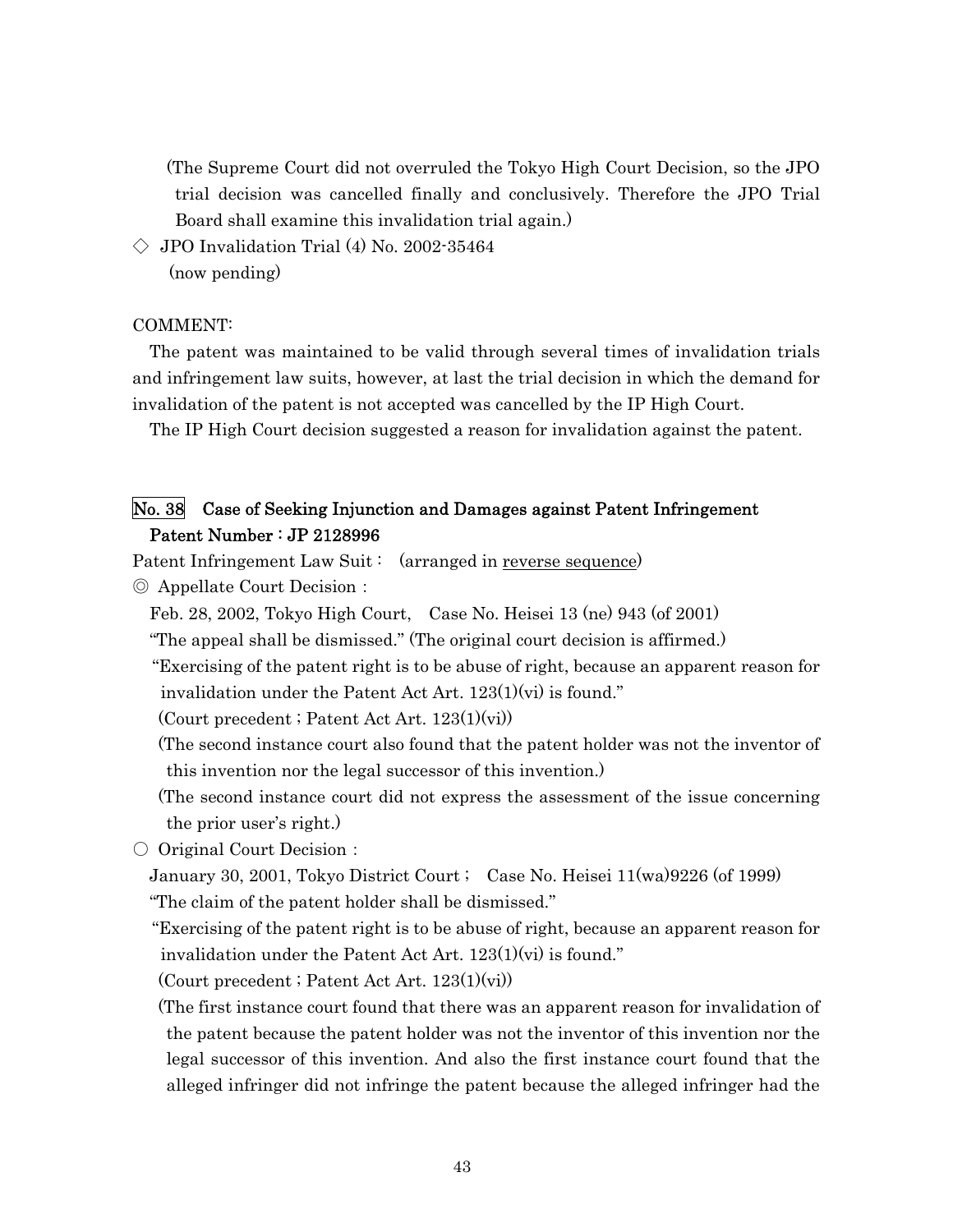(The Supreme Court did not overruled the Tokyo High Court Decision, so the JPO trial decision was cancelled finally and conclusively. Therefore the JPO Trial Board shall examine this invalidation trial again.)

◇ JPO Invalidation Trial (4) No. 2002-35464
(now pending)

COMMENT:

The patent was maintained to be valid through several times of invalidation trials and infringement law suits, however, at last the trial decision in which the demand for invalidation of the patent is not accepted was cancelled by the IP High Court.

The IP High Court decision suggested a reason for invalidation against the patent.

## No. 38 Case of Seeking Injunction and Damages against Patent Infringement Patent Number : JP 2128996

Patent Infringement Law Suit : (arranged in <u>reverse sequence</u>)

◎ Appellate Court Decision :

Feb. 28, 2002, Tokyo High Court, Case No. Heisei 13 (ne) 943 (of 2001)

"The appeal shall be dismissed." (The original court decision is affirmed.)

"Exercising of the patent right is to be abuse of right, because an apparent reason for invalidation under the Patent Act Art. 123(1)(vi) is found."

(Court precedent ; Patent Act Art. 123(1)(vi))

(The second instance court also found that the patent holder was not the inventor of this invention nor the legal successor of this invention.)

(The second instance court did not express the assessment of the issue concerning the prior user's right.)

○ Original Court Decision :

January 30, 2001, Tokyo District Court ; Case No. Heisei 11(wa)9226 (of 1999)

"The claim of the patent holder shall be dismissed."

"Exercising of the patent right is to be abuse of right, because an apparent reason for invalidation under the Patent Act Art. 123(1)(vi) is found."

(Court precedent ; Patent Act Art. 123(1)(vi))

(The first instance court found that there was an apparent reason for invalidation of the patent because the patent holder was not the inventor of this invention nor the legal successor of this invention. And also the first instance court found that the alleged infringer did not infringe the patent because the alleged infringer had the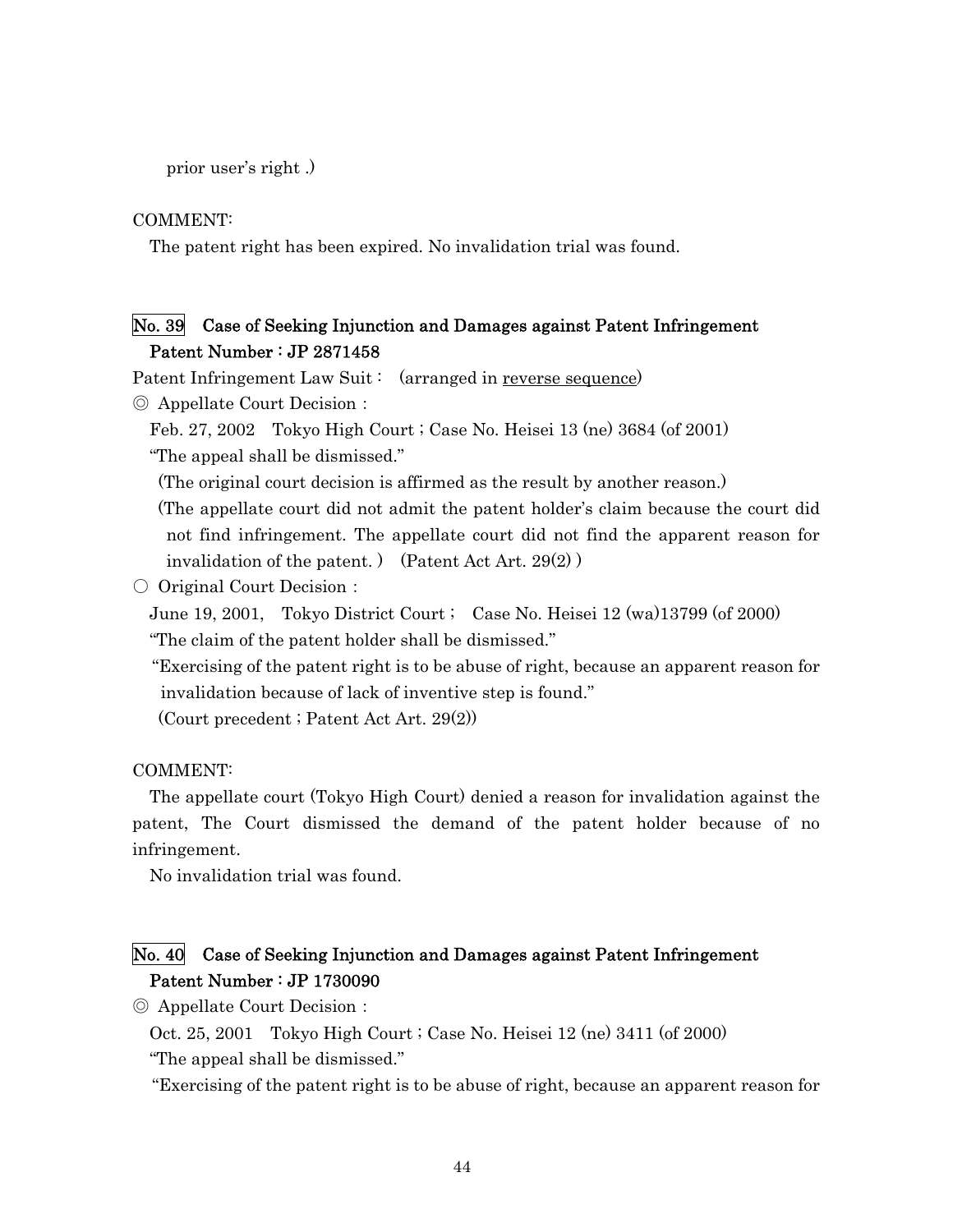prior user's right .)

COMMENT:

The patent right has been expired. No invalidation trial was found.

## No. 39 Case of Seeking Injunction and Damages against Patent Infringement Patent Number : JP 2871458

Patent Infringement Law Suit : (arranged in reverse sequence)

◎ Appellate Court Decision :

Feb. 27, 2002 Tokyo High Court ; Case No. Heisei 13 (ne) 3684 (of 2001)

"The appeal shall be dismissed."

(The original court decision is affirmed as the result by another reason.)

(The appellate court did not admit the patent holder's claim because the court did not find infringement. The appellate court did not find the apparent reason for invalidation of the patent. ) (Patent Act Art. 29(2) )

○ Original Court Decision :

June 19, 2001, Tokyo District Court ; Case No. Heisei 12 (wa)13799 (of 2000)

"The claim of the patent holder shall be dismissed."

"Exercising of the patent right is to be abuse of right, because an apparent reason for invalidation because of lack of inventive step is found."

(Court precedent ; Patent Act Art. 29(2))

COMMENT:

The appellate court (Tokyo High Court) denied a reason for invalidation against the patent, The Court dismissed the demand of the patent holder because of no infringement.

No invalidation trial was found.

## No. 40 Case of Seeking Injunction and Damages against Patent Infringement Patent Number : JP 1730090

◎ Appellate Court Decision :

Oct. 25, 2001 Tokyo High Court ; Case No. Heisei 12 (ne) 3411 (of 2000)

"The appeal shall be dismissed."

"Exercising of the patent right is to be abuse of right, because an apparent reason for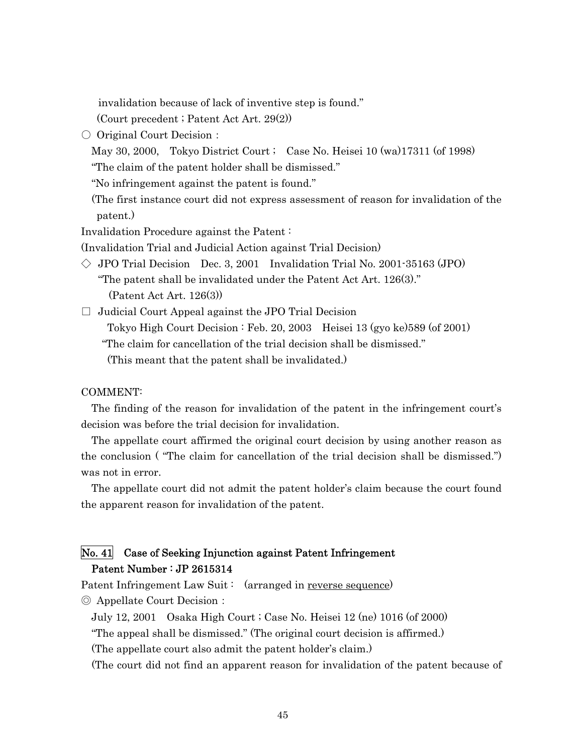invalidation because of lack of inventive step is found."

(Court precedent ; Patent Act Art. 29(2))

○ Original Court Decision :

May 30, 2000, Tokyo District Court ; Case No. Heisei 10 (wa)17311 (of 1998)

"The claim of the patent holder shall be dismissed."

"No infringement against the patent is found."

(The first instance court did not express assessment of reason for invalidation of the patent.)

Invalidation Procedure against the Patent :

(Invalidation Trial and Judicial Action against Trial Decision)

◇ JPO Trial Decision Dec. 3, 2001 Invalidation Trial No. 2001-35163 (JPO)

"The patent shall be invalidated under the Patent Act Art. 126(3)."

(Patent Act Art. 126(3))

□ Judicial Court Appeal against the JPO Trial Decision

Tokyo High Court Decision : Feb. 20, 2003 Heisei 13 (gyo ke)589 (of 2001)

"The claim for cancellation of the trial decision shall be dismissed."

(This meant that the patent shall be invalidated.)

COMMENT:

The finding of the reason for invalidation of the patent in the infringement court's decision was before the trial decision for invalidation.

The appellate court affirmed the original court decision by using another reason as the conclusion ( "The claim for cancellation of the trial decision shall be dismissed.") was not in error.

The appellate court did not admit the patent holder's claim because the court found the apparent reason for invalidation of the patent.

## No. 41 Case of Seeking Injunction against Patent Infringement

## Patent Number : JP 2615314

Patent Infringement Law Suit : (arranged in reverse sequence)

◎ Appellate Court Decision :

July 12, 2001 Osaka High Court ; Case No. Heisei 12 (ne) 1016 (of 2000)

"The appeal shall be dismissed." (The original court decision is affirmed.)

(The appellate court also admit the patent holder's claim.)

(The court did not find an apparent reason for invalidation of the patent because of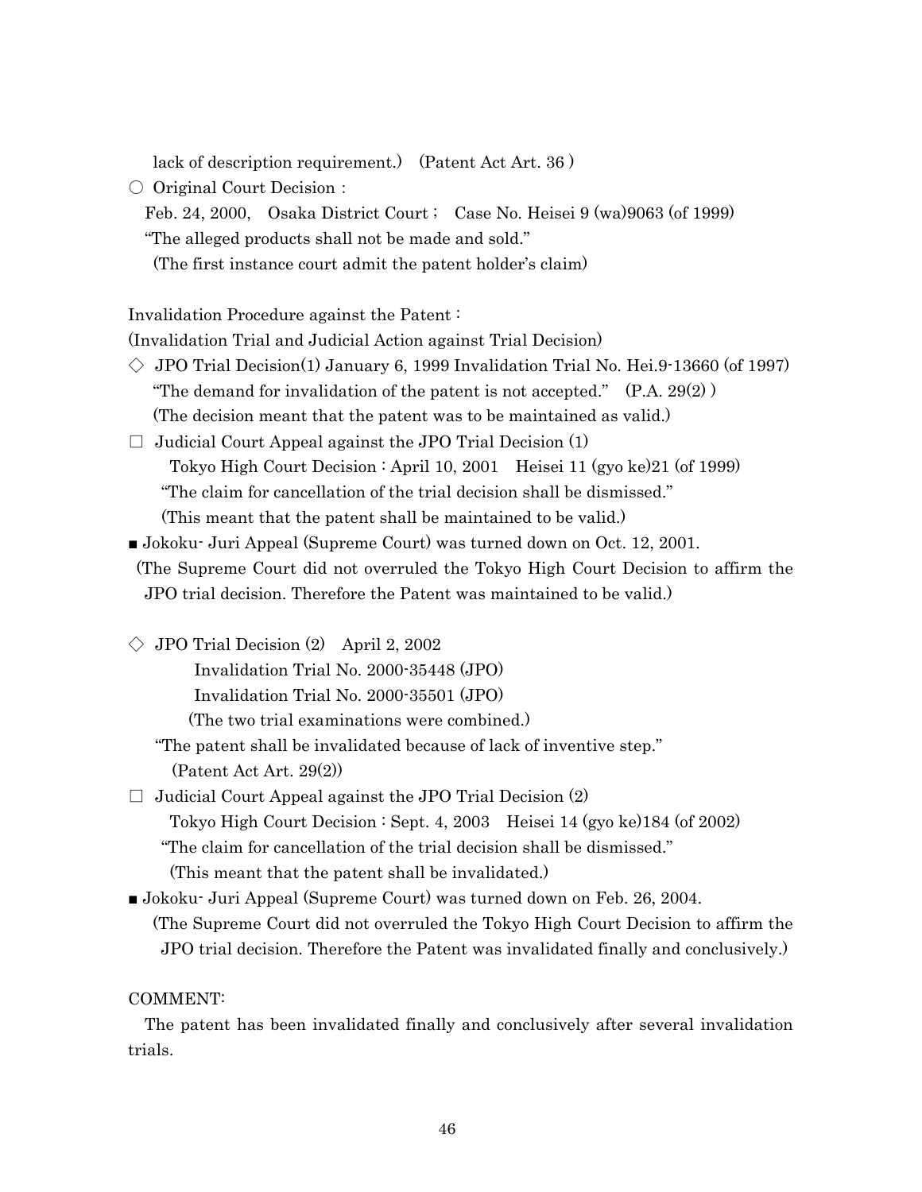lack of description requirement.)　(Patent Act Art. 36 )

○ Original Court Decision :

Feb. 24, 2000,　Osaka District Court ;　Case No. Heisei 9 (wa)9063 (of 1999)

"The alleged products shall not be made and sold."

(The first instance court admit the patent holder's claim)

Invalidation Procedure against the Patent :

(Invalidation Trial and Judicial Action against Trial Decision)

◇ JPO Trial Decision(1) January 6, 1999 Invalidation Trial No. Hei.9-13660 (of 1997)

"The demand for invalidation of the patent is not accepted."　(P.A. 29(2) )

(The decision meant that the patent was to be maintained as valid.)

□ Judicial Court Appeal against the JPO Trial Decision (1)

Tokyo High Court Decision : April 10, 2001　Heisei 11 (gyo ke)21 (of 1999)

"The claim for cancellation of the trial decision shall be dismissed."

(This meant that the patent shall be maintained to be valid.)

■ Jokoku- Juri Appeal (Supreme Court) was turned down on Oct. 12, 2001.

(The Supreme Court did not overruled the Tokyo High Court Decision to affirm the JPO trial decision. Therefore the Patent was maintained to be valid.)

◇ JPO Trial Decision (2)　April 2, 2002

Invalidation Trial No. 2000-35448 (JPO)

Invalidation Trial No. 2000-35501 (JPO)

(The two trial examinations were combined.)

"The patent shall be invalidated because of lack of inventive step."

(Patent Act Art. 29(2))

□ Judicial Court Appeal against the JPO Trial Decision (2)

Tokyo High Court Decision : Sept. 4, 2003　Heisei 14 (gyo ke)184 (of 2002)

"The claim for cancellation of the trial decision shall be dismissed."

(This meant that the patent shall be invalidated.)

■ Jokoku- Juri Appeal (Supreme Court) was turned down on Feb. 26, 2004.

(The Supreme Court did not overruled the Tokyo High Court Decision to affirm the JPO trial decision. Therefore the Patent was invalidated finally and conclusively.)

COMMENT:

The patent has been invalidated finally and conclusively after several invalidation trials.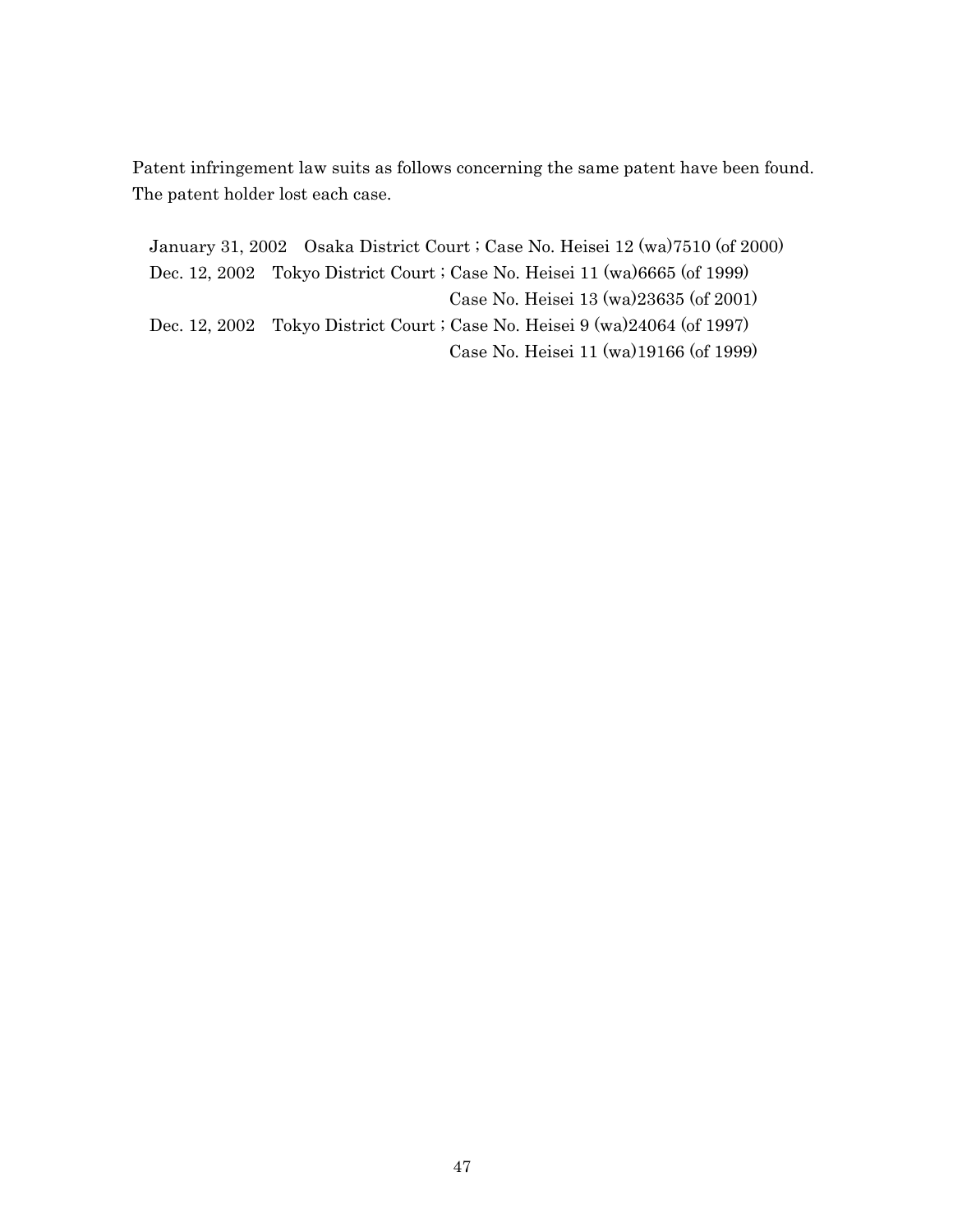Patent infringement law suits as follows concerning the same patent have been found. The patent holder lost each case.

January 31, 2002 Osaka District Court ; Case No. Heisei 12 (wa)7510 (of 2000)

Dec. 12, 2002 Tokyo District Court ; Case No. Heisei 11 (wa)6665 (of 1999)
Case No. Heisei 13 (wa)23635 (of 2001)

Dec. 12, 2002 Tokyo District Court ; Case No. Heisei 9 (wa)24064 (of 1997)
Case No. Heisei 11 (wa)19166 (of 1999)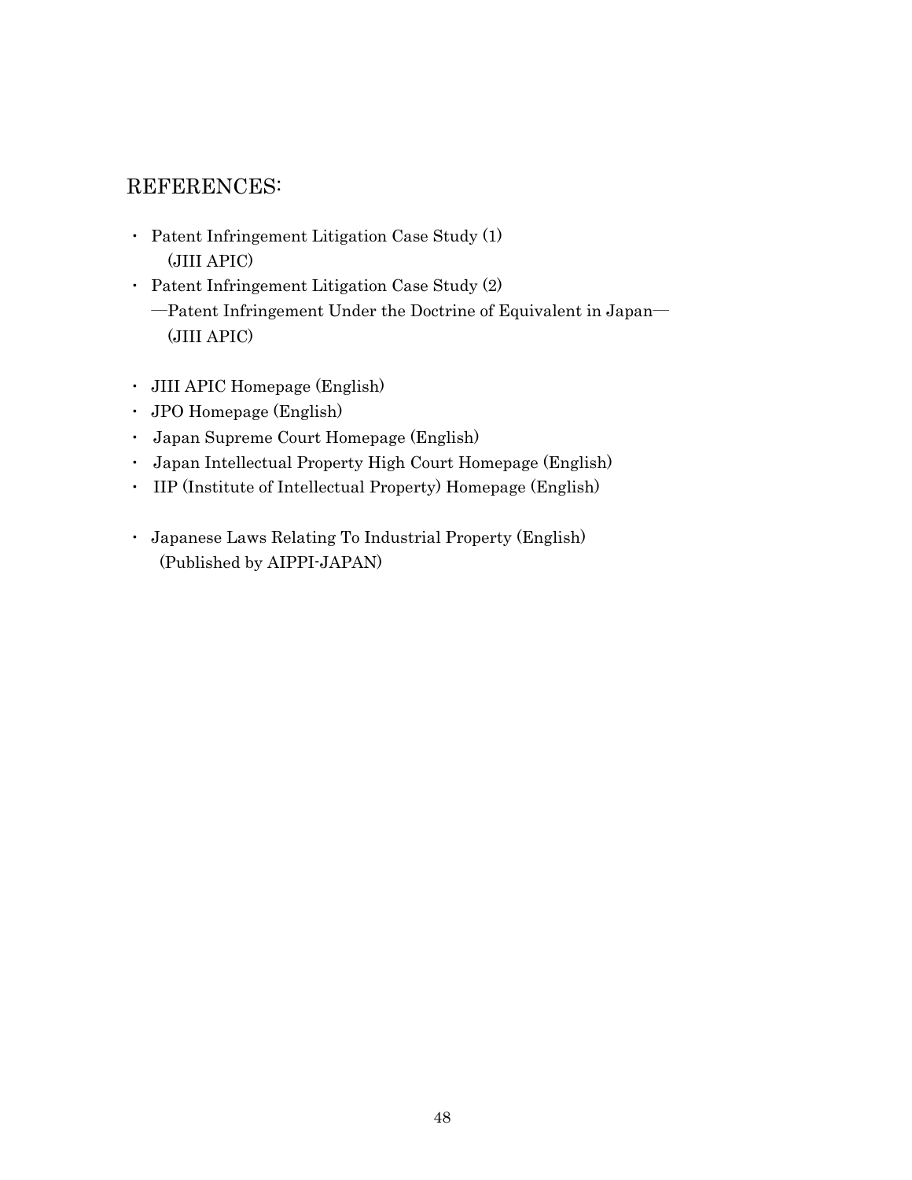## REFERENCES:

- Patent Infringement Litigation Case Study (1)
  (JIII APIC)
- Patent Infringement Litigation Case Study (2)
  —Patent Infringement Under the Doctrine of Equivalent in Japan—
  (JIII APIC)

- JIII APIC Homepage (English)
- JPO Homepage (English)
- Japan Supreme Court Homepage (English)
- Japan Intellectual Property High Court Homepage (English)
- IIP (Institute of Intellectual Property) Homepage (English)

- Japanese Laws Relating To Industrial Property (English)
  (Published by AIPPI-JAPAN)